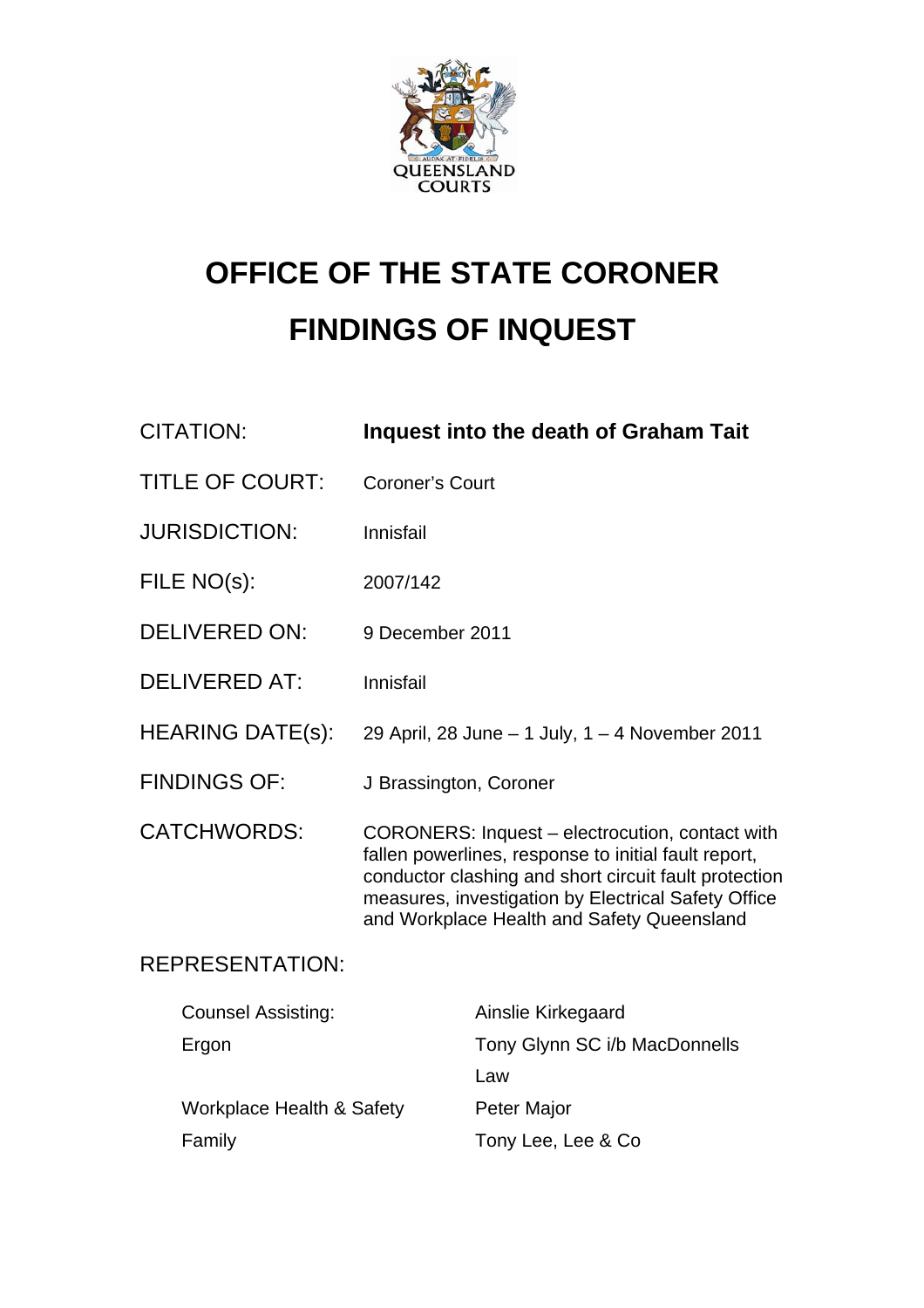# OFFICE OF THE STATE CORONER

# FINDINGS OF INQUEST

| | |
|---|---|
| CITATION: | **Inquest into the death of Graham Tait** |
| TITLE OF COURT: | Coroner's Court |
| JURISDICTION: | Innisfail |
| FILE NO(s): | 2007/142 |
| DELIVERED ON: | 9 December 2011 |
| DELIVERED AT: | Innisfail |
| HEARING DATE(s): | 29 April, 28 June – 1 July, 1 – 4 November 2011 |
| FINDINGS OF: | J Brassington, Coroner |
| CATCHWORDS: | CORONERS: Inquest – electrocution, contact with fallen powerlines, response to initial fault report, conductor clashing and short circuit fault protection measures, investigation by Electrical Safety Office and Workplace Health and Safety Queensland |

REPRESENTATION:

| | |
|---|---|
| Counsel Assisting: | Ainslie Kirkegaard |
| Ergon | Tony Glynn SC i/b MacDonnells Law |
| Workplace Health & Safety | Peter Major |
| Family | Tony Lee, Lee & Co |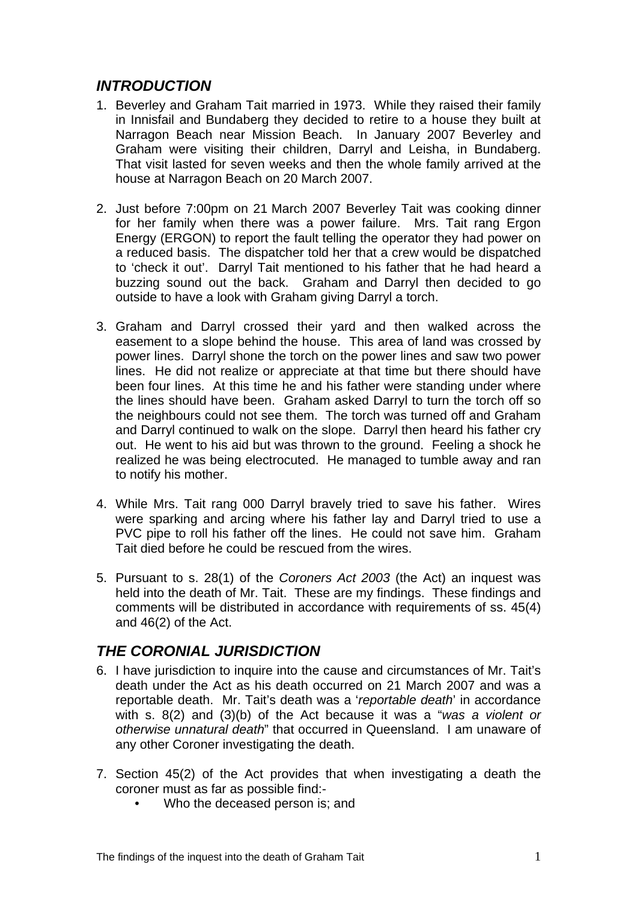## *INTRODUCTION*

1. Beverley and Graham Tait married in 1973. While they raised their family in Innisfail and Bundaberg they decided to retire to a house they built at Narragon Beach near Mission Beach. In January 2007 Beverley and Graham were visiting their children, Darryl and Leisha, in Bundaberg. That visit lasted for seven weeks and then the whole family arrived at the house at Narragon Beach on 20 March 2007.

2. Just before 7:00pm on 21 March 2007 Beverley Tait was cooking dinner for her family when there was a power failure. Mrs. Tait rang Ergon Energy (ERGON) to report the fault telling the operator they had power on a reduced basis. The dispatcher told her that a crew would be dispatched to 'check it out'. Darryl Tait mentioned to his father that he had heard a buzzing sound out the back. Graham and Darryl then decided to go outside to have a look with Graham giving Darryl a torch.

3. Graham and Darryl crossed their yard and then walked across the easement to a slope behind the house. This area of land was crossed by power lines. Darryl shone the torch on the power lines and saw two power lines. He did not realize or appreciate at that time but there should have been four lines. At this time he and his father were standing under where the lines should have been. Graham asked Darryl to turn the torch off so the neighbours could not see them. The torch was turned off and Graham and Darryl continued to walk on the slope. Darryl then heard his father cry out. He went to his aid but was thrown to the ground. Feeling a shock he realized he was being electrocuted. He managed to tumble away and ran to notify his mother.

4. While Mrs. Tait rang 000 Darryl bravely tried to save his father. Wires were sparking and arcing where his father lay and Darryl tried to use a PVC pipe to roll his father off the lines. He could not save him. Graham Tait died before he could be rescued from the wires.

5. Pursuant to s. 28(1) of the *Coroners Act 2003* (the Act) an inquest was held into the death of Mr. Tait. These are my findings. These findings and comments will be distributed in accordance with requirements of ss. 45(4) and 46(2) of the Act.

## *THE CORONIAL JURISDICTION*

6. I have jurisdiction to inquire into the cause and circumstances of Mr. Tait's death under the Act as his death occurred on 21 March 2007 and was a reportable death. Mr. Tait's death was a '*reportable death*' in accordance with s. 8(2) and (3)(b) of the Act because it was a "*was a violent or otherwise unnatural death*" that occurred in Queensland. I am unaware of any other Coroner investigating the death.

7. Section 45(2) of the Act provides that when investigating a death the coroner must as far as possible find:-
   - Who the deceased person is; and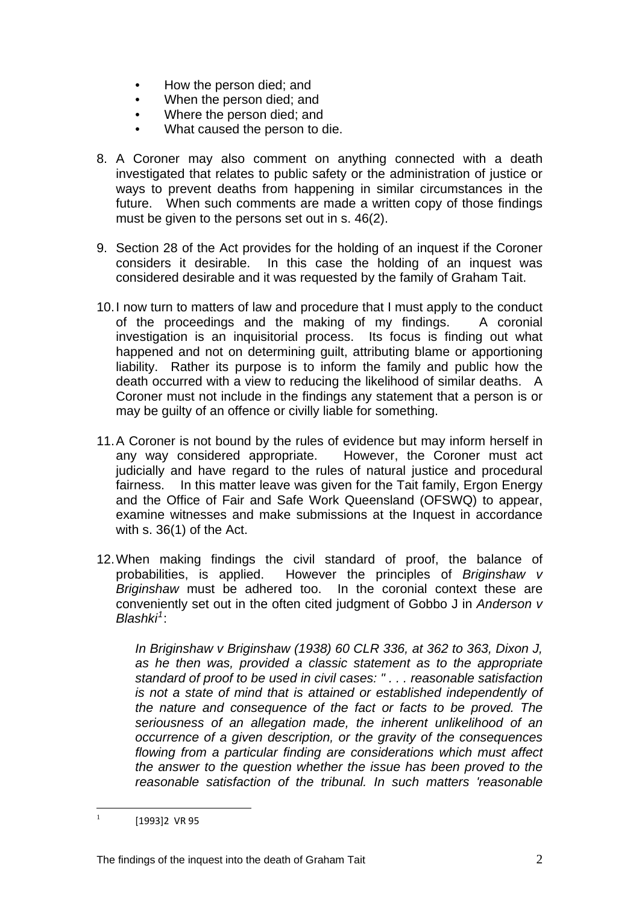- How the person died; and
- When the person died; and
- Where the person died; and
- What caused the person to die.

8. A Coroner may also comment on anything connected with a death investigated that relates to public safety or the administration of justice or ways to prevent deaths from happening in similar circumstances in the future. When such comments are made a written copy of those findings must be given to the persons set out in s. 46(2).

9. Section 28 of the Act provides for the holding of an inquest if the Coroner considers it desirable. In this case the holding of an inquest was considered desirable and it was requested by the family of Graham Tait.

10. I now turn to matters of law and procedure that I must apply to the conduct of the proceedings and the making of my findings. A coronial investigation is an inquisitorial process. Its focus is finding out what happened and not on determining guilt, attributing blame or apportioning liability. Rather its purpose is to inform the family and public how the death occurred with a view to reducing the likelihood of similar deaths. A Coroner must not include in the findings any statement that a person is or may be guilty of an offence or civilly liable for something.

11. A Coroner is not bound by the rules of evidence but may inform herself in any way considered appropriate. However, the Coroner must act judicially and have regard to the rules of natural justice and procedural fairness. In this matter leave was given for the Tait family, Ergon Energy and the Office of Fair and Safe Work Queensland (OFSWQ) to appear, examine witnesses and make submissions at the Inquest in accordance with s. 36(1) of the Act.

12. When making findings the civil standard of proof, the balance of probabilities, is applied. However the principles of *Briginshaw v Briginshaw* must be adhered too. In the coronial context these are conveniently set out in the often cited judgment of Gobbo J in *Anderson v Blashki*[1]:

> *In Briginshaw v Briginshaw (1938) 60 CLR 336, at 362 to 363, Dixon J, as he then was, provided a classic statement as to the appropriate standard of proof to be used in civil cases: " . . . reasonable satisfaction is not a state of mind that is attained or established independently of the nature and consequence of the fact or facts to be proved. The seriousness of an allegation made, the inherent unlikelihood of an occurrence of a given description, or the gravity of the consequences flowing from a particular finding are considerations which must affect the answer to the question whether the issue has been proved to the reasonable satisfaction of the tribunal. In such matters 'reasonable*

[1] [1993]2 VR 95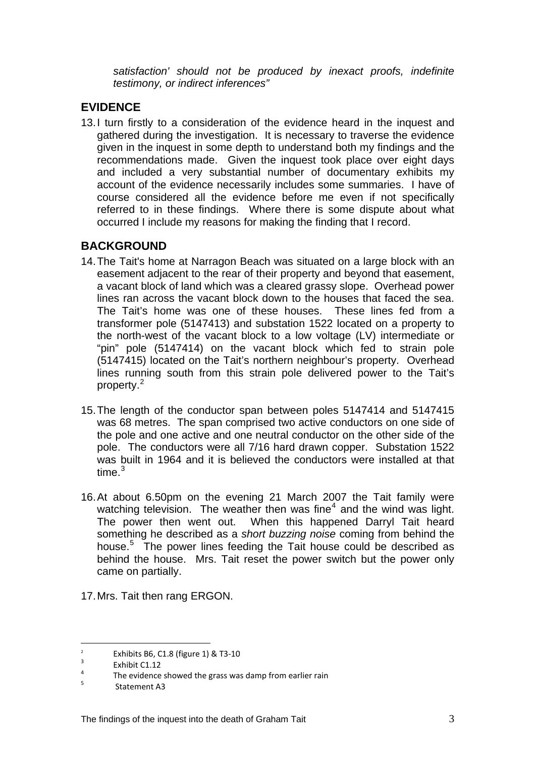*satisfaction' should not be produced by inexact proofs, indefinite testimony, or indirect inferences"*

## EVIDENCE

13. I turn firstly to a consideration of the evidence heard in the inquest and gathered during the investigation. It is necessary to traverse the evidence given in the inquest in some depth to understand both my findings and the recommendations made. Given the inquest took place over eight days and included a very substantial number of documentary exhibits my account of the evidence necessarily includes some summaries. I have of course considered all the evidence before me even if not specifically referred to in these findings. Where there is some dispute about what occurred I include my reasons for making the finding that I record.

## BACKGROUND

14. The Tait's home at Narragon Beach was situated on a large block with an easement adjacent to the rear of their property and beyond that easement, a vacant block of land which was a cleared grassy slope. Overhead power lines ran across the vacant block down to the houses that faced the sea. The Tait's home was one of these houses. These lines fed from a transformer pole (5147413) and substation 1522 located on a property to the north-west of the vacant block to a low voltage (LV) intermediate or "pin" pole (5147414) on the vacant block which fed to strain pole (5147415) located on the Tait's northern neighbour's property. Overhead lines running south from this strain pole delivered power to the Tait's property.[2]

15. The length of the conductor span between poles 5147414 and 5147415 was 68 metres. The span comprised two active conductors on one side of the pole and one active and one neutral conductor on the other side of the pole. The conductors were all 7/16 hard drawn copper. Substation 1522 was built in 1964 and it is believed the conductors were installed at that time.[3]

16. At about 6.50pm on the evening 21 March 2007 the Tait family were watching television. The weather then was fine[4] and the wind was light. The power then went out. When this happened Darryl Tait heard something he described as a *short buzzing noise* coming from behind the house.[5] The power lines feeding the Tait house could be described as behind the house. Mrs. Tait reset the power switch but the power only came on partially.

17. Mrs. Tait then rang ERGON.

---

[2] Exhibits B6, C1.8 (figure 1) & T3-10

[3] Exhibit C1.12

[4] The evidence showed the grass was damp from earlier rain

[5] Statement A3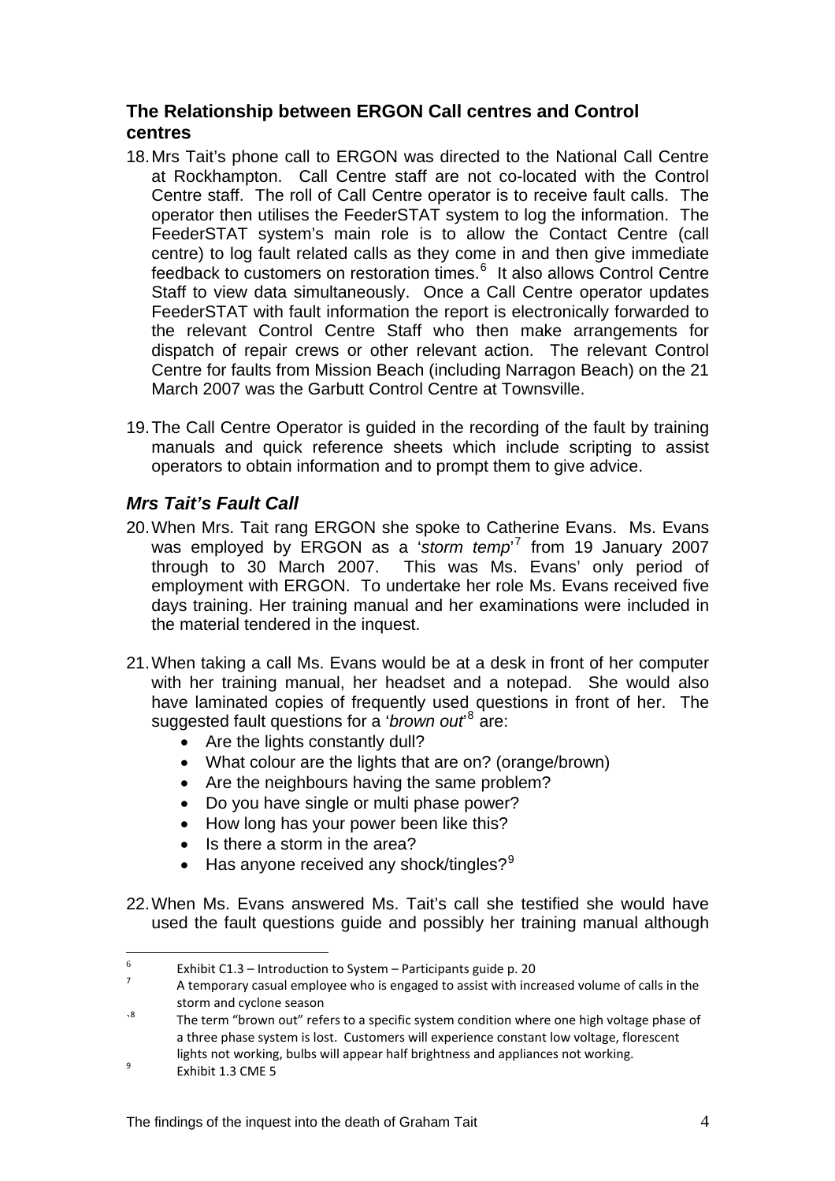## The Relationship between ERGON Call centres and Control centres

18. Mrs Tait's phone call to ERGON was directed to the National Call Centre at Rockhampton. Call Centre staff are not co-located with the Control Centre staff. The roll of Call Centre operator is to receive fault calls. The operator then utilises the FeederSTAT system to log the information. The FeederSTAT system's main role is to allow the Contact Centre (call centre) to log fault related calls as they come in and then give immediate feedback to customers on restoration times.[6] It also allows Control Centre Staff to view data simultaneously. Once a Call Centre operator updates FeederSTAT with fault information the report is electronically forwarded to the relevant Control Centre Staff who then make arrangements for dispatch of repair crews or other relevant action. The relevant Control Centre for faults from Mission Beach (including Narragon Beach) on the 21 March 2007 was the Garbutt Control Centre at Townsville.

19. The Call Centre Operator is guided in the recording of the fault by training manuals and quick reference sheets which include scripting to assist operators to obtain information and to prompt them to give advice.

### *Mrs Tait's Fault Call*

20. When Mrs. Tait rang ERGON she spoke to Catherine Evans. Ms. Evans was employed by ERGON as a '*storm temp*'[7] from 19 January 2007 through to 30 March 2007. This was Ms. Evans' only period of employment with ERGON. To undertake her role Ms. Evans received five days training. Her training manual and her examinations were included in the material tendered in the inquest.

21. When taking a call Ms. Evans would be at a desk in front of her computer with her training manual, her headset and a notepad. She would also have laminated copies of frequently used questions in front of her. The suggested fault questions for a '*brown out*'[8] are:
    - Are the lights constantly dull?
    - What colour are the lights that are on? (orange/brown)
    - Are the neighbours having the same problem?
    - Do you have single or multi phase power?
    - How long has your power been like this?
    - Is there a storm in the area?
    - Has anyone received any shock/tingles?[9]

22. When Ms. Evans answered Ms. Tait's call she testified she would have used the fault questions guide and possibly her training manual although

---

[6] Exhibit C1.3 – Introduction to System – Participants guide p. 20

[7] A temporary casual employee who is engaged to assist with increased volume of calls in the storm and cyclone season

[8] The term "brown out" refers to a specific system condition where one high voltage phase of a three phase system is lost. Customers will experience constant low voltage, florescent lights not working, bulbs will appear half brightness and appliances not working.

[9] Exhibit 1.3 CME 5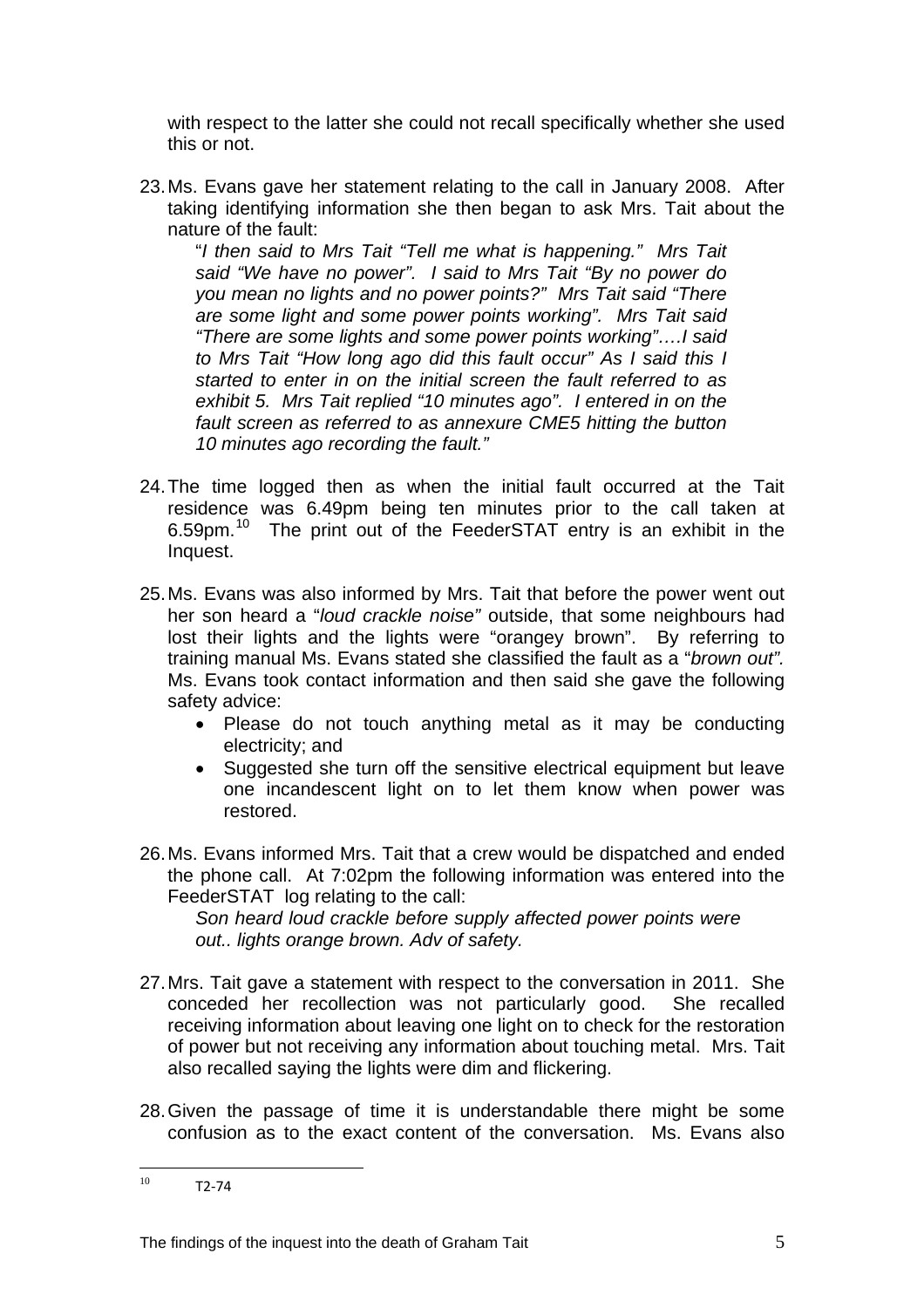with respect to the latter she could not recall specifically whether she used this or not.

23. Ms. Evans gave her statement relating to the call in January 2008. After taking identifying information she then began to ask Mrs. Tait about the nature of the fault:

    "*I then said to Mrs Tait "Tell me what is happening." Mrs Tait said "We have no power". I said to Mrs Tait "By no power do you mean no lights and no power points?" Mrs Tait said "There are some light and some power points working". Mrs Tait said "There are some lights and some power points working"….I said to Mrs Tait "How long ago did this fault occur" As I said this I started to enter in on the initial screen the fault referred to as exhibit 5. Mrs Tait replied "10 minutes ago". I entered in on the fault screen as referred to as annexure CME5 hitting the button 10 minutes ago recording the fault."*

24. The time logged then as when the initial fault occurred at the Tait residence was 6.49pm being ten minutes prior to the call taken at 6.59pm.[10] The print out of the FeederSTAT entry is an exhibit in the Inquest.

25. Ms. Evans was also informed by Mrs. Tait that before the power went out her son heard a "*loud crackle noise"* outside, that some neighbours had lost their lights and the lights were "orangey brown". By referring to training manual Ms. Evans stated she classified the fault as a "*brown out".* Ms. Evans took contact information and then said she gave the following safety advice:
    - Please do not touch anything metal as it may be conducting electricity; and
    - Suggested she turn off the sensitive electrical equipment but leave one incandescent light on to let them know when power was restored.

26. Ms. Evans informed Mrs. Tait that a crew would be dispatched and ended the phone call. At 7:02pm the following information was entered into the FeederSTAT log relating to the call:

    *Son heard loud crackle before supply affected power points were out.. lights orange brown. Adv of safety.*

27. Mrs. Tait gave a statement with respect to the conversation in 2011. She conceded her recollection was not particularly good. She recalled receiving information about leaving one light on to check for the restoration of power but not receiving any information about touching metal. Mrs. Tait also recalled saying the lights were dim and flickering.

28. Given the passage of time it is understandable there might be some confusion as to the exact content of the conversation. Ms. Evans also

---

[10] T2-74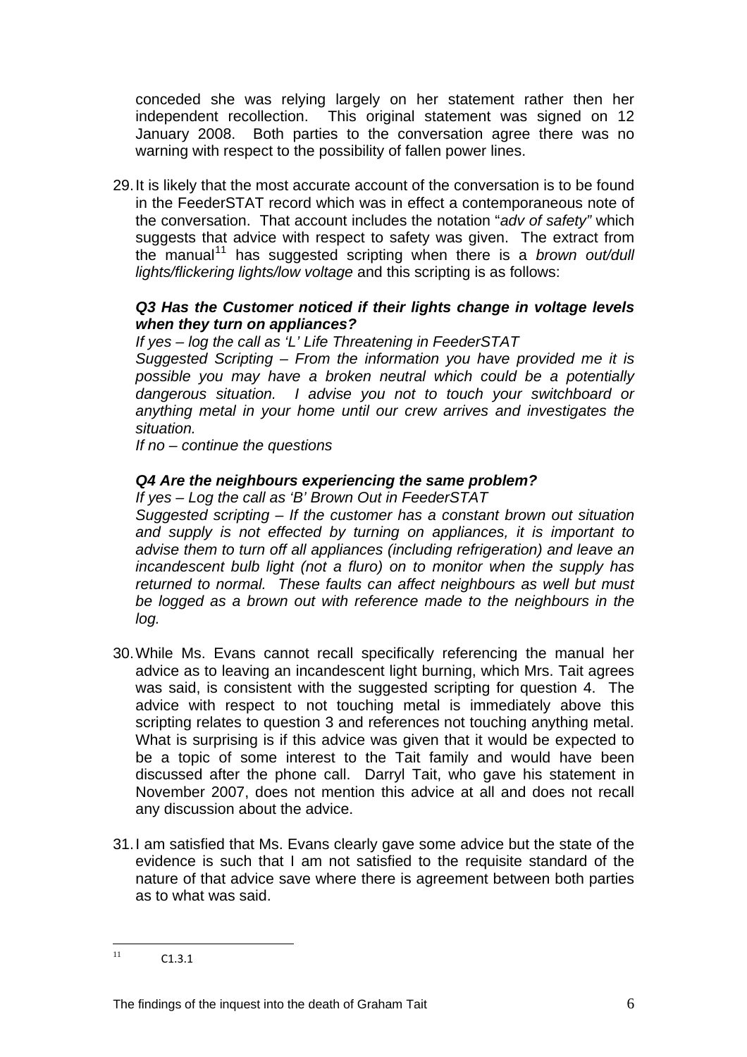conceded she was relying largely on her statement rather then her independent recollection. This original statement was signed on 12 January 2008. Both parties to the conversation agree there was no warning with respect to the possibility of fallen power lines.

29. It is likely that the most accurate account of the conversation is to be found in the FeederSTAT record which was in effect a contemporaneous note of the conversation. That account includes the notation "*adv of safety"* which suggests that advice with respect to safety was given. The extract from the manual[11] has suggested scripting when there is a *brown out/dull lights/flickering lights/low voltage* and this scripting is as follows:

    ***Q3 Has the Customer noticed if their lights change in voltage levels when they turn on appliances?***

    *If yes – log the call as 'L' Life Threatening in FeederSTAT*

    *Suggested Scripting – From the information you have provided me it is possible you may have a broken neutral which could be a potentially dangerous situation. I advise you not to touch your switchboard or anything metal in your home until our crew arrives and investigates the situation.*

    *If no – continue the questions*

    ***Q4 Are the neighbours experiencing the same problem?***

    *If yes – Log the call as 'B' Brown Out in FeederSTAT*

    *Suggested scripting – If the customer has a constant brown out situation and supply is not effected by turning on appliances, it is important to advise them to turn off all appliances (including refrigeration) and leave an incandescent bulb light (not a fluro) on to monitor when the supply has returned to normal. These faults can affect neighbours as well but must be logged as a brown out with reference made to the neighbours in the log.*

30. While Ms. Evans cannot recall specifically referencing the manual her advice as to leaving an incandescent light burning, which Mrs. Tait agrees was said, is consistent with the suggested scripting for question 4. The advice with respect to not touching metal is immediately above this scripting relates to question 3 and references not touching anything metal. What is surprising is if this advice was given that it would be expected to be a topic of some interest to the Tait family and would have been discussed after the phone call. Darryl Tait, who gave his statement in November 2007, does not mention this advice at all and does not recall any discussion about the advice.

31. I am satisfied that Ms. Evans clearly gave some advice but the state of the evidence is such that I am not satisfied to the requisite standard of the nature of that advice save where there is agreement between both parties as to what was said.

---

[11] C1.3.1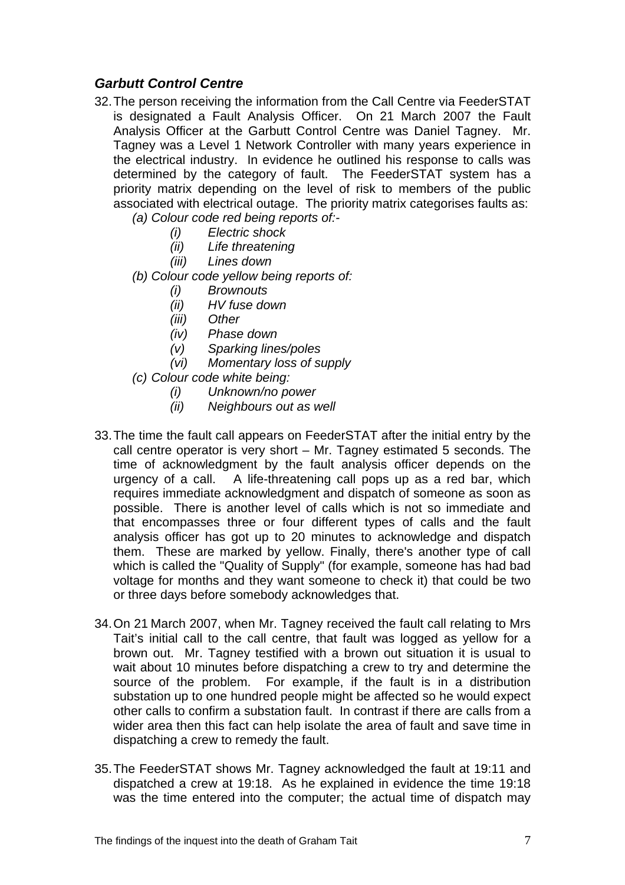### *Garbutt Control Centre*

32. The person receiving the information from the Call Centre via FeederSTAT is designated a Fault Analysis Officer. On 21 March 2007 the Fault Analysis Officer at the Garbutt Control Centre was Daniel Tagney. Mr. Tagney was a Level 1 Network Controller with many years experience in the electrical industry. In evidence he outlined his response to calls was determined by the category of fault. The FeederSTAT system has a priority matrix depending on the level of risk to members of the public associated with electrical outage. The priority matrix categorises faults as:

    *(a) Colour code red being reports of:-*
    - *(i) Electric shock*
    - *(ii) Life threatening*
    - *(iii) Lines down*

    *(b) Colour code yellow being reports of:*
    - *(i) Brownouts*
    - *(ii) HV fuse down*
    - *(iii) Other*
    - *(iv) Phase down*
    - *(v) Sparking lines/poles*
    - *(vi) Momentary loss of supply*

    *(c) Colour code white being:*
    - *(i) Unknown/no power*
    - *(ii) Neighbours out as well*

33. The time the fault call appears on FeederSTAT after the initial entry by the call centre operator is very short – Mr. Tagney estimated 5 seconds. The time of acknowledgment by the fault analysis officer depends on the urgency of a call. A life-threatening call pops up as a red bar, which requires immediate acknowledgment and dispatch of someone as soon as possible. There is another level of calls which is not so immediate and that encompasses three or four different types of calls and the fault analysis officer has got up to 20 minutes to acknowledge and dispatch them. These are marked by yellow. Finally, there's another type of call which is called the "Quality of Supply" (for example, someone has had bad voltage for months and they want someone to check it) that could be two or three days before somebody acknowledges that.

34. On 21 March 2007, when Mr. Tagney received the fault call relating to Mrs Tait's initial call to the call centre, that fault was logged as yellow for a brown out. Mr. Tagney testified with a brown out situation it is usual to wait about 10 minutes before dispatching a crew to try and determine the source of the problem. For example, if the fault is in a distribution substation up to one hundred people might be affected so he would expect other calls to confirm a substation fault. In contrast if there are calls from a wider area then this fact can help isolate the area of fault and save time in dispatching a crew to remedy the fault.

35. The FeederSTAT shows Mr. Tagney acknowledged the fault at 19:11 and dispatched a crew at 19:18. As he explained in evidence the time 19:18 was the time entered into the computer; the actual time of dispatch may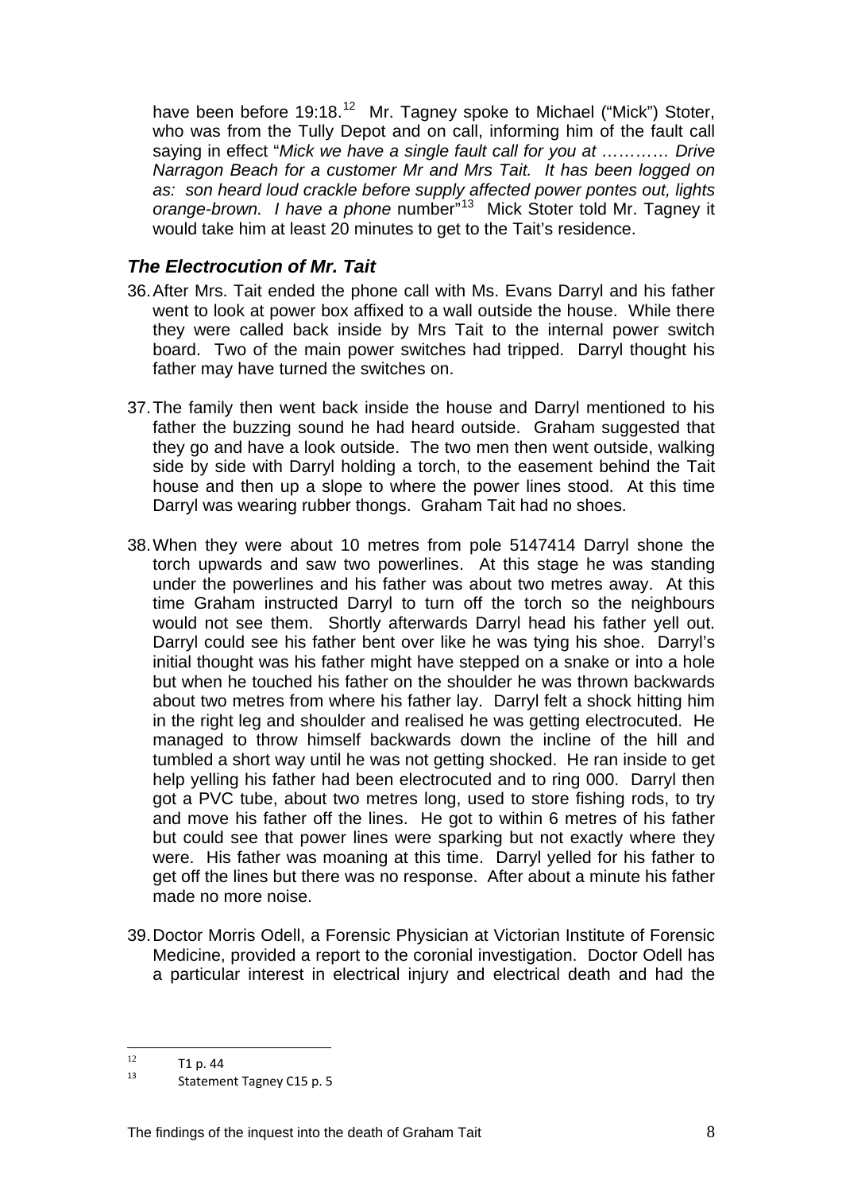have been before 19:18.[12] Mr. Tagney spoke to Michael ("Mick") Stoter, who was from the Tully Depot and on call, informing him of the fault call saying in effect "*Mick we have a single fault call for you at ………… Drive Narragon Beach for a customer Mr and Mrs Tait. It has been logged on as: son heard loud crackle before supply affected power pontes out, lights orange-brown. I have a phone* number"[13] Mick Stoter told Mr. Tagney it would take him at least 20 minutes to get to the Tait's residence.

### *The Electrocution of Mr. Tait*

36. After Mrs. Tait ended the phone call with Ms. Evans Darryl and his father went to look at power box affixed to a wall outside the house. While there they were called back inside by Mrs Tait to the internal power switch board. Two of the main power switches had tripped. Darryl thought his father may have turned the switches on.

37. The family then went back inside the house and Darryl mentioned to his father the buzzing sound he had heard outside. Graham suggested that they go and have a look outside. The two men then went outside, walking side by side with Darryl holding a torch, to the easement behind the Tait house and then up a slope to where the power lines stood. At this time Darryl was wearing rubber thongs. Graham Tait had no shoes.

38. When they were about 10 metres from pole 5147414 Darryl shone the torch upwards and saw two powerlines. At this stage he was standing under the powerlines and his father was about two metres away. At this time Graham instructed Darryl to turn off the torch so the neighbours would not see them. Shortly afterwards Darryl head his father yell out. Darryl could see his father bent over like he was tying his shoe. Darryl's initial thought was his father might have stepped on a snake or into a hole but when he touched his father on the shoulder he was thrown backwards about two metres from where his father lay. Darryl felt a shock hitting him in the right leg and shoulder and realised he was getting electrocuted. He managed to throw himself backwards down the incline of the hill and tumbled a short way until he was not getting shocked. He ran inside to get help yelling his father had been electrocuted and to ring 000. Darryl then got a PVC tube, about two metres long, used to store fishing rods, to try and move his father off the lines. He got to within 6 metres of his father but could see that power lines were sparking but not exactly where they were. His father was moaning at this time. Darryl yelled for his father to get off the lines but there was no response. After about a minute his father made no more noise.

39. Doctor Morris Odell, a Forensic Physician at Victorian Institute of Forensic Medicine, provided a report to the coronial investigation. Doctor Odell has a particular interest in electrical injury and electrical death and had the

---

[12] T1 p. 44

[13] Statement Tagney C15 p. 5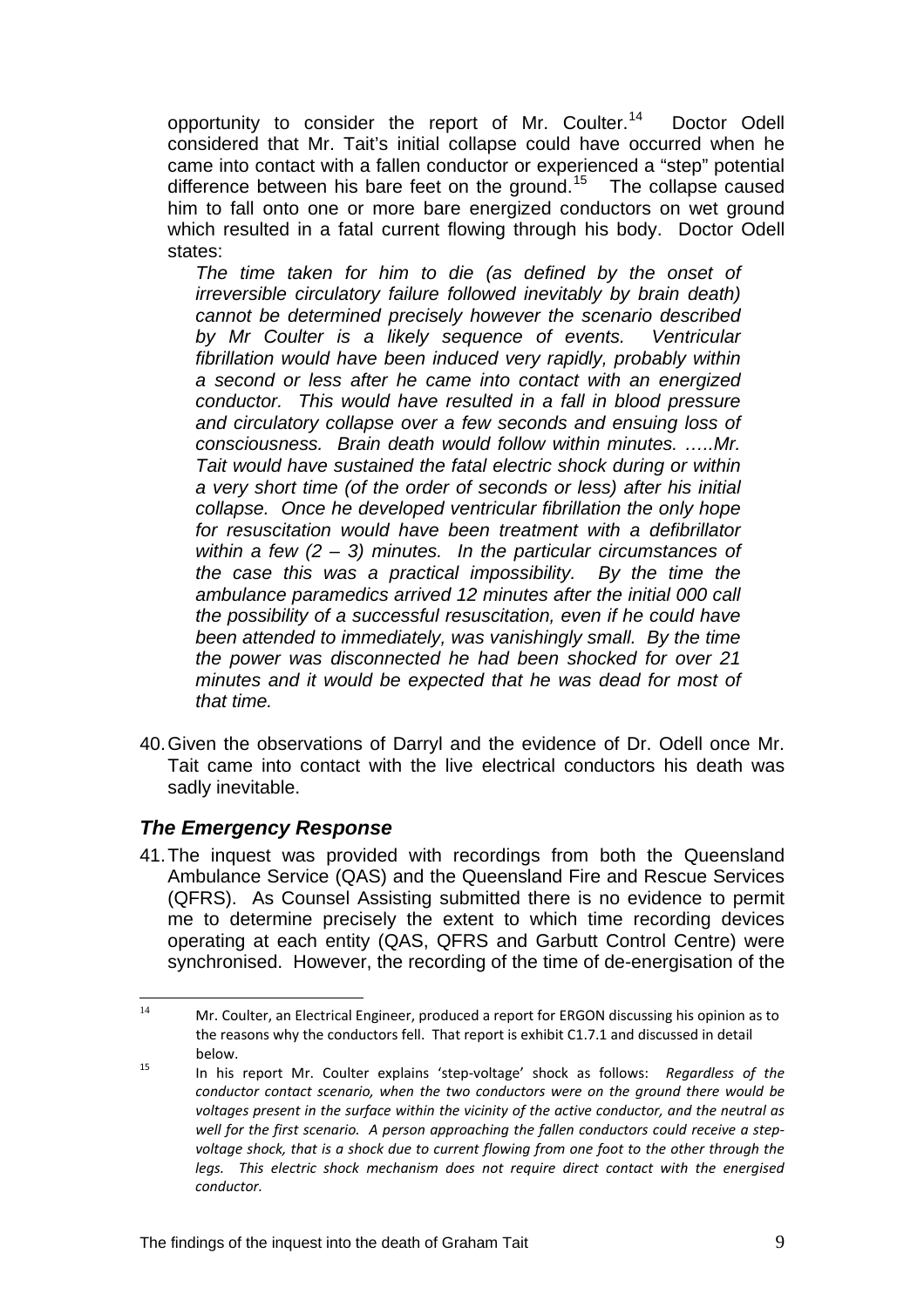opportunity to consider the report of Mr. Coulter.[14] Doctor Odell considered that Mr. Tait's initial collapse could have occurred when he came into contact with a fallen conductor or experienced a "step" potential difference between his bare feet on the ground.[15] The collapse caused him to fall onto one or more bare energized conductors on wet ground which resulted in a fatal current flowing through his body. Doctor Odell states:

> *The time taken for him to die (as defined by the onset of irreversible circulatory failure followed inevitably by brain death) cannot be determined precisely however the scenario described by Mr Coulter is a likely sequence of events. Ventricular fibrillation would have been induced very rapidly, probably within a second or less after he came into contact with an energized conductor. This would have resulted in a fall in blood pressure and circulatory collapse over a few seconds and ensuing loss of consciousness. Brain death would follow within minutes. …..Mr. Tait would have sustained the fatal electric shock during or within a very short time (of the order of seconds or less) after his initial collapse. Once he developed ventricular fibrillation the only hope for resuscitation would have been treatment with a defibrillator within a few (2 – 3) minutes. In the particular circumstances of the case this was a practical impossibility. By the time the ambulance paramedics arrived 12 minutes after the initial 000 call the possibility of a successful resuscitation, even if he could have been attended to immediately, was vanishingly small. By the time the power was disconnected he had been shocked for over 21 minutes and it would be expected that he was dead for most of that time.*

40. Given the observations of Darryl and the evidence of Dr. Odell once Mr. Tait came into contact with the live electrical conductors his death was sadly inevitable.

### *The Emergency Response*

41. The inquest was provided with recordings from both the Queensland Ambulance Service (QAS) and the Queensland Fire and Rescue Services (QFRS). As Counsel Assisting submitted there is no evidence to permit me to determine precisely the extent to which time recording devices operating at each entity (QAS, QFRS and Garbutt Control Centre) were synchronised. However, the recording of the time of de-energisation of the

---

[14] Mr. Coulter, an Electrical Engineer, produced a report for ERGON discussing his opinion as to the reasons why the conductors fell. That report is exhibit C1.7.1 and discussed in detail below.

[15] In his report Mr. Coulter explains 'step-voltage' shock as follows: *Regardless of the conductor contact scenario, when the two conductors were on the ground there would be voltages present in the surface within the vicinity of the active conductor, and the neutral as well for the first scenario. A person approaching the fallen conductors could receive a step-voltage shock, that is a shock due to current flowing from one foot to the other through the legs. This electric shock mechanism does not require direct contact with the energised conductor.*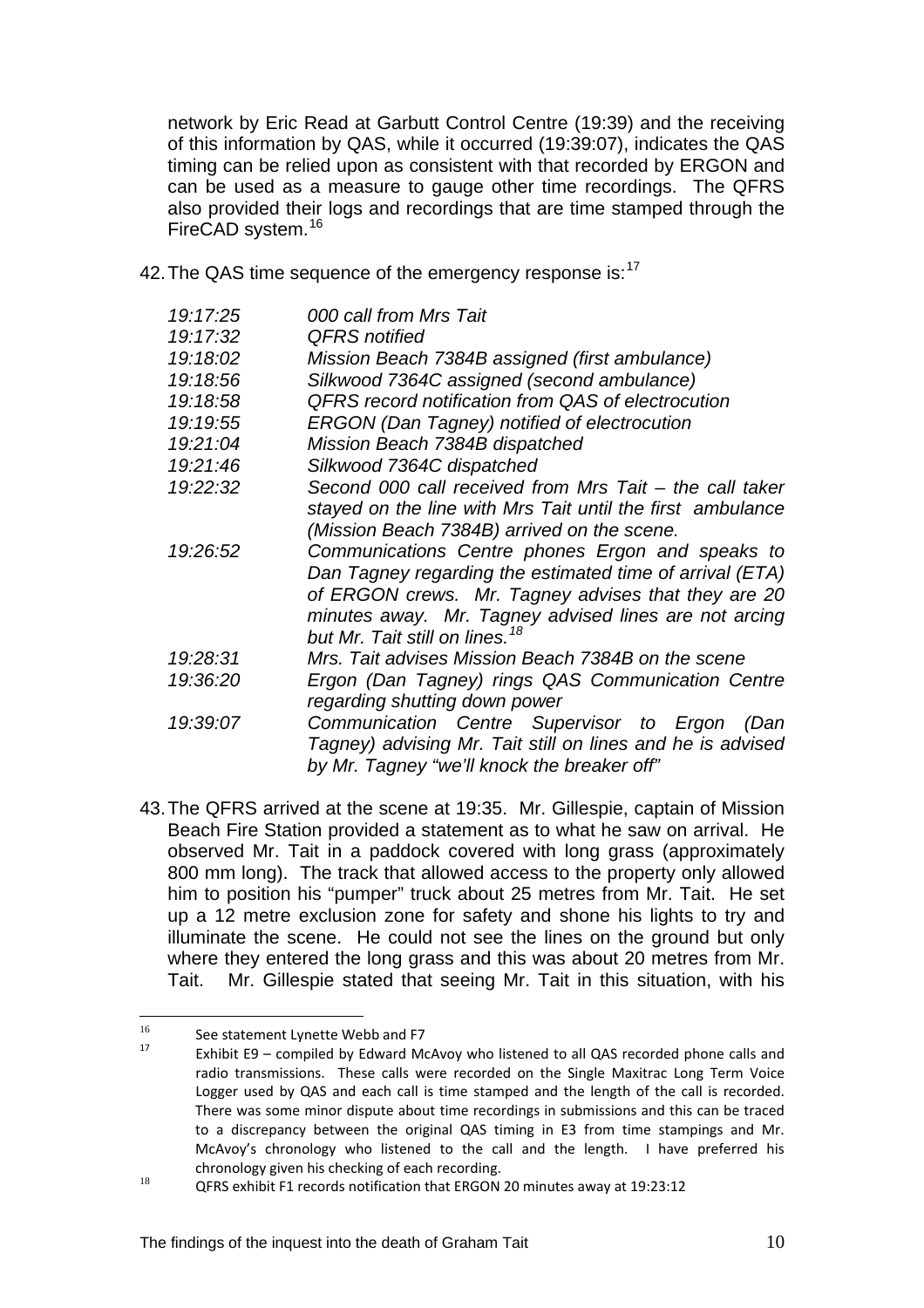network by Eric Read at Garbutt Control Centre (19:39) and the receiving of this information by QAS, while it occurred (19:39:07), indicates the QAS timing can be relied upon as consistent with that recorded by ERGON and can be used as a measure to gauge other time recordings. The QFRS also provided their logs and recordings that are time stamped through the FireCAD system.[16]

42. The QAS time sequence of the emergency response is:[17]

| | |
|---|---|
| *19:17:25* | *000 call from Mrs Tait* |
| *19:17:32* | *QFRS notified* |
| *19:18:02* | *Mission Beach 7384B assigned (first ambulance)* |
| *19:18:56* | *Silkwood 7364C assigned (second ambulance)* |
| *19:18:58* | *QFRS record notification from QAS of electrocution* |
| *19:19:55* | *ERGON (Dan Tagney) notified of electrocution* |
| *19:21:04* | *Mission Beach 7384B dispatched* |
| *19:21:46* | *Silkwood 7364C dispatched* |
| *19:22:32* | *Second 000 call received from Mrs Tait – the call taker stayed on the line with Mrs Tait until the first ambulance (Mission Beach 7384B) arrived on the scene.* |
| *19:26:52* | *Communications Centre phones Ergon and speaks to Dan Tagney regarding the estimated time of arrival (ETA) of ERGON crews. Mr. Tagney advises that they are 20 minutes away. Mr. Tagney advised lines are not arcing but Mr. Tait still on lines.*[18] |
| *19:28:31* | *Mrs. Tait advises Mission Beach 7384B on the scene* |
| *19:36:20* | *Ergon (Dan Tagney) rings QAS Communication Centre regarding shutting down power* |
| *19:39:07* | *Communication Centre Supervisor to Ergon (Dan Tagney) advising Mr. Tait still on lines and he is advised by Mr. Tagney "we'll knock the breaker off"* |

43. The QFRS arrived at the scene at 19:35. Mr. Gillespie, captain of Mission Beach Fire Station provided a statement as to what he saw on arrival. He observed Mr. Tait in a paddock covered with long grass (approximately 800 mm long). The track that allowed access to the property only allowed him to position his "pumper" truck about 25 metres from Mr. Tait. He set up a 12 metre exclusion zone for safety and shone his lights to try and illuminate the scene. He could not see the lines on the ground but only where they entered the long grass and this was about 20 metres from Mr. Tait. Mr. Gillespie stated that seeing Mr. Tait in this situation, with his

---

[16] See statement Lynette Webb and F7

[17] Exhibit E9 – compiled by Edward McAvoy who listened to all QAS recorded phone calls and radio transmissions. These calls were recorded on the Single Maxitrac Long Term Voice Logger used by QAS and each call is time stamped and the length of the call is recorded. There was some minor dispute about time recordings in submissions and this can be traced to a discrepancy between the original QAS timing in E3 from time stampings and Mr. McAvoy's chronology who listened to the call and the length. I have preferred his chronology given his checking of each recording.

[18] QFRS exhibit F1 records notification that ERGON 20 minutes away at 19:23:12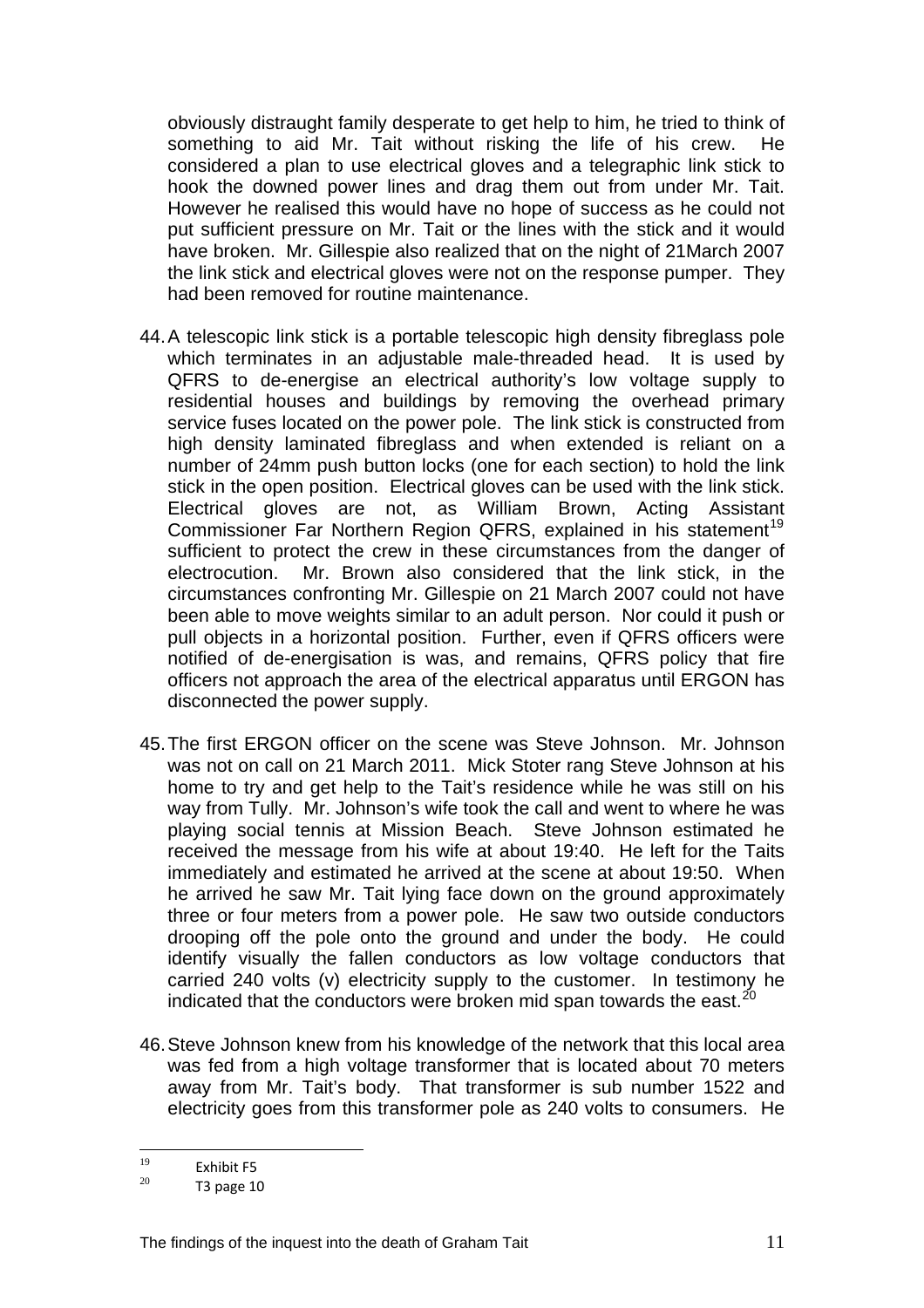obviously distraught family desperate to get help to him, he tried to think of something to aid Mr. Tait without risking the life of his crew. He considered a plan to use electrical gloves and a telegraphic link stick to hook the downed power lines and drag them out from under Mr. Tait. However he realised this would have no hope of success as he could not put sufficient pressure on Mr. Tait or the lines with the stick and it would have broken. Mr. Gillespie also realized that on the night of 21March 2007 the link stick and electrical gloves were not on the response pumper. They had been removed for routine maintenance.

44. A telescopic link stick is a portable telescopic high density fibreglass pole which terminates in an adjustable male-threaded head. It is used by QFRS to de-energise an electrical authority's low voltage supply to residential houses and buildings by removing the overhead primary service fuses located on the power pole. The link stick is constructed from high density laminated fibreglass and when extended is reliant on a number of 24mm push button locks (one for each section) to hold the link stick in the open position. Electrical gloves can be used with the link stick. Electrical gloves are not, as William Brown, Acting Assistant Commissioner Far Northern Region QFRS, explained in his statement[19] sufficient to protect the crew in these circumstances from the danger of electrocution. Mr. Brown also considered that the link stick, in the circumstances confronting Mr. Gillespie on 21 March 2007 could not have been able to move weights similar to an adult person. Nor could it push or pull objects in a horizontal position. Further, even if QFRS officers were notified of de-energisation is was, and remains, QFRS policy that fire officers not approach the area of the electrical apparatus until ERGON has disconnected the power supply.

45. The first ERGON officer on the scene was Steve Johnson. Mr. Johnson was not on call on 21 March 2011. Mick Stoter rang Steve Johnson at his home to try and get help to the Tait's residence while he was still on his way from Tully. Mr. Johnson's wife took the call and went to where he was playing social tennis at Mission Beach. Steve Johnson estimated he received the message from his wife at about 19:40. He left for the Taits immediately and estimated he arrived at the scene at about 19:50. When he arrived he saw Mr. Tait lying face down on the ground approximately three or four meters from a power pole. He saw two outside conductors drooping off the pole onto the ground and under the body. He could identify visually the fallen conductors as low voltage conductors that carried 240 volts (v) electricity supply to the customer. In testimony he indicated that the conductors were broken mid span towards the east.[20]

46. Steve Johnson knew from his knowledge of the network that this local area was fed from a high voltage transformer that is located about 70 meters away from Mr. Tait's body. That transformer is sub number 1522 and electricity goes from this transformer pole as 240 volts to consumers. He

---

[19] Exhibit F5

[20] T3 page 10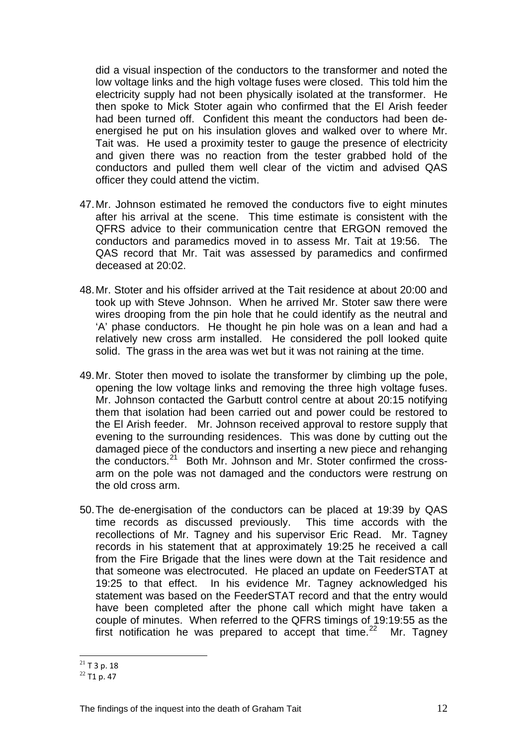did a visual inspection of the conductors to the transformer and noted the low voltage links and the high voltage fuses were closed. This told him the electricity supply had not been physically isolated at the transformer. He then spoke to Mick Stoter again who confirmed that the El Arish feeder had been turned off. Confident this meant the conductors had been de-energised he put on his insulation gloves and walked over to where Mr. Tait was. He used a proximity tester to gauge the presence of electricity and given there was no reaction from the tester grabbed hold of the conductors and pulled them well clear of the victim and advised QAS officer they could attend the victim.

47. Mr. Johnson estimated he removed the conductors five to eight minutes after his arrival at the scene. This time estimate is consistent with the QFRS advice to their communication centre that ERGON removed the conductors and paramedics moved in to assess Mr. Tait at 19:56. The QAS record that Mr. Tait was assessed by paramedics and confirmed deceased at 20:02.

48. Mr. Stoter and his offsider arrived at the Tait residence at about 20:00 and took up with Steve Johnson. When he arrived Mr. Stoter saw there were wires drooping from the pin hole that he could identify as the neutral and 'A' phase conductors. He thought he pin hole was on a lean and had a relatively new cross arm installed. He considered the poll looked quite solid. The grass in the area was wet but it was not raining at the time.

49. Mr. Stoter then moved to isolate the transformer by climbing up the pole, opening the low voltage links and removing the three high voltage fuses. Mr. Johnson contacted the Garbutt control centre at about 20:15 notifying them that isolation had been carried out and power could be restored to the El Arish feeder. Mr. Johnson received approval to restore supply that evening to the surrounding residences. This was done by cutting out the damaged piece of the conductors and inserting a new piece and rehanging the conductors.[21] Both Mr. Johnson and Mr. Stoter confirmed the cross-arm on the pole was not damaged and the conductors were restrung on the old cross arm.

50. The de-energisation of the conductors can be placed at 19:39 by QAS time records as discussed previously. This time accords with the recollections of Mr. Tagney and his supervisor Eric Read. Mr. Tagney records in his statement that at approximately 19:25 he received a call from the Fire Brigade that the lines were down at the Tait residence and that someone was electrocuted. He placed an update on FeederSTAT at 19:25 to that effect. In his evidence Mr. Tagney acknowledged his statement was based on the FeederSTAT record and that the entry would have been completed after the phone call which might have taken a couple of minutes. When referred to the QFRS timings of 19:19:55 as the first notification he was prepared to accept that time.[22] Mr. Tagney

---

[21] T 3 p. 18

[22] T1 p. 47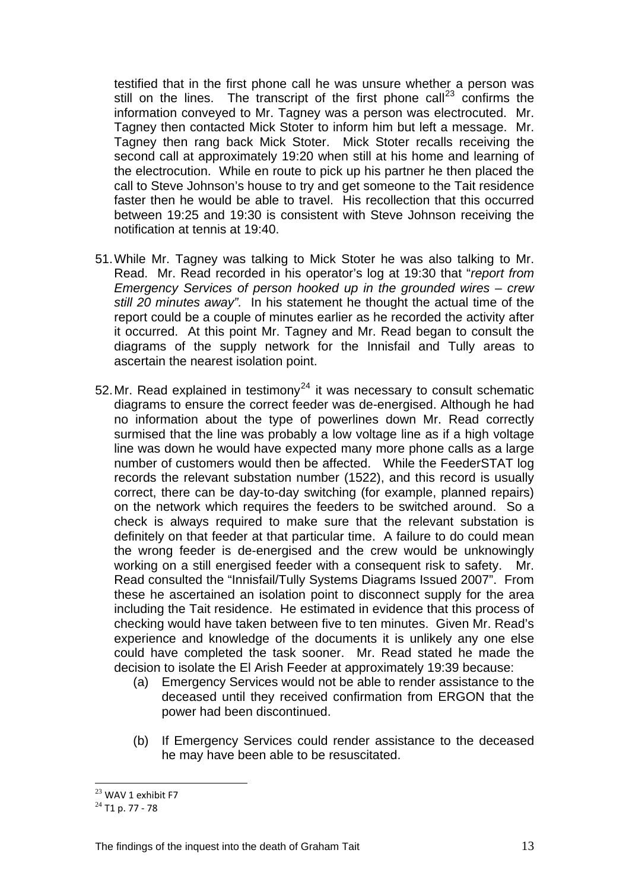testified that in the first phone call he was unsure whether a person was still on the lines. The transcript of the first phone call[23] confirms the information conveyed to Mr. Tagney was a person was electrocuted. Mr. Tagney then contacted Mick Stoter to inform him but left a message. Mr. Tagney then rang back Mick Stoter. Mick Stoter recalls receiving the second call at approximately 19:20 when still at his home and learning of the electrocution. While en route to pick up his partner he then placed the call to Steve Johnson's house to try and get someone to the Tait residence faster then he would be able to travel. His recollection that this occurred between 19:25 and 19:30 is consistent with Steve Johnson receiving the notification at tennis at 19:40.

51. While Mr. Tagney was talking to Mick Stoter he was also talking to Mr. Read. Mr. Read recorded in his operator's log at 19:30 that "*report from Emergency Services of person hooked up in the grounded wires – crew still 20 minutes away".* In his statement he thought the actual time of the report could be a couple of minutes earlier as he recorded the activity after it occurred. At this point Mr. Tagney and Mr. Read began to consult the diagrams of the supply network for the Innisfail and Tully areas to ascertain the nearest isolation point.

52. Mr. Read explained in testimony[24] it was necessary to consult schematic diagrams to ensure the correct feeder was de-energised. Although he had no information about the type of powerlines down Mr. Read correctly surmised that the line was probably a low voltage line as if a high voltage line was down he would have expected many more phone calls as a large number of customers would then be affected. While the FeederSTAT log records the relevant substation number (1522), and this record is usually correct, there can be day-to-day switching (for example, planned repairs) on the network which requires the feeders to be switched around. So a check is always required to make sure that the relevant substation is definitely on that feeder at that particular time. A failure to do could mean the wrong feeder is de-energised and the crew would be unknowingly working on a still energised feeder with a consequent risk to safety. Mr. Read consulted the "Innisfail/Tully Systems Diagrams Issued 2007". From these he ascertained an isolation point to disconnect supply for the area including the Tait residence. He estimated in evidence that this process of checking would have taken between five to ten minutes. Given Mr. Read's experience and knowledge of the documents it is unlikely any one else could have completed the task sooner. Mr. Read stated he made the decision to isolate the El Arish Feeder at approximately 19:39 because:

   (a) Emergency Services would not be able to render assistance to the deceased until they received confirmation from ERGON that the power had been discontinued.

   (b) If Emergency Services could render assistance to the deceased he may have been able to be resuscitated.

---

[23] WAV 1 exhibit F7

[24] T1 p. 77 - 78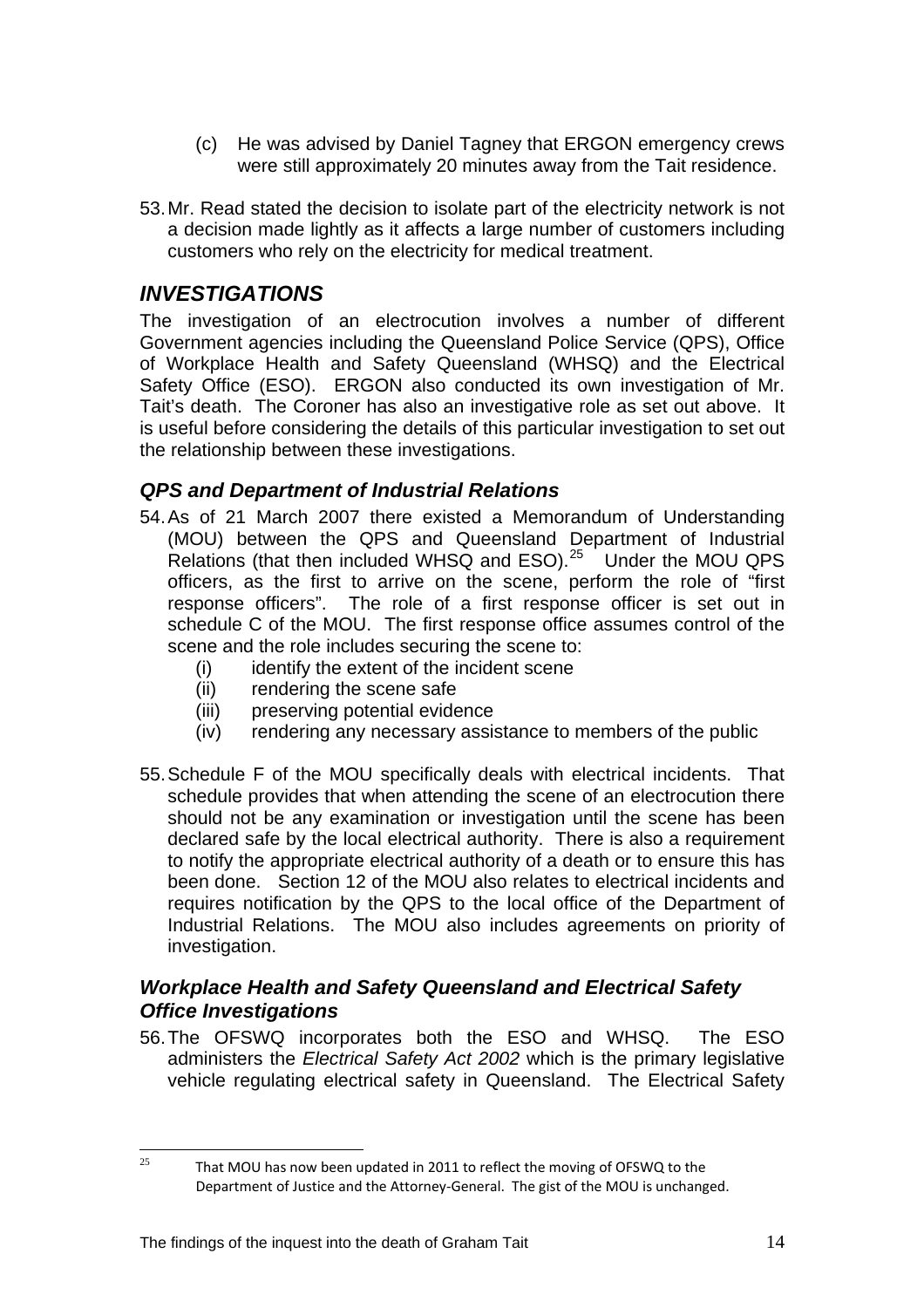(c) He was advised by Daniel Tagney that ERGON emergency crews were still approximately 20 minutes away from the Tait residence.

53. Mr. Read stated the decision to isolate part of the electricity network is not a decision made lightly as it affects a large number of customers including customers who rely on the electricity for medical treatment.

## *INVESTIGATIONS*

The investigation of an electrocution involves a number of different Government agencies including the Queensland Police Service (QPS), Office of Workplace Health and Safety Queensland (WHSQ) and the Electrical Safety Office (ESO). ERGON also conducted its own investigation of Mr. Tait's death. The Coroner has also an investigative role as set out above. It is useful before considering the details of this particular investigation to set out the relationship between these investigations.

### *QPS and Department of Industrial Relations*

54. As of 21 March 2007 there existed a Memorandum of Understanding (MOU) between the QPS and Queensland Department of Industrial Relations (that then included WHSQ and ESO).[25] Under the MOU QPS officers, as the first to arrive on the scene, perform the role of "first response officers". The role of a first response officer is set out in schedule C of the MOU. The first response office assumes control of the scene and the role includes securing the scene to:
    (i) identify the extent of the incident scene
    (ii) rendering the scene safe
    (iii) preserving potential evidence
    (iv) rendering any necessary assistance to members of the public

55. Schedule F of the MOU specifically deals with electrical incidents. That schedule provides that when attending the scene of an electrocution there should not be any examination or investigation until the scene has been declared safe by the local electrical authority. There is also a requirement to notify the appropriate electrical authority of a death or to ensure this has been done. Section 12 of the MOU also relates to electrical incidents and requires notification by the QPS to the local office of the Department of Industrial Relations. The MOU also includes agreements on priority of investigation.

### *Workplace Health and Safety Queensland and Electrical Safety Office Investigations*

56. The OFSWQ incorporates both the ESO and WHSQ. The ESO administers the *Electrical Safety Act 2002* which is the primary legislative vehicle regulating electrical safety in Queensland. The Electrical Safety

---

[25] That MOU has now been updated in 2011 to reflect the moving of OFSWQ to the Department of Justice and the Attorney-General. The gist of the MOU is unchanged.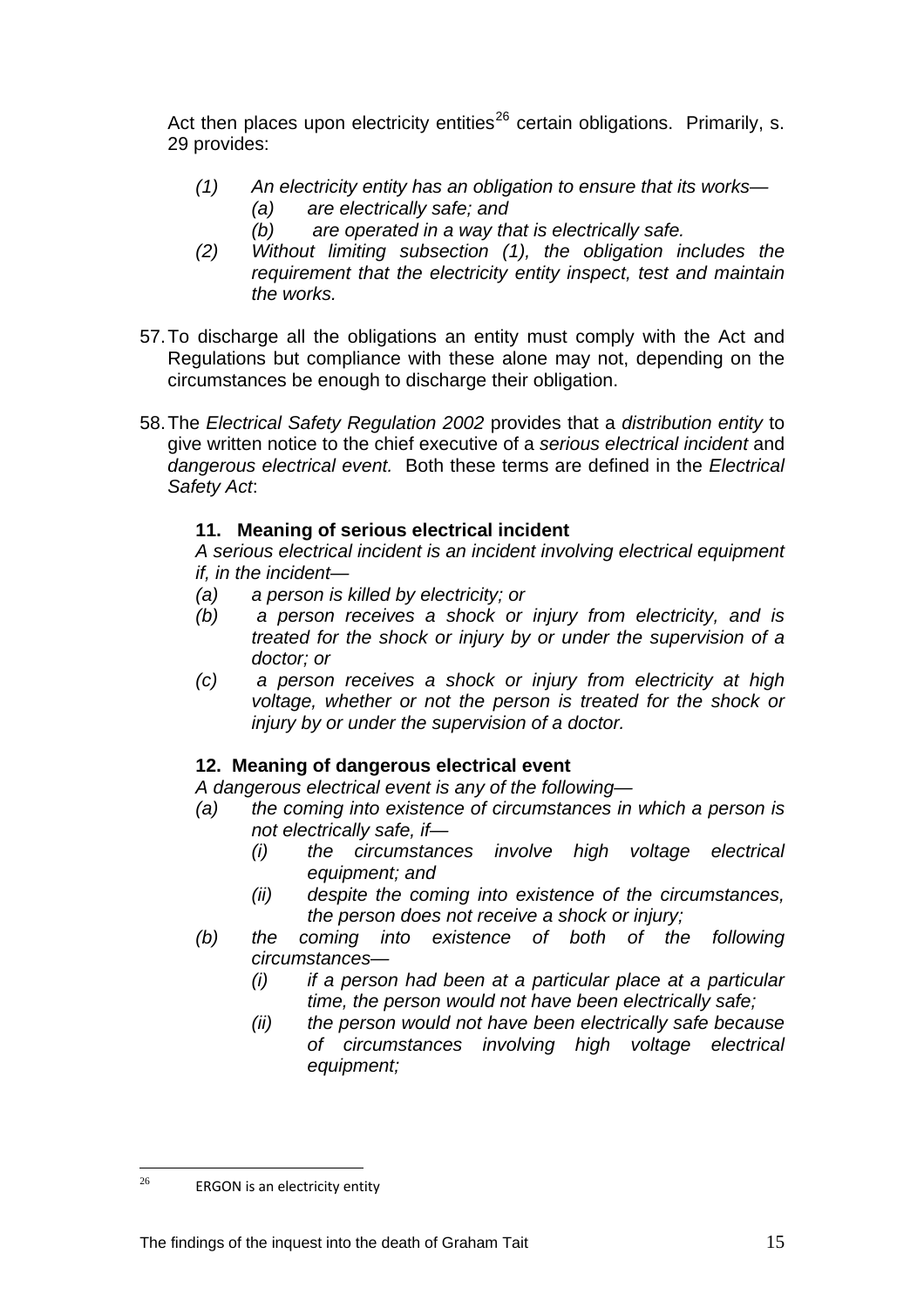Act then places upon electricity entities[26] certain obligations. Primarily, s. 29 provides:

> *(1) An electricity entity has an obligation to ensure that its works—*
> *(a) are electrically safe; and*
> *(b) are operated in a way that is electrically safe.*
>
> *(2) Without limiting subsection (1), the obligation includes the requirement that the electricity entity inspect, test and maintain the works.*

57. To discharge all the obligations an entity must comply with the Act and Regulations but compliance with these alone may not, depending on the circumstances be enough to discharge their obligation.

58. The *Electrical Safety Regulation 2002* provides that a *distribution entity* to give written notice to the chief executive of a *serious electrical incident* and *dangerous electrical event.* Both these terms are defined in the *Electrical Safety Act*:

**11. Meaning of serious electrical incident**

*A serious electrical incident is an incident involving electrical equipment if, in the incident—*

*(a) a person is killed by electricity; or*

*(b) a person receives a shock or injury from electricity, and is treated for the shock or injury by or under the supervision of a doctor; or*

*(c) a person receives a shock or injury from electricity at high voltage, whether or not the person is treated for the shock or injury by or under the supervision of a doctor.*

**12. Meaning of dangerous electrical event**

*A dangerous electrical event is any of the following—*

*(a) the coming into existence of circumstances in which a person is not electrically safe, if—*

*(i) the circumstances involve high voltage electrical equipment; and*

*(ii) despite the coming into existence of the circumstances, the person does not receive a shock or injury;*

*(b) the coming into existence of both of the following circumstances—*

*(i) if a person had been at a particular place at a particular time, the person would not have been electrically safe;*

*(ii) the person would not have been electrically safe because of circumstances involving high voltage electrical equipment;*

---

[26] ERGON is an electricity entity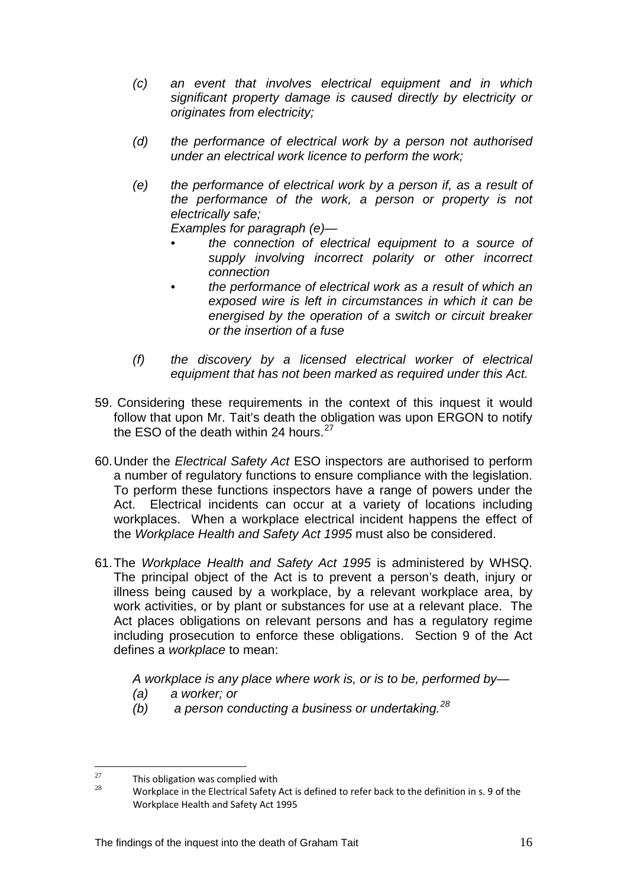> *(c) an event that involves electrical equipment and in which significant property damage is caused directly by electricity or originates from electricity;*
>
> *(d) the performance of electrical work by a person not authorised under an electrical work licence to perform the work;*
>
> *(e) the performance of electrical work by a person if, as a result of the performance of the work, a person or property is not electrically safe;*
>
> *Examples for paragraph (e)—*
>
> - *the connection of electrical equipment to a source of supply involving incorrect polarity or other incorrect connection*
> - *the performance of electrical work as a result of which an exposed wire is left in circumstances in which it can be energised by the operation of a switch or circuit breaker or the insertion of a fuse*
>
> *(f) the discovery by a licensed electrical worker of electrical equipment that has not been marked as required under this Act.*

59. Considering these requirements in the context of this inquest it would follow that upon Mr. Tait's death the obligation was upon ERGON to notify the ESO of the death within 24 hours.[27]

60. Under the *Electrical Safety Act* ESO inspectors are authorised to perform a number of regulatory functions to ensure compliance with the legislation. To perform these functions inspectors have a range of powers under the Act. Electrical incidents can occur at a variety of locations including workplaces. When a workplace electrical incident happens the effect of the *Workplace Health and Safety Act 1995* must also be considered.

61. The *Workplace Health and Safety Act 1995* is administered by WHSQ. The principal object of the Act is to prevent a person's death, injury or illness being caused by a workplace, by a relevant workplace area, by work activities, or by plant or substances for use at a relevant place. The Act places obligations on relevant persons and has a regulatory regime including prosecution to enforce these obligations. Section 9 of the Act defines a *workplace* to mean:

> *A workplace is any place where work is, or is to be, performed by—*
>
> *(a) a worker; or*
>
> *(b) a person conducting a business or undertaking.*[28]

---

[27] This obligation was complied with

[28] Workplace in the Electrical Safety Act is defined to refer back to the definition in s. 9 of the Workplace Health and Safety Act 1995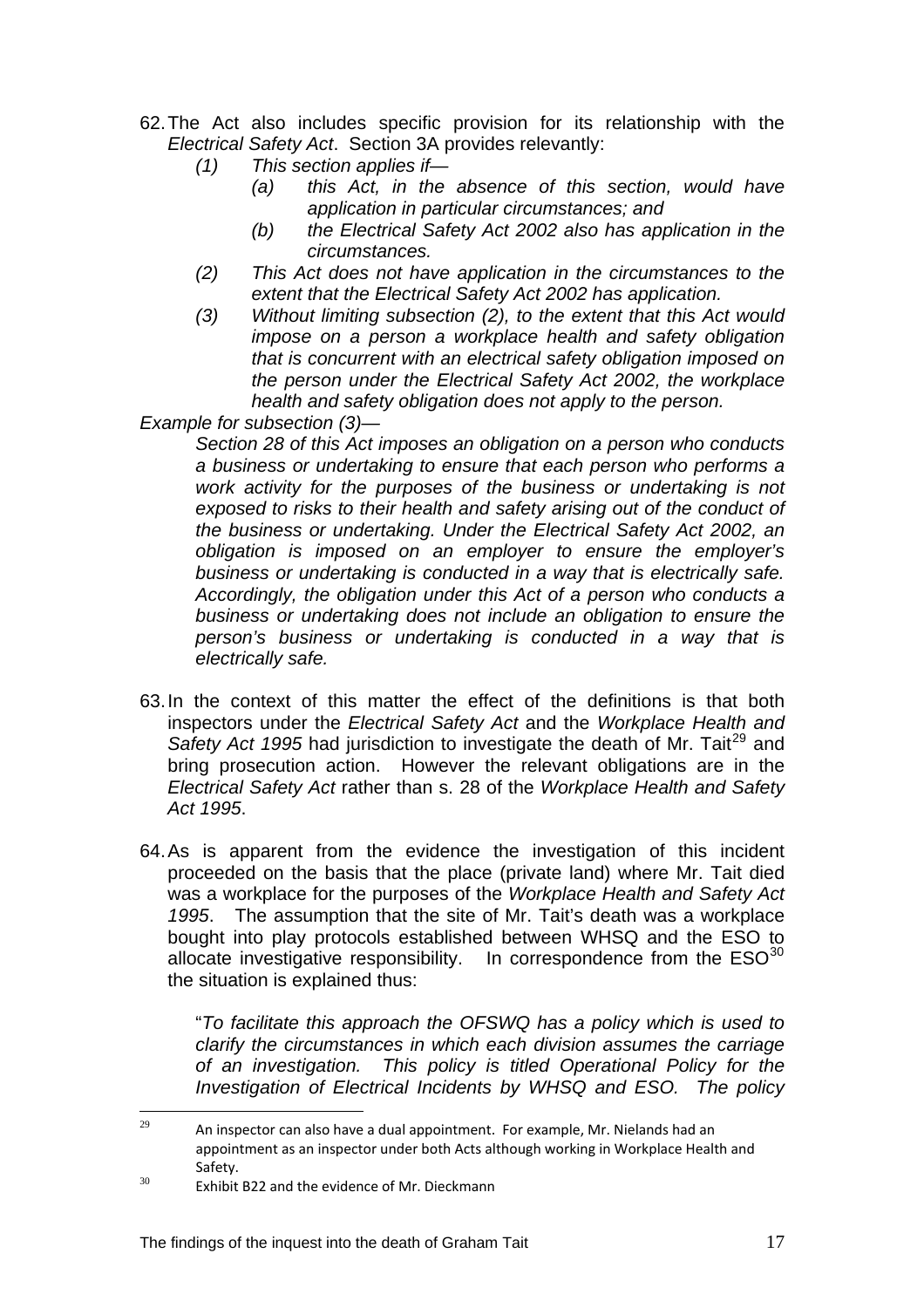62. The Act also includes specific provision for its relationship with the *Electrical Safety Act*. Section 3A provides relevantly:

    *(1) This section applies if—*

    *(a) this Act, in the absence of this section, would have application in particular circumstances; and*

    *(b) the Electrical Safety Act 2002 also has application in the circumstances.*

    *(2) This Act does not have application in the circumstances to the extent that the Electrical Safety Act 2002 has application.*

    *(3) Without limiting subsection (2), to the extent that this Act would impose on a person a workplace health and safety obligation that is concurrent with an electrical safety obligation imposed on the person under the Electrical Safety Act 2002, the workplace health and safety obligation does not apply to the person.*

*Example for subsection (3)—*

> *Section 28 of this Act imposes an obligation on a person who conducts a business or undertaking to ensure that each person who performs a work activity for the purposes of the business or undertaking is not exposed to risks to their health and safety arising out of the conduct of the business or undertaking. Under the Electrical Safety Act 2002, an obligation is imposed on an employer to ensure the employer's business or undertaking is conducted in a way that is electrically safe. Accordingly, the obligation under this Act of a person who conducts a business or undertaking does not include an obligation to ensure the person's business or undertaking is conducted in a way that is electrically safe.*

63. In the context of this matter the effect of the definitions is that both inspectors under the *Electrical Safety Act* and the *Workplace Health and Safety Act 1995* had jurisdiction to investigate the death of Mr. Tait[29] and bring prosecution action. However the relevant obligations are in the *Electrical Safety Act* rather than s. 28 of the *Workplace Health and Safety Act 1995*.

64. As is apparent from the evidence the investigation of this incident proceeded on the basis that the place (private land) where Mr. Tait died was a workplace for the purposes of the *Workplace Health and Safety Act 1995*. The assumption that the site of Mr. Tait's death was a workplace bought into play protocols established between WHSQ and the ESO to allocate investigative responsibility. In correspondence from the ESO[30] the situation is explained thus:

    "*To facilitate this approach the OFSWQ has a policy which is used to clarify the circumstances in which each division assumes the carriage of an investigation. This policy is titled Operational Policy for the Investigation of Electrical Incidents by WHSQ and ESO. The policy*

---

[29] An inspector can also have a dual appointment. For example, Mr. Nielands had an appointment as an inspector under both Acts although working in Workplace Health and Safety.

[30] Exhibit B22 and the evidence of Mr. Dieckmann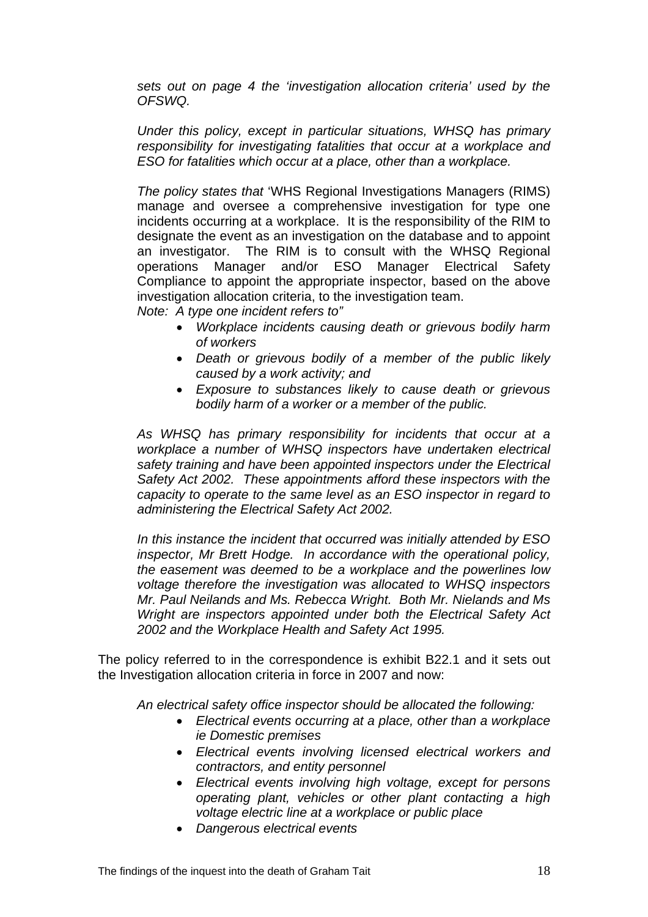*sets out on page 4 the 'investigation allocation criteria' used by the OFSWQ.*

*Under this policy, except in particular situations, WHSQ has primary responsibility for investigating fatalities that occur at a workplace and ESO for fatalities which occur at a place, other than a workplace.*

*The policy states that* 'WHS Regional Investigations Managers (RIMS) manage and oversee a comprehensive investigation for type one incidents occurring at a workplace. It is the responsibility of the RIM to designate the event as an investigation on the database and to appoint an investigator. The RIM is to consult with the WHSQ Regional operations Manager and/or ESO Manager Electrical Safety Compliance to appoint the appropriate inspector, based on the above investigation allocation criteria, to the investigation team.
*Note: A type one incident refers to"*

- *Workplace incidents causing death or grievous bodily harm of workers*
- *Death or grievous bodily of a member of the public likely caused by a work activity; and*
- *Exposure to substances likely to cause death or grievous bodily harm of a worker or a member of the public.*

*As WHSQ has primary responsibility for incidents that occur at a workplace a number of WHSQ inspectors have undertaken electrical safety training and have been appointed inspectors under the Electrical Safety Act 2002. These appointments afford these inspectors with the capacity to operate to the same level as an ESO inspector in regard to administering the Electrical Safety Act 2002.*

*In this instance the incident that occurred was initially attended by ESO inspector, Mr Brett Hodge. In accordance with the operational policy, the easement was deemed to be a workplace and the powerlines low voltage therefore the investigation was allocated to WHSQ inspectors Mr. Paul Neilands and Ms. Rebecca Wright. Both Mr. Nielands and Ms Wright are inspectors appointed under both the Electrical Safety Act 2002 and the Workplace Health and Safety Act 1995.*

The policy referred to in the correspondence is exhibit B22.1 and it sets out the Investigation allocation criteria in force in 2007 and now:

*An electrical safety office inspector should be allocated the following:*

- *Electrical events occurring at a place, other than a workplace ie Domestic premises*
- *Electrical events involving licensed electrical workers and contractors, and entity personnel*
- *Electrical events involving high voltage, except for persons operating plant, vehicles or other plant contacting a high voltage electric line at a workplace or public place*
- *Dangerous electrical events*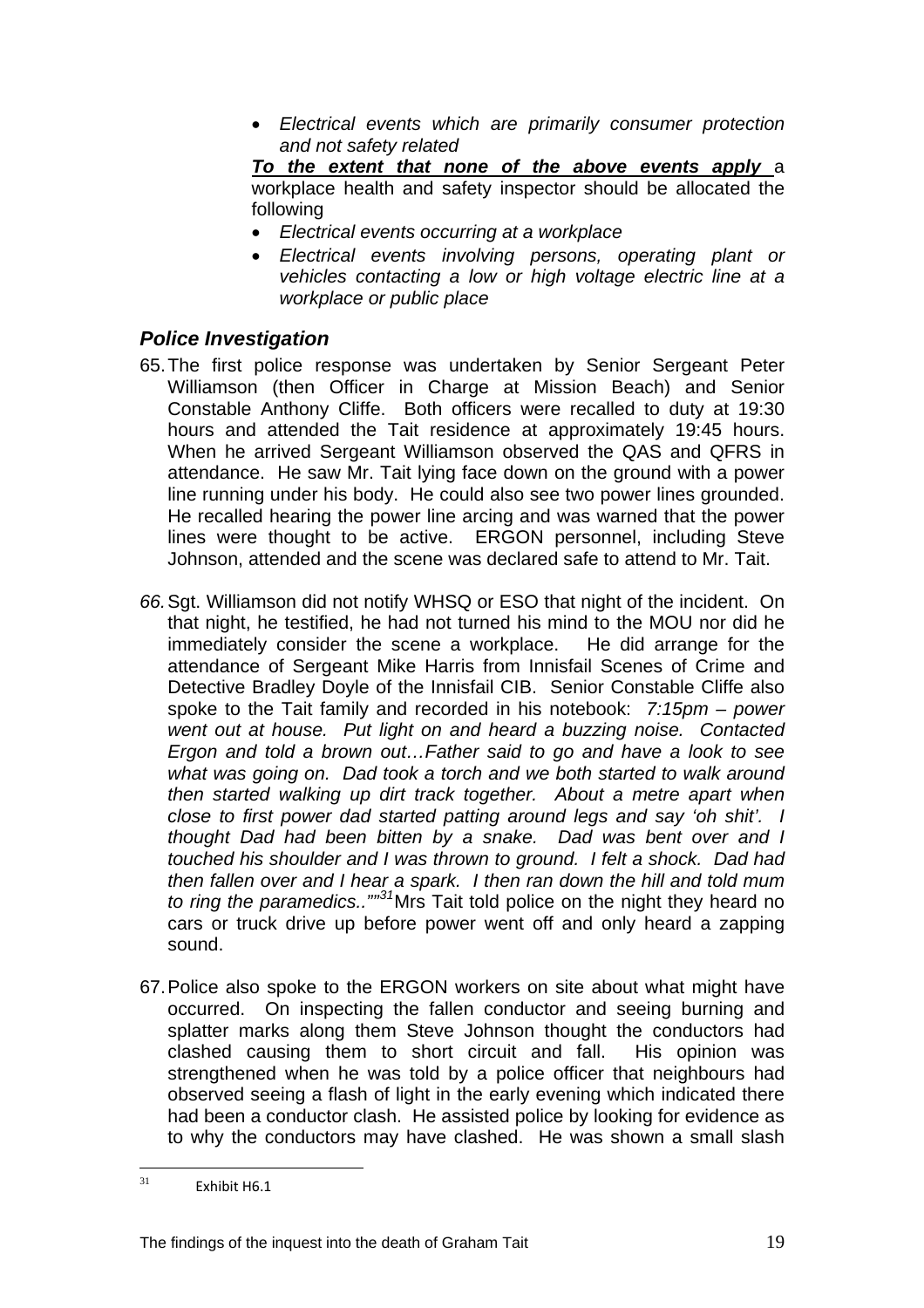- *Electrical events which are primarily consumer protection and not safety related*

***To the extent that none of the above events apply*** a workplace health and safety inspector should be allocated the following

- *Electrical events occurring at a workplace*
- *Electrical events involving persons, operating plant or vehicles contacting a low or high voltage electric line at a workplace or public place*

### *Police Investigation*

65. The first police response was undertaken by Senior Sergeant Peter Williamson (then Officer in Charge at Mission Beach) and Senior Constable Anthony Cliffe. Both officers were recalled to duty at 19:30 hours and attended the Tait residence at approximately 19:45 hours. When he arrived Sergeant Williamson observed the QAS and QFRS in attendance. He saw Mr. Tait lying face down on the ground with a power line running under his body. He could also see two power lines grounded. He recalled hearing the power line arcing and was warned that the power lines were thought to be active. ERGON personnel, including Steve Johnson, attended and the scene was declared safe to attend to Mr. Tait.

66. Sgt. Williamson did not notify WHSQ or ESO that night of the incident. On that night, he testified, he had not turned his mind to the MOU nor did he immediately consider the scene a workplace. He did arrange for the attendance of Sergeant Mike Harris from Innisfail Scenes of Crime and Detective Bradley Doyle of the Innisfail CIB. Senior Constable Cliffe also spoke to the Tait family and recorded in his notebook: *7:15pm – power went out at house. Put light on and heard a buzzing noise. Contacted Ergon and told a brown out…Father said to go and have a look to see what was going on. Dad took a torch and we both started to walk around then started walking up dirt track together. About a metre apart when close to first power dad started patting around legs and say 'oh shit'. I thought Dad had been bitten by a snake. Dad was bent over and I touched his shoulder and I was thrown to ground. I felt a shock. Dad had then fallen over and I hear a spark. I then ran down the hill and told mum to ring the paramedics..""*[31] Mrs Tait told police on the night they heard no cars or truck drive up before power went off and only heard a zapping sound.

67. Police also spoke to the ERGON workers on site about what might have occurred. On inspecting the fallen conductor and seeing burning and splatter marks along them Steve Johnson thought the conductors had clashed causing them to short circuit and fall. His opinion was strengthened when he was told by a police officer that neighbours had observed seeing a flash of light in the early evening which indicated there had been a conductor clash. He assisted police by looking for evidence as to why the conductors may have clashed. He was shown a small slash

---

[31] Exhibit H6.1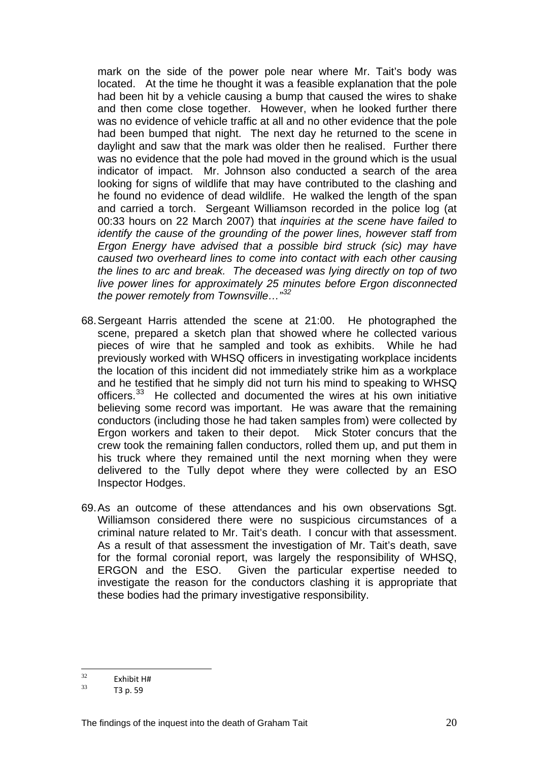mark on the side of the power pole near where Mr. Tait's body was located. At the time he thought it was a feasible explanation that the pole had been hit by a vehicle causing a bump that caused the wires to shake and then come close together. However, when he looked further there was no evidence of vehicle traffic at all and no other evidence that the pole had been bumped that night. The next day he returned to the scene in daylight and saw that the mark was older then he realised. Further there was no evidence that the pole had moved in the ground which is the usual indicator of impact. Mr. Johnson also conducted a search of the area looking for signs of wildlife that may have contributed to the clashing and he found no evidence of dead wildlife. He walked the length of the span and carried a torch. Sergeant Williamson recorded in the police log (at 00:33 hours on 22 March 2007) that *inquiries at the scene have failed to identify the cause of the grounding of the power lines, however staff from Ergon Energy have advised that a possible bird struck (sic) may have caused two overheard lines to come into contact with each other causing the lines to arc and break. The deceased was lying directly on top of two live power lines for approximately 25 minutes before Ergon disconnected the power remotely from Townsville…"*[32]

68. Sergeant Harris attended the scene at 21:00. He photographed the scene, prepared a sketch plan that showed where he collected various pieces of wire that he sampled and took as exhibits. While he had previously worked with WHSQ officers in investigating workplace incidents the location of this incident did not immediately strike him as a workplace and he testified that he simply did not turn his mind to speaking to WHSQ officers.[33] He collected and documented the wires at his own initiative believing some record was important. He was aware that the remaining conductors (including those he had taken samples from) were collected by Ergon workers and taken to their depot. Mick Stoter concurs that the crew took the remaining fallen conductors, rolled them up, and put them in his truck where they remained until the next morning when they were delivered to the Tully depot where they were collected by an ESO Inspector Hodges.

69. As an outcome of these attendances and his own observations Sgt. Williamson considered there were no suspicious circumstances of a criminal nature related to Mr. Tait's death. I concur with that assessment. As a result of that assessment the investigation of Mr. Tait's death, save for the formal coronial report, was largely the responsibility of WHSQ, ERGON and the ESO. Given the particular expertise needed to investigate the reason for the conductors clashing it is appropriate that these bodies had the primary investigative responsibility.

---

[32] Exhibit H#

[33] T3 p. 59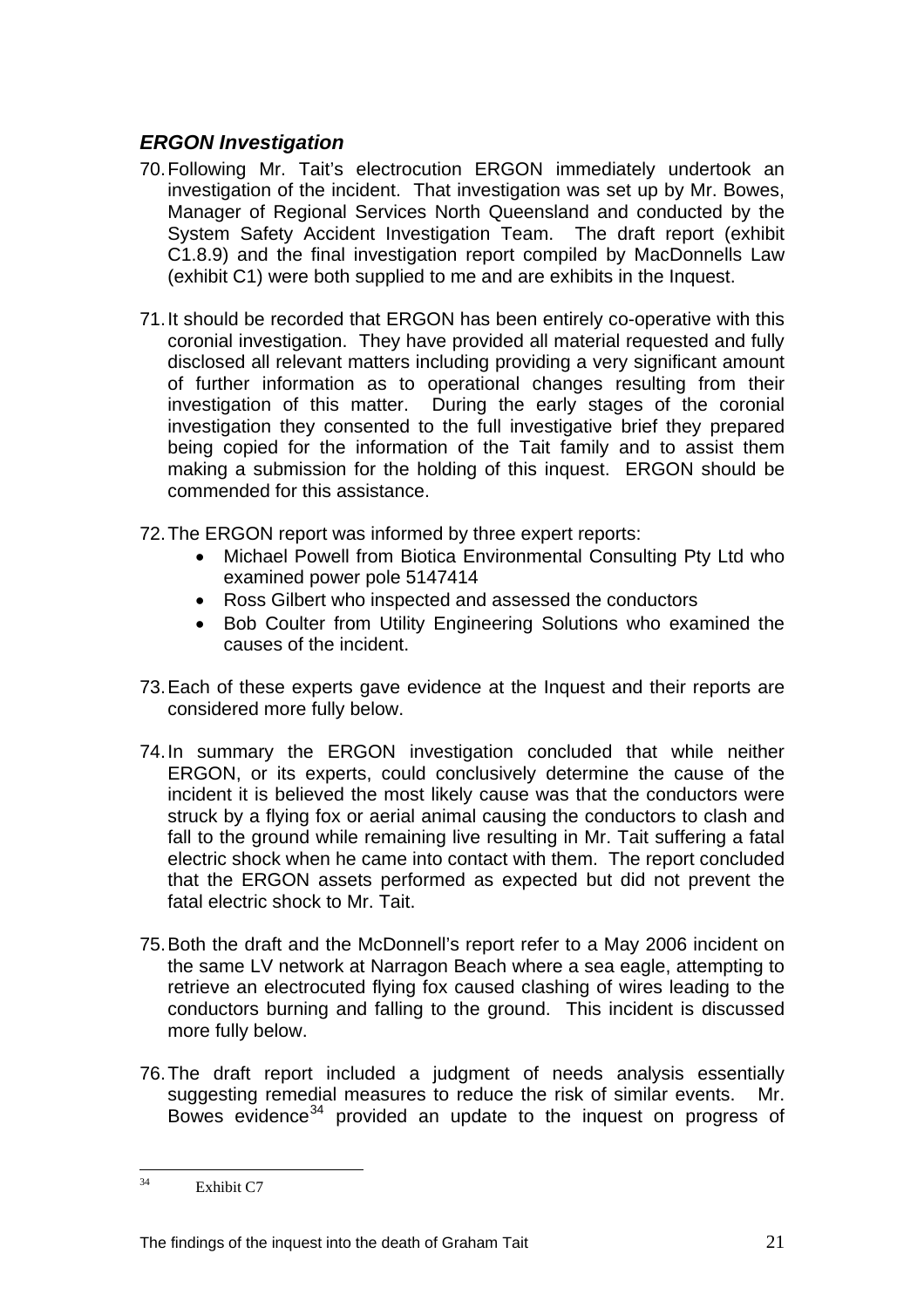### *ERGON Investigation*

70. Following Mr. Tait's electrocution ERGON immediately undertook an investigation of the incident. That investigation was set up by Mr. Bowes, Manager of Regional Services North Queensland and conducted by the System Safety Accident Investigation Team. The draft report (exhibit C1.8.9) and the final investigation report compiled by MacDonnells Law (exhibit C1) were both supplied to me and are exhibits in the Inquest.

71. It should be recorded that ERGON has been entirely co-operative with this coronial investigation. They have provided all material requested and fully disclosed all relevant matters including providing a very significant amount of further information as to operational changes resulting from their investigation of this matter. During the early stages of the coronial investigation they consented to the full investigative brief they prepared being copied for the information of the Tait family and to assist them making a submission for the holding of this inquest. ERGON should be commended for this assistance.

72. The ERGON report was informed by three expert reports:
    - Michael Powell from Biotica Environmental Consulting Pty Ltd who examined power pole 5147414
    - Ross Gilbert who inspected and assessed the conductors
    - Bob Coulter from Utility Engineering Solutions who examined the causes of the incident.

73. Each of these experts gave evidence at the Inquest and their reports are considered more fully below.

74. In summary the ERGON investigation concluded that while neither ERGON, or its experts, could conclusively determine the cause of the incident it is believed the most likely cause was that the conductors were struck by a flying fox or aerial animal causing the conductors to clash and fall to the ground while remaining live resulting in Mr. Tait suffering a fatal electric shock when he came into contact with them. The report concluded that the ERGON assets performed as expected but did not prevent the fatal electric shock to Mr. Tait.

75. Both the draft and the McDonnell's report refer to a May 2006 incident on the same LV network at Narragon Beach where a sea eagle, attempting to retrieve an electrocuted flying fox caused clashing of wires leading to the conductors burning and falling to the ground. This incident is discussed more fully below.

76. The draft report included a judgment of needs analysis essentially suggesting remedial measures to reduce the risk of similar events. Mr. Bowes evidence[34] provided an update to the inquest on progress of

---

[34] Exhibit C7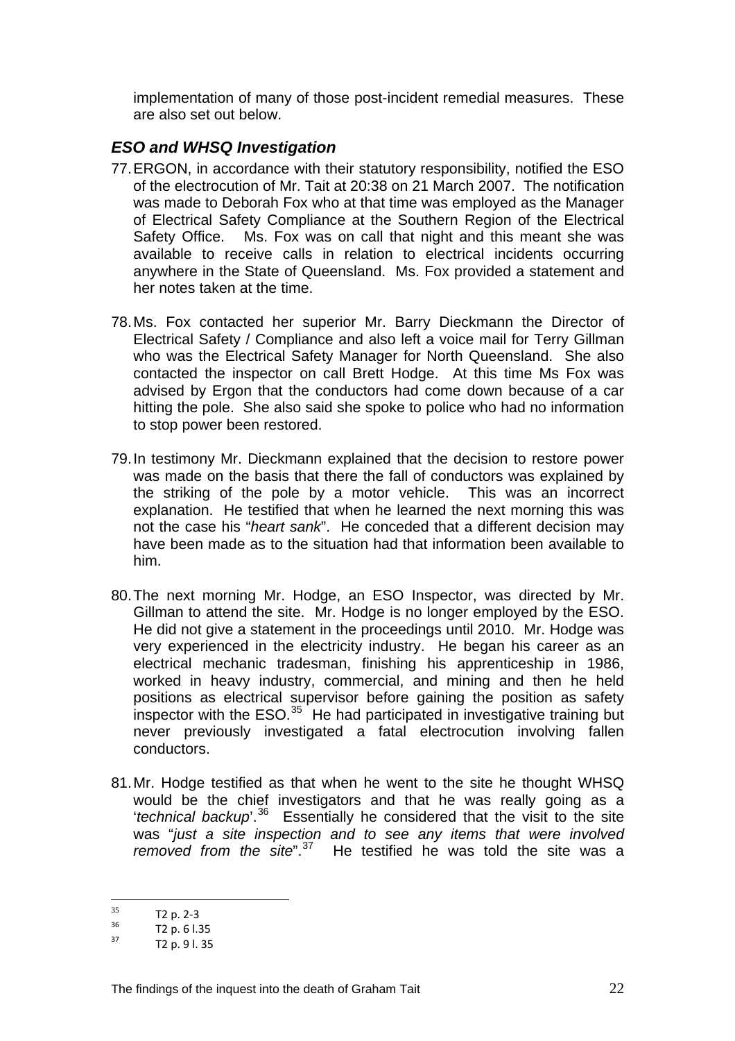implementation of many of those post-incident remedial measures. These are also set out below.

### *ESO and WHSQ Investigation*

77. ERGON, in accordance with their statutory responsibility, notified the ESO of the electrocution of Mr. Tait at 20:38 on 21 March 2007. The notification was made to Deborah Fox who at that time was employed as the Manager of Electrical Safety Compliance at the Southern Region of the Electrical Safety Office. Ms. Fox was on call that night and this meant she was available to receive calls in relation to electrical incidents occurring anywhere in the State of Queensland. Ms. Fox provided a statement and her notes taken at the time.

78. Ms. Fox contacted her superior Mr. Barry Dieckmann the Director of Electrical Safety / Compliance and also left a voice mail for Terry Gillman who was the Electrical Safety Manager for North Queensland. She also contacted the inspector on call Brett Hodge. At this time Ms Fox was advised by Ergon that the conductors had come down because of a car hitting the pole. She also said she spoke to police who had no information to stop power been restored.

79. In testimony Mr. Dieckmann explained that the decision to restore power was made on the basis that there the fall of conductors was explained by the striking of the pole by a motor vehicle. This was an incorrect explanation. He testified that when he learned the next morning this was not the case his "*heart sank*". He conceded that a different decision may have been made as to the situation had that information been available to him.

80. The next morning Mr. Hodge, an ESO Inspector, was directed by Mr. Gillman to attend the site. Mr. Hodge is no longer employed by the ESO. He did not give a statement in the proceedings until 2010. Mr. Hodge was very experienced in the electricity industry. He began his career as an electrical mechanic tradesman, finishing his apprenticeship in 1986, worked in heavy industry, commercial, and mining and then he held positions as electrical supervisor before gaining the position as safety inspector with the ESO.[35] He had participated in investigative training but never previously investigated a fatal electrocution involving fallen conductors.

81. Mr. Hodge testified as that when he went to the site he thought WHSQ would be the chief investigators and that he was really going as a '*technical backup*'.[36] Essentially he considered that the visit to the site was "*just a site inspection and to see any items that were involved removed from the site*".[37] He testified he was told the site was a

---

[35] T2 p. 2-3

[36] T2 p. 6 l.35

[37] T2 p. 9 l. 35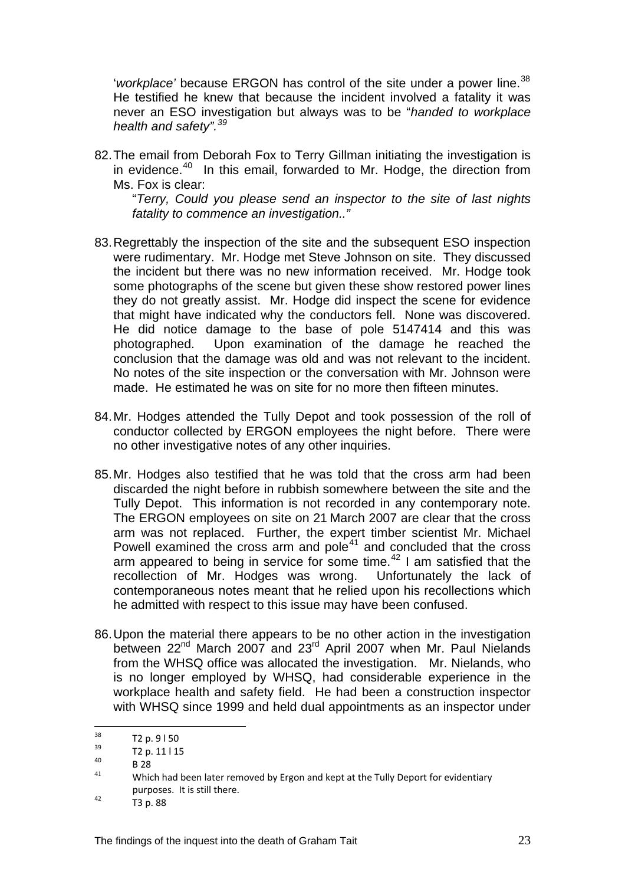'*workplace'* because ERGON has control of the site under a power line.[38] He testified he knew that because the incident involved a fatality it was never an ESO investigation but always was to be "*handed to workplace health and safety".[39]*

82. The email from Deborah Fox to Terry Gillman initiating the investigation is in evidence.[40] In this email, forwarded to Mr. Hodge, the direction from Ms. Fox is clear:

    "*Terry, Could you please send an inspector to the site of last nights fatality to commence an investigation.."*

83. Regrettably the inspection of the site and the subsequent ESO inspection were rudimentary. Mr. Hodge met Steve Johnson on site. They discussed the incident but there was no new information received. Mr. Hodge took some photographs of the scene but given these show restored power lines they do not greatly assist. Mr. Hodge did inspect the scene for evidence that might have indicated why the conductors fell. None was discovered. He did notice damage to the base of pole 5147414 and this was photographed. Upon examination of the damage he reached the conclusion that the damage was old and was not relevant to the incident. No notes of the site inspection or the conversation with Mr. Johnson were made. He estimated he was on site for no more then fifteen minutes.

84. Mr. Hodges attended the Tully Depot and took possession of the roll of conductor collected by ERGON employees the night before. There were no other investigative notes of any other inquiries.

85. Mr. Hodges also testified that he was told that the cross arm had been discarded the night before in rubbish somewhere between the site and the Tully Depot. This information is not recorded in any contemporary note. The ERGON employees on site on 21 March 2007 are clear that the cross arm was not replaced. Further, the expert timber scientist Mr. Michael Powell examined the cross arm and pole[41] and concluded that the cross arm appeared to being in service for some time.[42] I am satisfied that the recollection of Mr. Hodges was wrong. Unfortunately the lack of contemporaneous notes meant that he relied upon his recollections which he admitted with respect to this issue may have been confused.

86. Upon the material there appears to be no other action in the investigation between 22nd March 2007 and 23rd April 2007 when Mr. Paul Nielands from the WHSQ office was allocated the investigation. Mr. Nielands, who is no longer employed by WHSQ, had considerable experience in the workplace health and safety field. He had been a construction inspector with WHSQ since 1999 and held dual appointments as an inspector under

---

[38] T2 p. 9 l 50

[39] T2 p. 11 l 15

[40] B 28

[41] Which had been later removed by Ergon and kept at the Tully Deport for evidentiary purposes. It is still there.

[42] T3 p. 88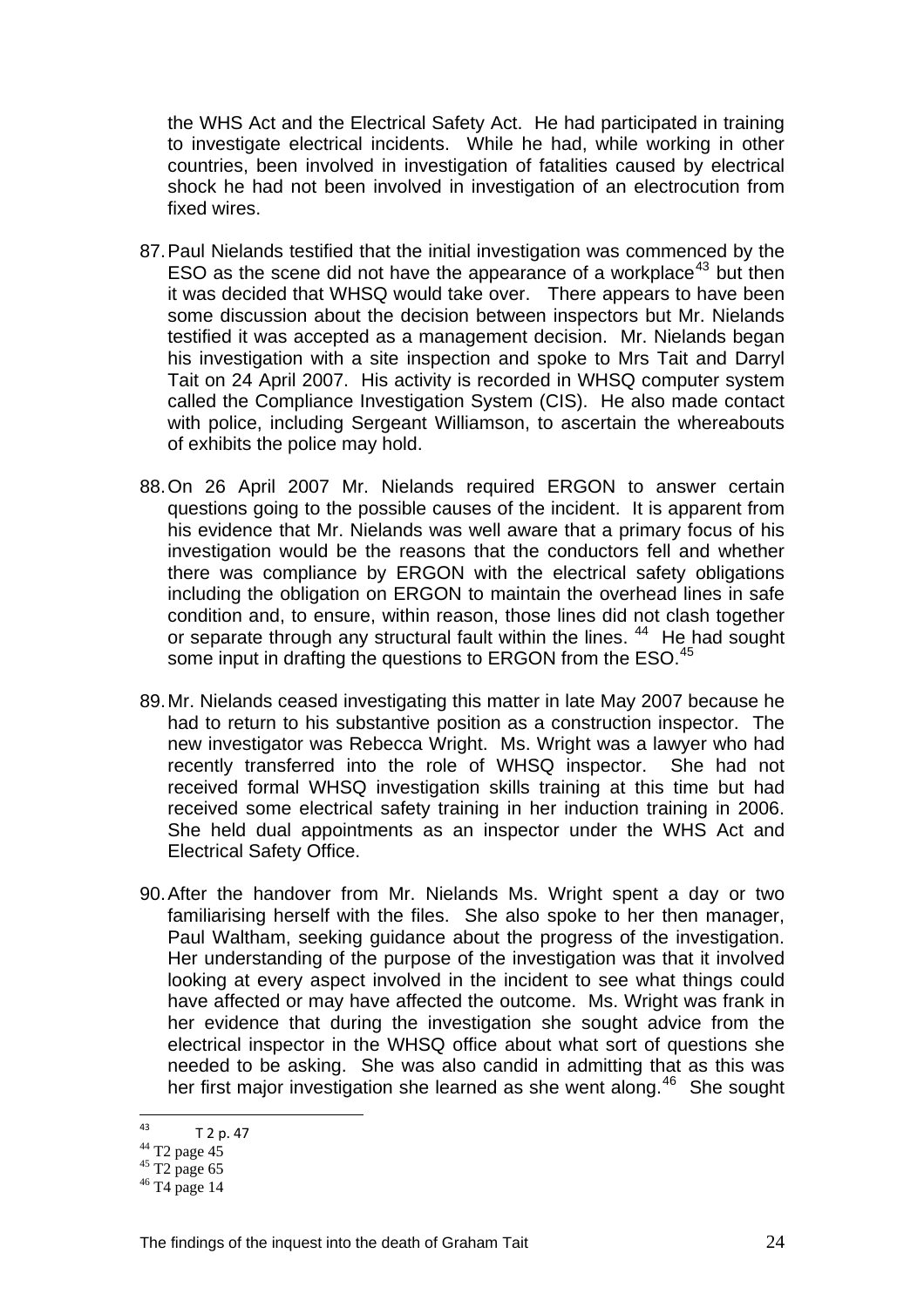the WHS Act and the Electrical Safety Act. He had participated in training to investigate electrical incidents. While he had, while working in other countries, been involved in investigation of fatalities caused by electrical shock he had not been involved in investigation of an electrocution from fixed wires.

87. Paul Nielands testified that the initial investigation was commenced by the ESO as the scene did not have the appearance of a workplace[43] but then it was decided that WHSQ would take over. There appears to have been some discussion about the decision between inspectors but Mr. Nielands testified it was accepted as a management decision. Mr. Nielands began his investigation with a site inspection and spoke to Mrs Tait and Darryl Tait on 24 April 2007. His activity is recorded in WHSQ computer system called the Compliance Investigation System (CIS). He also made contact with police, including Sergeant Williamson, to ascertain the whereabouts of exhibits the police may hold.

88. On 26 April 2007 Mr. Nielands required ERGON to answer certain questions going to the possible causes of the incident. It is apparent from his evidence that Mr. Nielands was well aware that a primary focus of his investigation would be the reasons that the conductors fell and whether there was compliance by ERGON with the electrical safety obligations including the obligation on ERGON to maintain the overhead lines in safe condition and, to ensure, within reason, those lines did not clash together or separate through any structural fault within the lines.[44] He had sought some input in drafting the questions to ERGON from the ESO.[45]

89. Mr. Nielands ceased investigating this matter in late May 2007 because he had to return to his substantive position as a construction inspector. The new investigator was Rebecca Wright. Ms. Wright was a lawyer who had recently transferred into the role of WHSQ inspector. She had not received formal WHSQ investigation skills training at this time but had received some electrical safety training in her induction training in 2006. She held dual appointments as an inspector under the WHS Act and Electrical Safety Office.

90. After the handover from Mr. Nielands Ms. Wright spent a day or two familiarising herself with the files. She also spoke to her then manager, Paul Waltham, seeking guidance about the progress of the investigation. Her understanding of the purpose of the investigation was that it involved looking at every aspect involved in the incident to see what things could have affected or may have affected the outcome. Ms. Wright was frank in her evidence that during the investigation she sought advice from the electrical inspector in the WHSQ office about what sort of questions she needed to be asking. She was also candid in admitting that as this was her first major investigation she learned as she went along.[46] She sought

---

[43] T 2 p. 47

[44] T2 page 45

[45] T2 page 65

[46] T4 page 14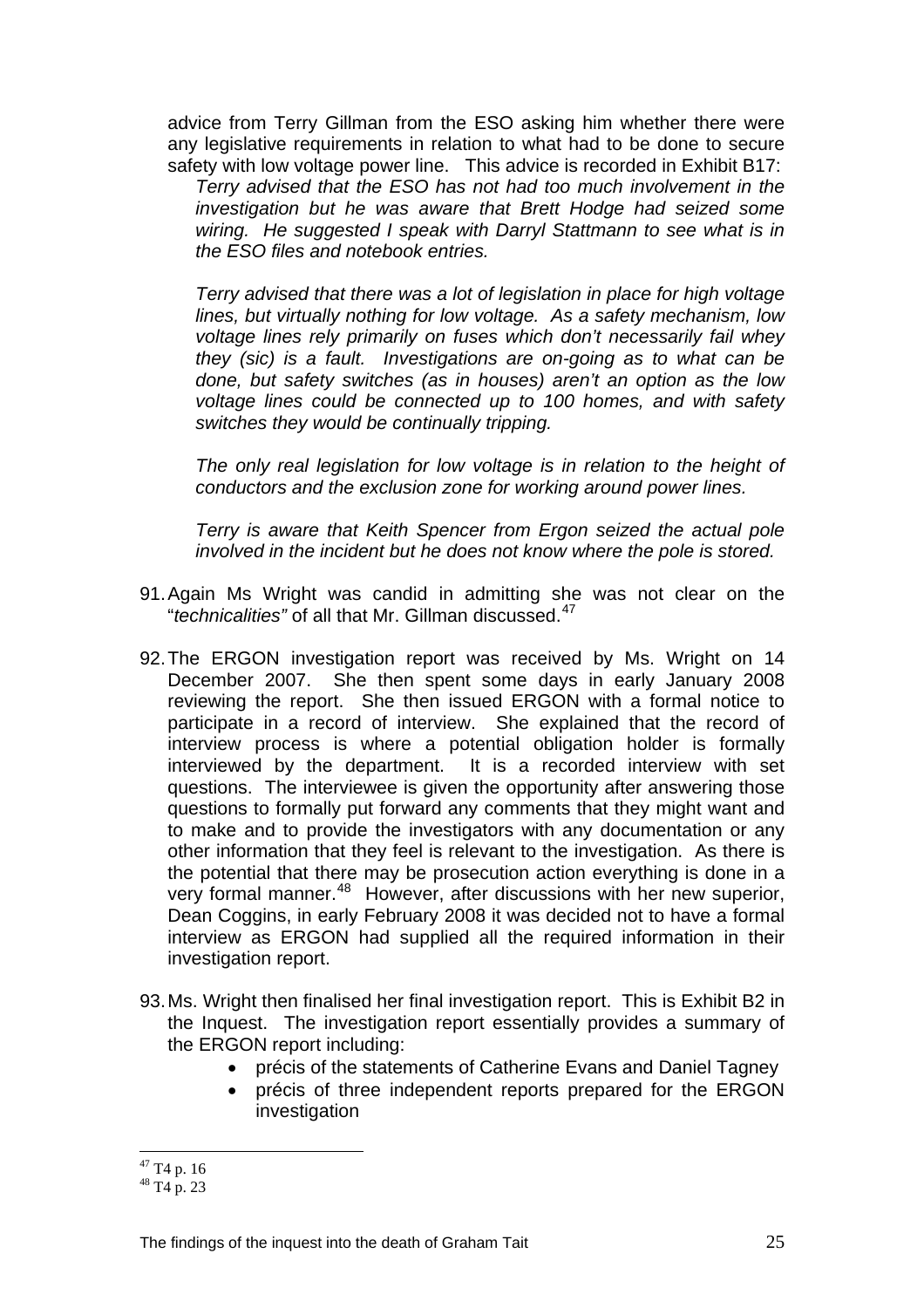advice from Terry Gillman from the ESO asking him whether there were any legislative requirements in relation to what had to be done to secure safety with low voltage power line. This advice is recorded in Exhibit B17:

> *Terry advised that the ESO has not had too much involvement in the investigation but he was aware that Brett Hodge had seized some wiring. He suggested I speak with Darryl Stattmann to see what is in the ESO files and notebook entries.*
>
> *Terry advised that there was a lot of legislation in place for high voltage lines, but virtually nothing for low voltage. As a safety mechanism, low voltage lines rely primarily on fuses which don't necessarily fail whey they (sic) is a fault. Investigations are on-going as to what can be done, but safety switches (as in houses) aren't an option as the low voltage lines could be connected up to 100 homes, and with safety switches they would be continually tripping.*
>
> *The only real legislation for low voltage is in relation to the height of conductors and the exclusion zone for working around power lines.*
>
> *Terry is aware that Keith Spencer from Ergon seized the actual pole involved in the incident but he does not know where the pole is stored.*

91. Again Ms Wright was candid in admitting she was not clear on the "*technicalities"* of all that Mr. Gillman discussed.[47]

92. The ERGON investigation report was received by Ms. Wright on 14 December 2007. She then spent some days in early January 2008 reviewing the report. She then issued ERGON with a formal notice to participate in a record of interview. She explained that the record of interview process is where a potential obligation holder is formally interviewed by the department. It is a recorded interview with set questions. The interviewee is given the opportunity after answering those questions to formally put forward any comments that they might want and to make and to provide the investigators with any documentation or any other information that they feel is relevant to the investigation. As there is the potential that there may be prosecution action everything is done in a very formal manner.[48] However, after discussions with her new superior, Dean Coggins, in early February 2008 it was decided not to have a formal interview as ERGON had supplied all the required information in their investigation report.

93. Ms. Wright then finalised her final investigation report. This is Exhibit B2 in the Inquest. The investigation report essentially provides a summary of the ERGON report including:
    - précis of the statements of Catherine Evans and Daniel Tagney
    - précis of three independent reports prepared for the ERGON investigation

---

[47] T4 p. 16

[48] T4 p. 23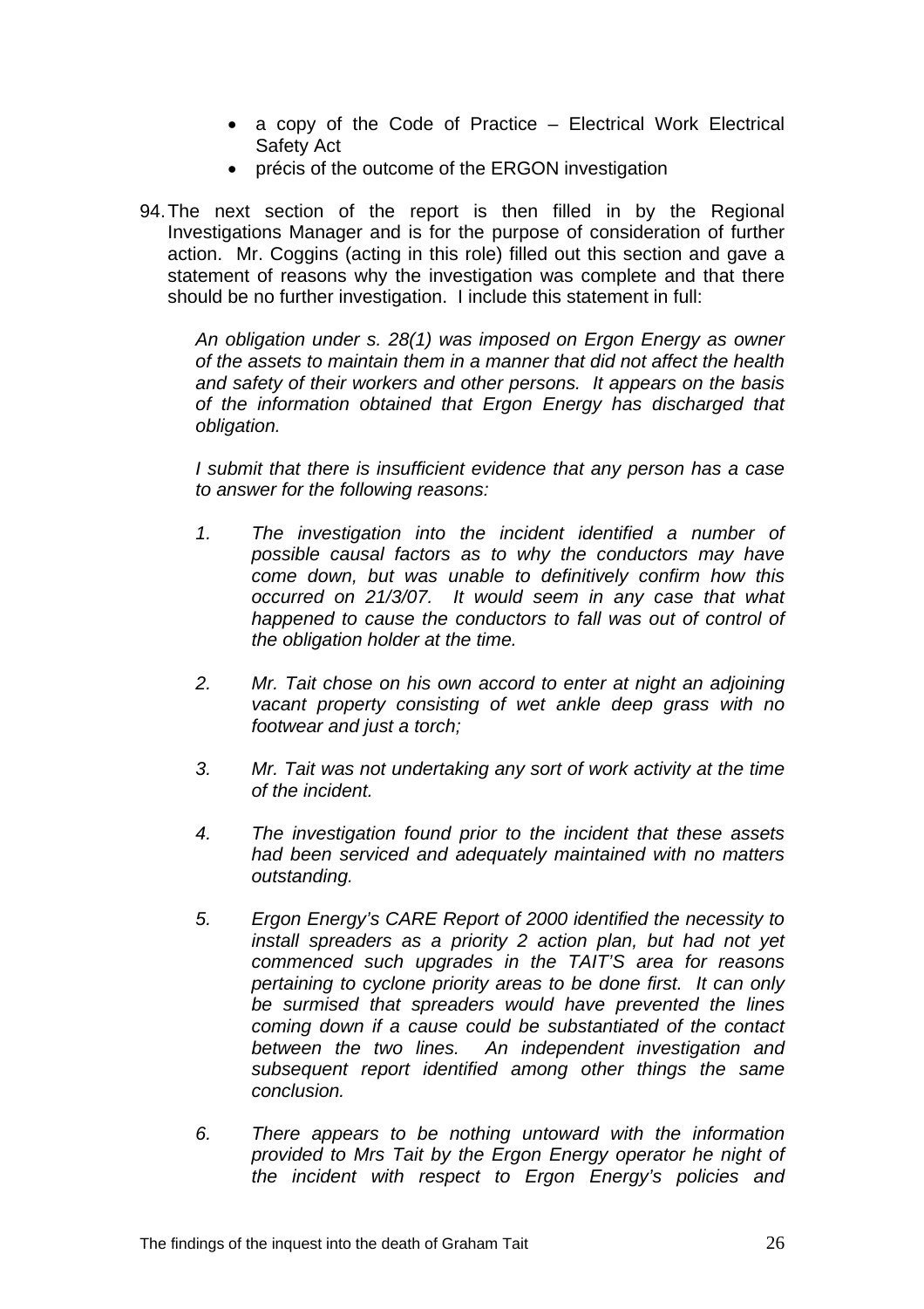- a copy of the Code of Practice – Electrical Work Electrical Safety Act
- précis of the outcome of the ERGON investigation

94. The next section of the report is then filled in by the Regional Investigations Manager and is for the purpose of consideration of further action. Mr. Coggins (acting in this role) filled out this section and gave a statement of reasons why the investigation was complete and that there should be no further investigation. I include this statement in full:

*An obligation under s. 28(1) was imposed on Ergon Energy as owner of the assets to maintain them in a manner that did not affect the health and safety of their workers and other persons. It appears on the basis of the information obtained that Ergon Energy has discharged that obligation.*

*I submit that there is insufficient evidence that any person has a case to answer for the following reasons:*

1. *The investigation into the incident identified a number of possible causal factors as to why the conductors may have come down, but was unable to definitively confirm how this occurred on 21/3/07. It would seem in any case that what happened to cause the conductors to fall was out of control of the obligation holder at the time.*

2. *Mr. Tait chose on his own accord to enter at night an adjoining vacant property consisting of wet ankle deep grass with no footwear and just a torch;*

3. *Mr. Tait was not undertaking any sort of work activity at the time of the incident.*

4. *The investigation found prior to the incident that these assets had been serviced and adequately maintained with no matters outstanding.*

5. *Ergon Energy's CARE Report of 2000 identified the necessity to install spreaders as a priority 2 action plan, but had not yet commenced such upgrades in the TAIT'S area for reasons pertaining to cyclone priority areas to be done first. It can only be surmised that spreaders would have prevented the lines coming down if a cause could be substantiated of the contact between the two lines. An independent investigation and subsequent report identified among other things the same conclusion.*

6. *There appears to be nothing untoward with the information provided to Mrs Tait by the Ergon Energy operator he night of the incident with respect to Ergon Energy's policies and*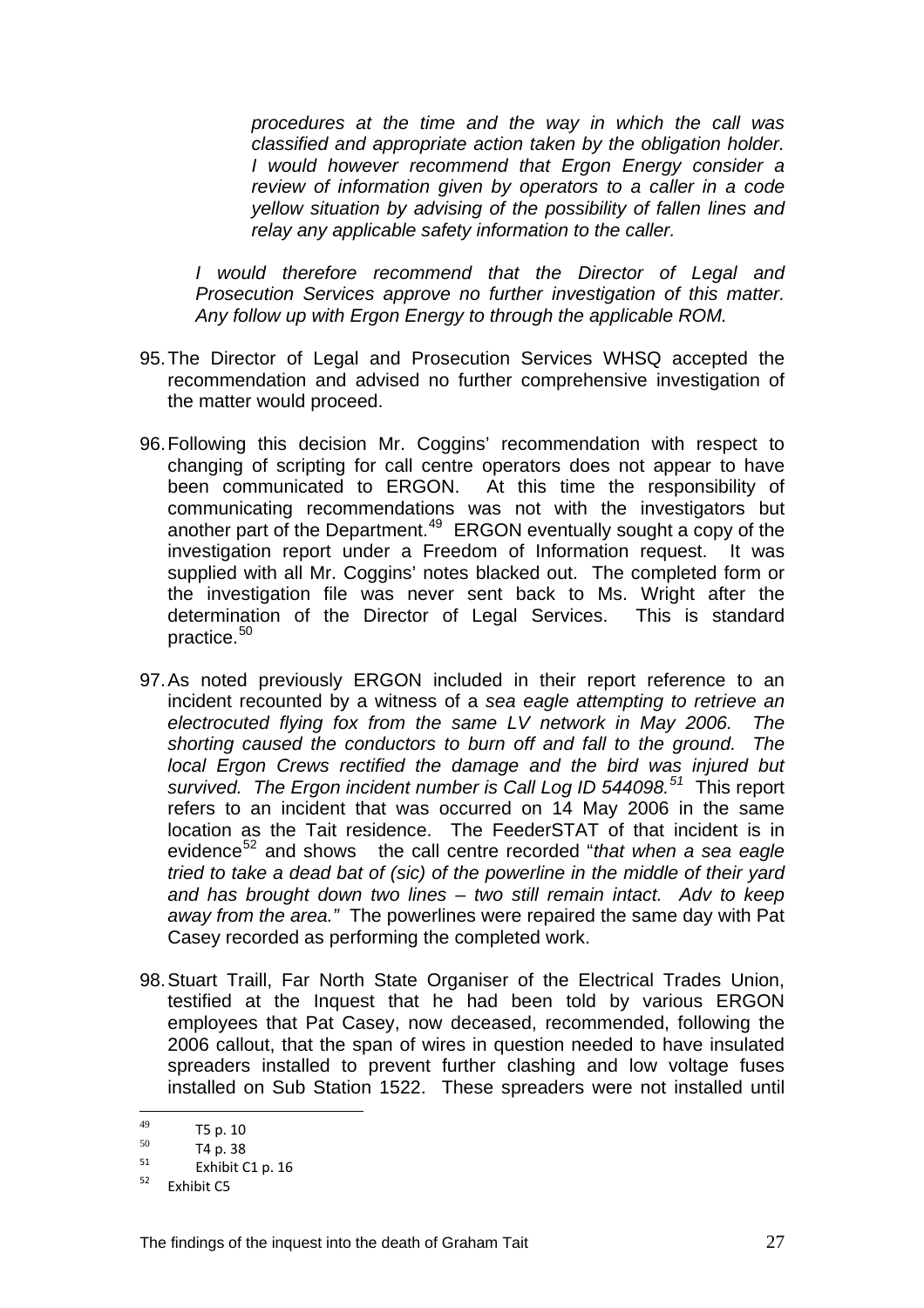*procedures at the time and the way in which the call was classified and appropriate action taken by the obligation holder. I would however recommend that Ergon Energy consider a review of information given by operators to a caller in a code yellow situation by advising of the possibility of fallen lines and relay any applicable safety information to the caller.*

*I would therefore recommend that the Director of Legal and Prosecution Services approve no further investigation of this matter. Any follow up with Ergon Energy to through the applicable ROM.*

95. The Director of Legal and Prosecution Services WHSQ accepted the recommendation and advised no further comprehensive investigation of the matter would proceed.

96. Following this decision Mr. Coggins' recommendation with respect to changing of scripting for call centre operators does not appear to have been communicated to ERGON. At this time the responsibility of communicating recommendations was not with the investigators but another part of the Department.[49] ERGON eventually sought a copy of the investigation report under a Freedom of Information request. It was supplied with all Mr. Coggins' notes blacked out. The completed form or the investigation file was never sent back to Ms. Wright after the determination of the Director of Legal Services. This is standard practice.[50]

97. As noted previously ERGON included in their report reference to an incident recounted by a witness of a *sea eagle attempting to retrieve an electrocuted flying fox from the same LV network in May 2006. The shorting caused the conductors to burn off and fall to the ground. The local Ergon Crews rectified the damage and the bird was injured but survived. The Ergon incident number is Call Log ID 544098.*[51] This report refers to an incident that was occurred on 14 May 2006 in the same location as the Tait residence. The FeederSTAT of that incident is in evidence[52] and shows the call centre recorded "*that when a sea eagle tried to take a dead bat of (sic) of the powerline in the middle of their yard and has brought down two lines – two still remain intact. Adv to keep away from the area."* The powerlines were repaired the same day with Pat Casey recorded as performing the completed work.

98. Stuart Traill, Far North State Organiser of the Electrical Trades Union, testified at the Inquest that he had been told by various ERGON employees that Pat Casey, now deceased, recommended, following the 2006 callout, that the span of wires in question needed to have insulated spreaders installed to prevent further clashing and low voltage fuses installed on Sub Station 1522. These spreaders were not installed until

---

[49] T5 p. 10
[50] T4 p. 38
[51] Exhibit C1 p. 16
[52] Exhibit C5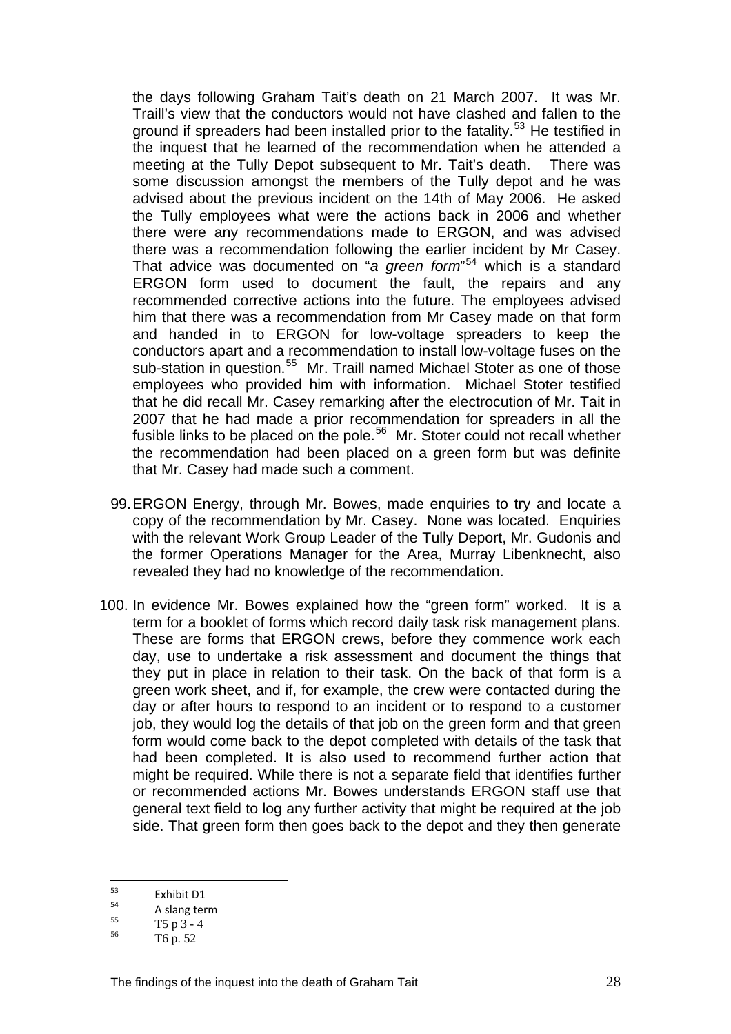the days following Graham Tait's death on 21 March 2007. It was Mr. Traill's view that the conductors would not have clashed and fallen to the ground if spreaders had been installed prior to the fatality.[53] He testified in the inquest that he learned of the recommendation when he attended a meeting at the Tully Depot subsequent to Mr. Tait's death. There was some discussion amongst the members of the Tully depot and he was advised about the previous incident on the 14th of May 2006. He asked the Tully employees what were the actions back in 2006 and whether there were any recommendations made to ERGON, and was advised there was a recommendation following the earlier incident by Mr Casey. That advice was documented on "*a green form*"[54] which is a standard ERGON form used to document the fault, the repairs and any recommended corrective actions into the future. The employees advised him that there was a recommendation from Mr Casey made on that form and handed in to ERGON for low-voltage spreaders to keep the conductors apart and a recommendation to install low-voltage fuses on the sub-station in question.[55] Mr. Traill named Michael Stoter as one of those employees who provided him with information. Michael Stoter testified that he did recall Mr. Casey remarking after the electrocution of Mr. Tait in 2007 that he had made a prior recommendation for spreaders in all the fusible links to be placed on the pole.[56] Mr. Stoter could not recall whether the recommendation had been placed on a green form but was definite that Mr. Casey had made such a comment.

99. ERGON Energy, through Mr. Bowes, made enquiries to try and locate a copy of the recommendation by Mr. Casey. None was located. Enquiries with the relevant Work Group Leader of the Tully Deport, Mr. Gudonis and the former Operations Manager for the Area, Murray Libenknecht, also revealed they had no knowledge of the recommendation.

100. In evidence Mr. Bowes explained how the "green form" worked. It is a term for a booklet of forms which record daily task risk management plans. These are forms that ERGON crews, before they commence work each day, use to undertake a risk assessment and document the things that they put in place in relation to their task. On the back of that form is a green work sheet, and if, for example, the crew were contacted during the day or after hours to respond to an incident or to respond to a customer job, they would log the details of that job on the green form and that green form would come back to the depot completed with details of the task that had been completed. It is also used to recommend further action that might be required. While there is not a separate field that identifies further or recommended actions Mr. Bowes understands ERGON staff use that general text field to log any further activity that might be required at the job side. That green form then goes back to the depot and they then generate

---

[53] Exhibit D1

[54] A slang term

[55] T5 p 3 - 4

[56] T6 p. 52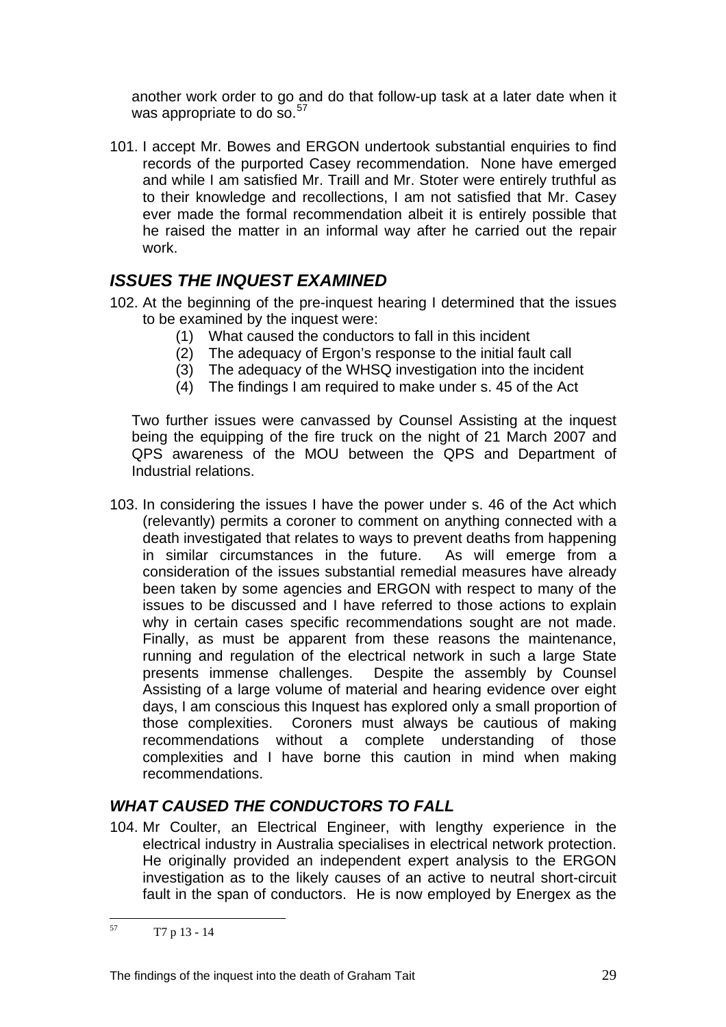another work order to go and do that follow-up task at a later date when it was appropriate to do so.[57]

101. I accept Mr. Bowes and ERGON undertook substantial enquiries to find records of the purported Casey recommendation. None have emerged and while I am satisfied Mr. Traill and Mr. Stoter were entirely truthful as to their knowledge and recollections, I am not satisfied that Mr. Casey ever made the formal recommendation albeit it is entirely possible that he raised the matter in an informal way after he carried out the repair work.

## *ISSUES THE INQUEST EXAMINED*

102. At the beginning of the pre-inquest hearing I determined that the issues to be examined by the inquest were:
    (1) What caused the conductors to fall in this incident
    (2) The adequacy of Ergon's response to the initial fault call
    (3) The adequacy of the WHSQ investigation into the incident
    (4) The findings I am required to make under s. 45 of the Act

    Two further issues were canvassed by Counsel Assisting at the inquest being the equipping of the fire truck on the night of 21 March 2007 and QPS awareness of the MOU between the QPS and Department of Industrial relations.

103. In considering the issues I have the power under s. 46 of the Act which (relevantly) permits a coroner to comment on anything connected with a death investigated that relates to ways to prevent deaths from happening in similar circumstances in the future. As will emerge from a consideration of the issues substantial remedial measures have already been taken by some agencies and ERGON with respect to many of the issues to be discussed and I have referred to those actions to explain why in certain cases specific recommendations sought are not made. Finally, as must be apparent from these reasons the maintenance, running and regulation of the electrical network in such a large State presents immense challenges. Despite the assembly by Counsel Assisting of a large volume of material and hearing evidence over eight days, I am conscious this Inquest has explored only a small proportion of those complexities. Coroners must always be cautious of making recommendations without a complete understanding of those complexities and I have borne this caution in mind when making recommendations.

### *WHAT CAUSED THE CONDUCTORS TO FALL*

104. Mr Coulter, an Electrical Engineer, with lengthy experience in the electrical industry in Australia specialises in electrical network protection. He originally provided an independent expert analysis to the ERGON investigation as to the likely causes of an active to neutral short-circuit fault in the span of conductors. He is now employed by Energex as the

---

[57] T7 p 13 - 14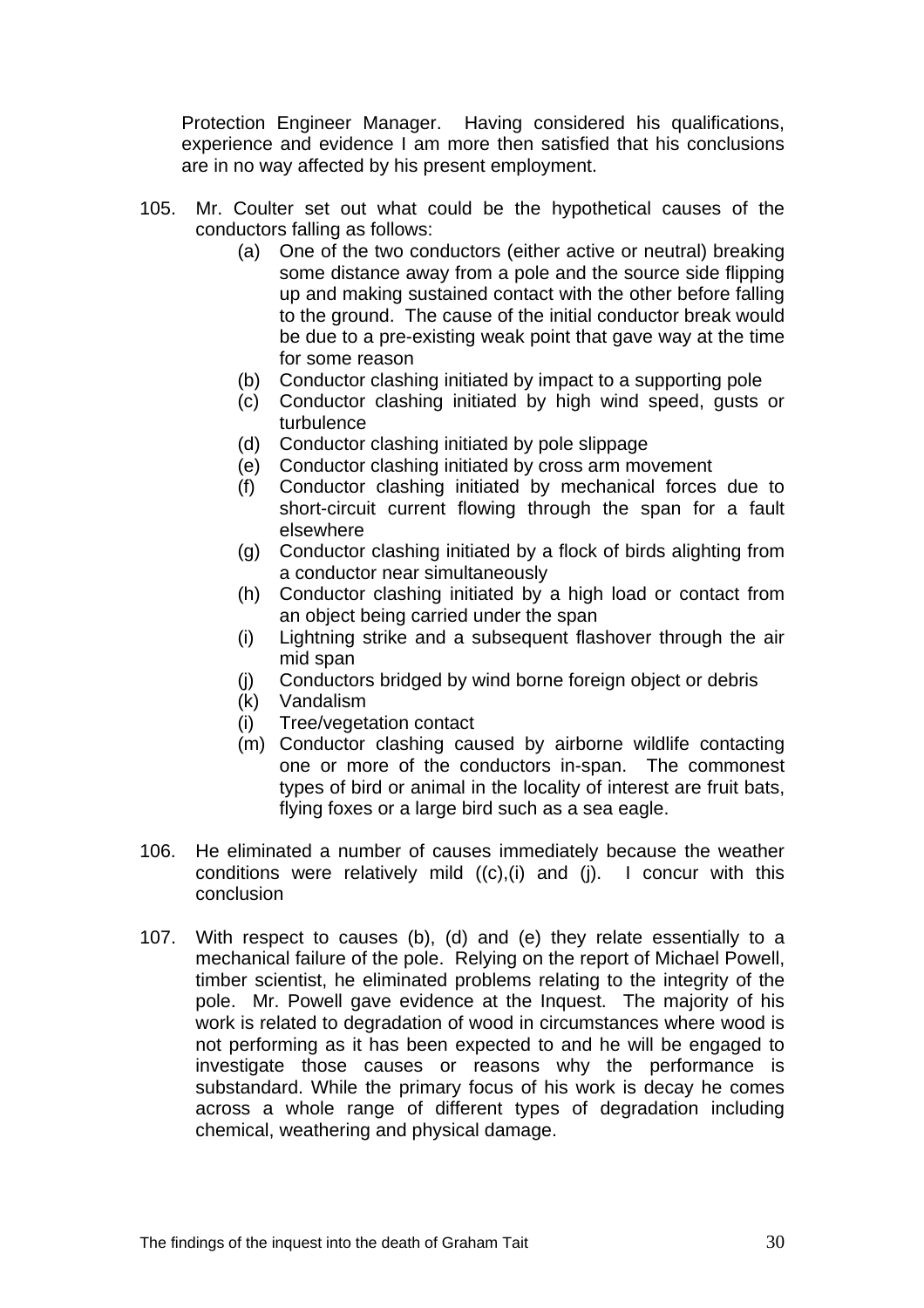Protection Engineer Manager. Having considered his qualifications, experience and evidence I am more then satisfied that his conclusions are in no way affected by his present employment.

105. Mr. Coulter set out what could be the hypothetical causes of the conductors falling as follows:

    (a) One of the two conductors (either active or neutral) breaking some distance away from a pole and the source side flipping up and making sustained contact with the other before falling to the ground. The cause of the initial conductor break would be due to a pre-existing weak point that gave way at the time for some reason
    (b) Conductor clashing initiated by impact to a supporting pole
    (c) Conductor clashing initiated by high wind speed, gusts or turbulence
    (d) Conductor clashing initiated by pole slippage
    (e) Conductor clashing initiated by cross arm movement
    (f) Conductor clashing initiated by mechanical forces due to short-circuit current flowing through the span for a fault elsewhere
    (g) Conductor clashing initiated by a flock of birds alighting from a conductor near simultaneously
    (h) Conductor clashing initiated by a high load or contact from an object being carried under the span
    (i) Lightning strike and a subsequent flashover through the air mid span
    (j) Conductors bridged by wind borne foreign object or debris
    (k) Vandalism
    (i) Tree/vegetation contact
    (m) Conductor clashing caused by airborne wildlife contacting one or more of the conductors in-span. The commonest types of bird or animal in the locality of interest are fruit bats, flying foxes or a large bird such as a sea eagle.

106. He eliminated a number of causes immediately because the weather conditions were relatively mild ((c),(i) and (j). I concur with this conclusion

107. With respect to causes (b), (d) and (e) they relate essentially to a mechanical failure of the pole. Relying on the report of Michael Powell, timber scientist, he eliminated problems relating to the integrity of the pole. Mr. Powell gave evidence at the Inquest. The majority of his work is related to degradation of wood in circumstances where wood is not performing as it has been expected to and he will be engaged to investigate those causes or reasons why the performance is substandard. While the primary focus of his work is decay he comes across a whole range of different types of degradation including chemical, weathering and physical damage.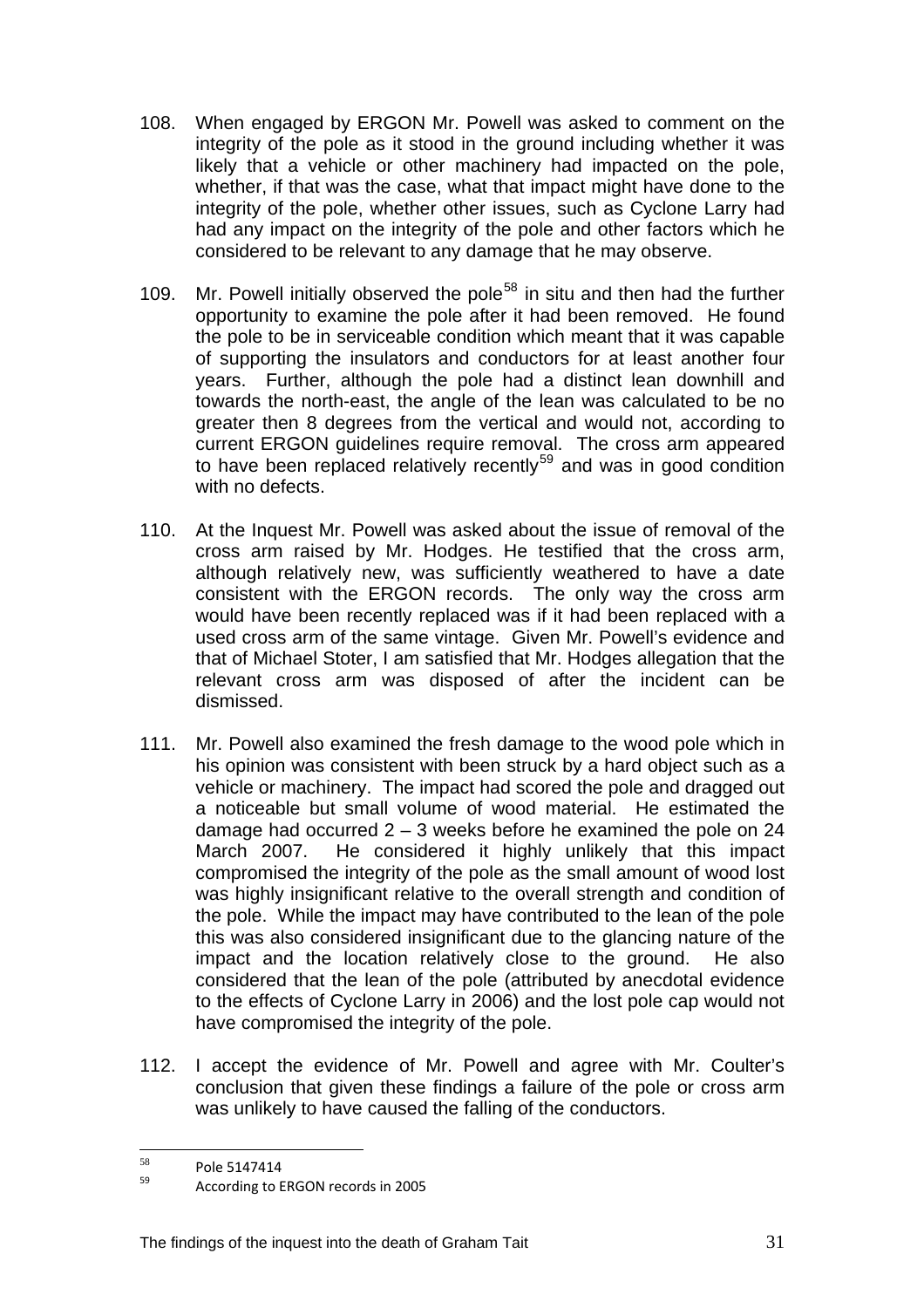108. When engaged by ERGON Mr. Powell was asked to comment on the integrity of the pole as it stood in the ground including whether it was likely that a vehicle or other machinery had impacted on the pole, whether, if that was the case, what that impact might have done to the integrity of the pole, whether other issues, such as Cyclone Larry had had any impact on the integrity of the pole and other factors which he considered to be relevant to any damage that he may observe.

109. Mr. Powell initially observed the pole[58] in situ and then had the further opportunity to examine the pole after it had been removed. He found the pole to be in serviceable condition which meant that it was capable of supporting the insulators and conductors for at least another four years. Further, although the pole had a distinct lean downhill and towards the north-east, the angle of the lean was calculated to be no greater then 8 degrees from the vertical and would not, according to current ERGON guidelines require removal. The cross arm appeared to have been replaced relatively recently[59] and was in good condition with no defects.

110. At the Inquest Mr. Powell was asked about the issue of removal of the cross arm raised by Mr. Hodges. He testified that the cross arm, although relatively new, was sufficiently weathered to have a date consistent with the ERGON records. The only way the cross arm would have been recently replaced was if it had been replaced with a used cross arm of the same vintage. Given Mr. Powell's evidence and that of Michael Stoter, I am satisfied that Mr. Hodges allegation that the relevant cross arm was disposed of after the incident can be dismissed.

111. Mr. Powell also examined the fresh damage to the wood pole which in his opinion was consistent with been struck by a hard object such as a vehicle or machinery. The impact had scored the pole and dragged out a noticeable but small volume of wood material. He estimated the damage had occurred 2 – 3 weeks before he examined the pole on 24 March 2007. He considered it highly unlikely that this impact compromised the integrity of the pole as the small amount of wood lost was highly insignificant relative to the overall strength and condition of the pole. While the impact may have contributed to the lean of the pole this was also considered insignificant due to the glancing nature of the impact and the location relatively close to the ground. He also considered that the lean of the pole (attributed by anecdotal evidence to the effects of Cyclone Larry in 2006) and the lost pole cap would not have compromised the integrity of the pole.

112. I accept the evidence of Mr. Powell and agree with Mr. Coulter's conclusion that given these findings a failure of the pole or cross arm was unlikely to have caused the falling of the conductors.

---

[58] Pole 5147414

[59] According to ERGON records in 2005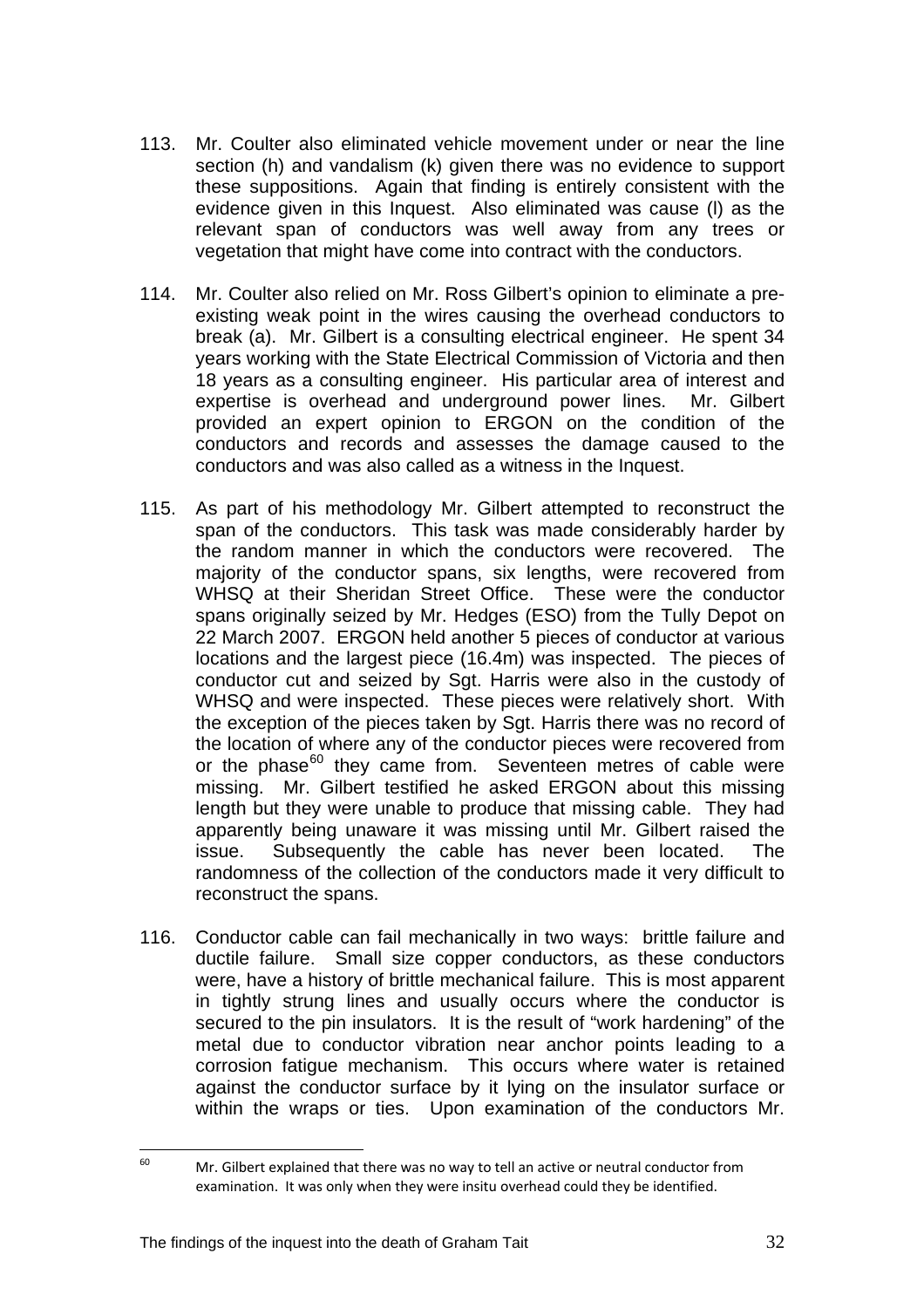113. Mr. Coulter also eliminated vehicle movement under or near the line section (h) and vandalism (k) given there was no evidence to support these suppositions. Again that finding is entirely consistent with the evidence given in this Inquest. Also eliminated was cause (l) as the relevant span of conductors was well away from any trees or vegetation that might have come into contract with the conductors.

114. Mr. Coulter also relied on Mr. Ross Gilbert's opinion to eliminate a pre-existing weak point in the wires causing the overhead conductors to break (a). Mr. Gilbert is a consulting electrical engineer. He spent 34 years working with the State Electrical Commission of Victoria and then 18 years as a consulting engineer. His particular area of interest and expertise is overhead and underground power lines. Mr. Gilbert provided an expert opinion to ERGON on the condition of the conductors and records and assesses the damage caused to the conductors and was also called as a witness in the Inquest.

115. As part of his methodology Mr. Gilbert attempted to reconstruct the span of the conductors. This task was made considerably harder by the random manner in which the conductors were recovered. The majority of the conductor spans, six lengths, were recovered from WHSQ at their Sheridan Street Office. These were the conductor spans originally seized by Mr. Hedges (ESO) from the Tully Depot on 22 March 2007. ERGON held another 5 pieces of conductor at various locations and the largest piece (16.4m) was inspected. The pieces of conductor cut and seized by Sgt. Harris were also in the custody of WHSQ and were inspected. These pieces were relatively short. With the exception of the pieces taken by Sgt. Harris there was no record of the location of where any of the conductor pieces were recovered from or the phase[60] they came from. Seventeen metres of cable were missing. Mr. Gilbert testified he asked ERGON about this missing length but they were unable to produce that missing cable. They had apparently being unaware it was missing until Mr. Gilbert raised the issue. Subsequently the cable has never been located. The randomness of the collection of the conductors made it very difficult to reconstruct the spans.

116. Conductor cable can fail mechanically in two ways: brittle failure and ductile failure. Small size copper conductors, as these conductors were, have a history of brittle mechanical failure. This is most apparent in tightly strung lines and usually occurs where the conductor is secured to the pin insulators. It is the result of "work hardening" of the metal due to conductor vibration near anchor points leading to a corrosion fatigue mechanism. This occurs where water is retained against the conductor surface by it lying on the insulator surface or within the wraps or ties. Upon examination of the conductors Mr.

---

[60] Mr. Gilbert explained that there was no way to tell an active or neutral conductor from examination. It was only when they were insitu overhead could they be identified.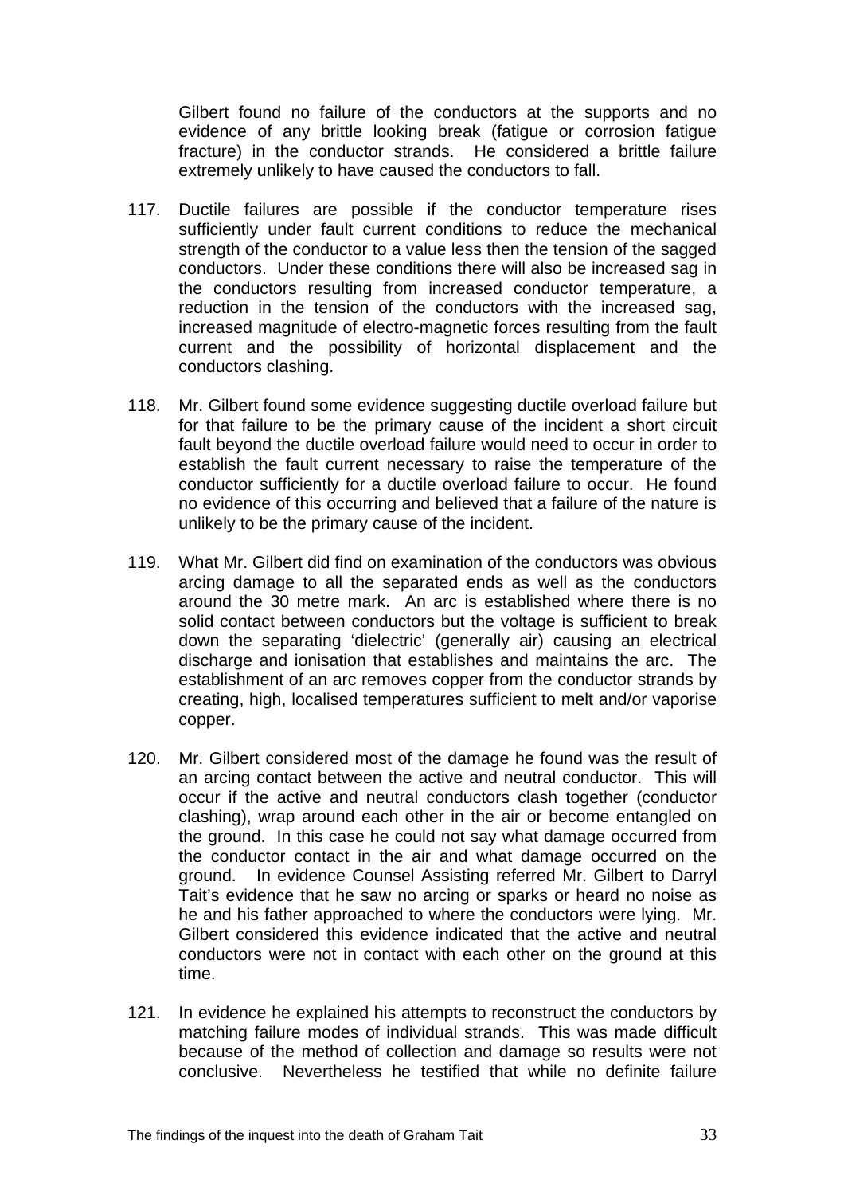Gilbert found no failure of the conductors at the supports and no evidence of any brittle looking break (fatigue or corrosion fatigue fracture) in the conductor strands. He considered a brittle failure extremely unlikely to have caused the conductors to fall.

117. Ductile failures are possible if the conductor temperature rises sufficiently under fault current conditions to reduce the mechanical strength of the conductor to a value less then the tension of the sagged conductors. Under these conditions there will also be increased sag in the conductors resulting from increased conductor temperature, a reduction in the tension of the conductors with the increased sag, increased magnitude of electro-magnetic forces resulting from the fault current and the possibility of horizontal displacement and the conductors clashing.

118. Mr. Gilbert found some evidence suggesting ductile overload failure but for that failure to be the primary cause of the incident a short circuit fault beyond the ductile overload failure would need to occur in order to establish the fault current necessary to raise the temperature of the conductor sufficiently for a ductile overload failure to occur. He found no evidence of this occurring and believed that a failure of the nature is unlikely to be the primary cause of the incident.

119. What Mr. Gilbert did find on examination of the conductors was obvious arcing damage to all the separated ends as well as the conductors around the 30 metre mark. An arc is established where there is no solid contact between conductors but the voltage is sufficient to break down the separating 'dielectric' (generally air) causing an electrical discharge and ionisation that establishes and maintains the arc. The establishment of an arc removes copper from the conductor strands by creating, high, localised temperatures sufficient to melt and/or vaporise copper.

120. Mr. Gilbert considered most of the damage he found was the result of an arcing contact between the active and neutral conductor. This will occur if the active and neutral conductors clash together (conductor clashing), wrap around each other in the air or become entangled on the ground. In this case he could not say what damage occurred from the conductor contact in the air and what damage occurred on the ground. In evidence Counsel Assisting referred Mr. Gilbert to Darryl Tait's evidence that he saw no arcing or sparks or heard no noise as he and his father approached to where the conductors were lying. Mr. Gilbert considered this evidence indicated that the active and neutral conductors were not in contact with each other on the ground at this time.

121. In evidence he explained his attempts to reconstruct the conductors by matching failure modes of individual strands. This was made difficult because of the method of collection and damage so results were not conclusive. Nevertheless he testified that while no definite failure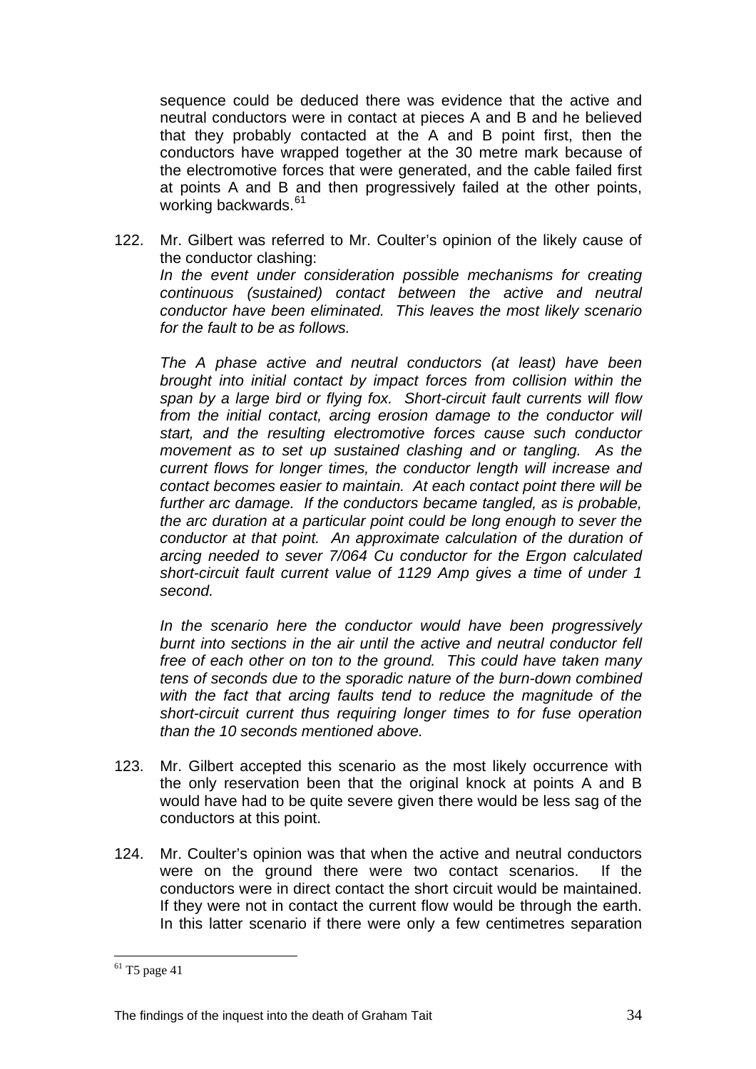sequence could be deduced there was evidence that the active and neutral conductors were in contact at pieces A and B and he believed that they probably contacted at the A and B point first, then the conductors have wrapped together at the 30 metre mark because of the electromotive forces that were generated, and the cable failed first at points A and B and then progressively failed at the other points, working backwards.[61]

122. Mr. Gilbert was referred to Mr. Coulter's opinion of the likely cause of the conductor clashing:
*In the event under consideration possible mechanisms for creating continuous (sustained) contact between the active and neutral conductor have been eliminated. This leaves the most likely scenario for the fault to be as follows.*

*The A phase active and neutral conductors (at least) have been brought into initial contact by impact forces from collision within the span by a large bird or flying fox. Short-circuit fault currents will flow from the initial contact, arcing erosion damage to the conductor will start, and the resulting electromotive forces cause such conductor movement as to set up sustained clashing and or tangling. As the current flows for longer times, the conductor length will increase and contact becomes easier to maintain. At each contact point there will be further arc damage. If the conductors became tangled, as is probable, the arc duration at a particular point could be long enough to sever the conductor at that point. An approximate calculation of the duration of arcing needed to sever 7/064 Cu conductor for the Ergon calculated short-circuit fault current value of 1129 Amp gives a time of under 1 second.*

*In the scenario here the conductor would have been progressively burnt into sections in the air until the active and neutral conductor fell free of each other on ton to the ground. This could have taken many tens of seconds due to the sporadic nature of the burn-down combined with the fact that arcing faults tend to reduce the magnitude of the short-circuit current thus requiring longer times to for fuse operation than the 10 seconds mentioned above.*

123. Mr. Gilbert accepted this scenario as the most likely occurrence with the only reservation been that the original knock at points A and B would have had to be quite severe given there would be less sag of the conductors at this point.

124. Mr. Coulter's opinion was that when the active and neutral conductors were on the ground there were two contact scenarios. If the conductors were in direct contact the short circuit would be maintained. If they were not in contact the current flow would be through the earth. In this latter scenario if there were only a few centimetres separation

---

[61] T5 page 41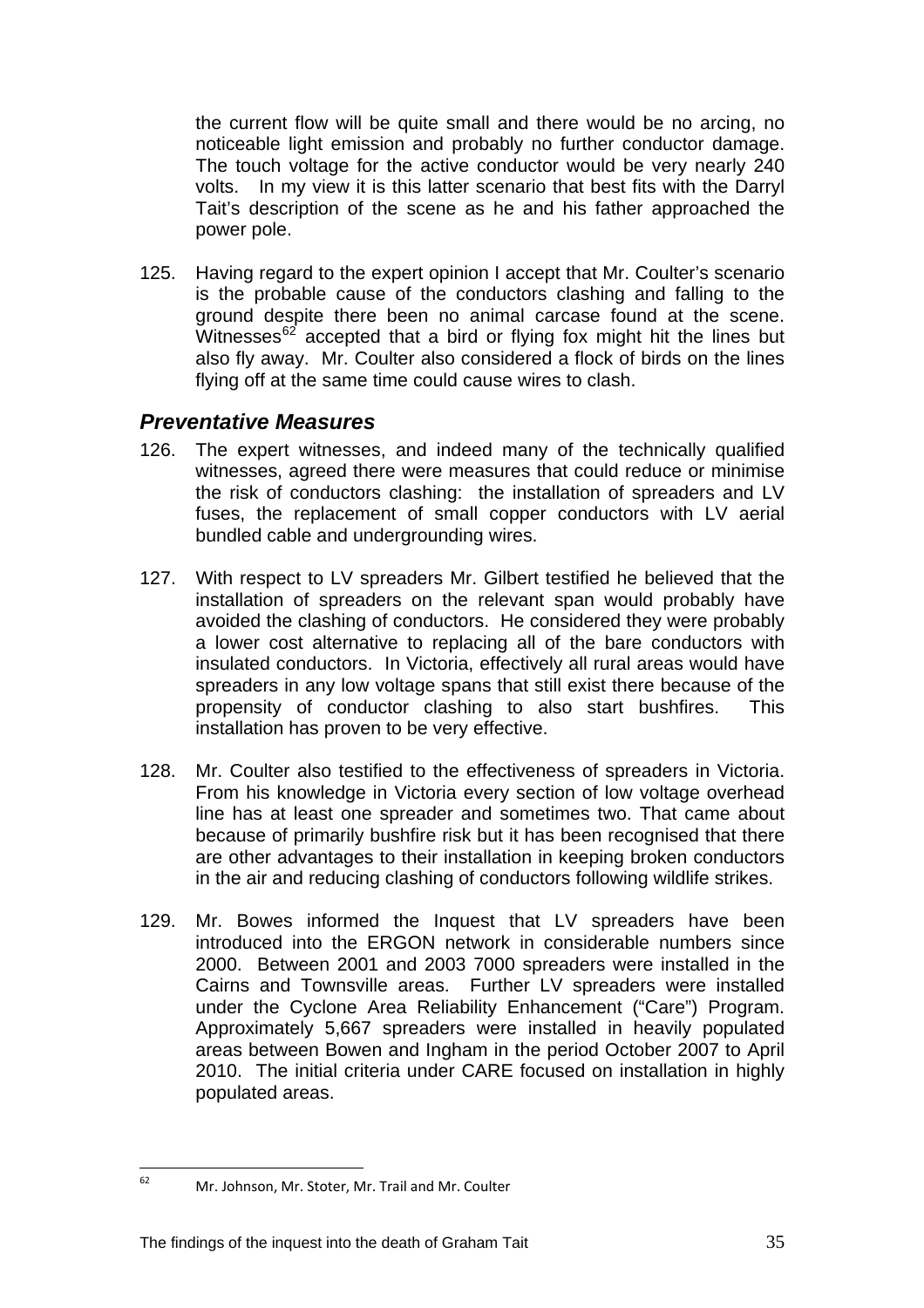the current flow will be quite small and there would be no arcing, no noticeable light emission and probably no further conductor damage. The touch voltage for the active conductor would be very nearly 240 volts. In my view it is this latter scenario that best fits with the Darryl Tait's description of the scene as he and his father approached the power pole.

125. Having regard to the expert opinion I accept that Mr. Coulter's scenario is the probable cause of the conductors clashing and falling to the ground despite there been no animal carcase found at the scene. Witnesses[62] accepted that a bird or flying fox might hit the lines but also fly away. Mr. Coulter also considered a flock of birds on the lines flying off at the same time could cause wires to clash.

### *Preventative Measures*

126. The expert witnesses, and indeed many of the technically qualified witnesses, agreed there were measures that could reduce or minimise the risk of conductors clashing: the installation of spreaders and LV fuses, the replacement of small copper conductors with LV aerial bundled cable and undergrounding wires.

127. With respect to LV spreaders Mr. Gilbert testified he believed that the installation of spreaders on the relevant span would probably have avoided the clashing of conductors. He considered they were probably a lower cost alternative to replacing all of the bare conductors with insulated conductors. In Victoria, effectively all rural areas would have spreaders in any low voltage spans that still exist there because of the propensity of conductor clashing to also start bushfires. This installation has proven to be very effective.

128. Mr. Coulter also testified to the effectiveness of spreaders in Victoria. From his knowledge in Victoria every section of low voltage overhead line has at least one spreader and sometimes two. That came about because of primarily bushfire risk but it has been recognised that there are other advantages to their installation in keeping broken conductors in the air and reducing clashing of conductors following wildlife strikes.

129. Mr. Bowes informed the Inquest that LV spreaders have been introduced into the ERGON network in considerable numbers since 2000. Between 2001 and 2003 7000 spreaders were installed in the Cairns and Townsville areas. Further LV spreaders were installed under the Cyclone Area Reliability Enhancement ("Care") Program. Approximately 5,667 spreaders were installed in heavily populated areas between Bowen and Ingham in the period October 2007 to April 2010. The initial criteria under CARE focused on installation in highly populated areas.

---

[62] Mr. Johnson, Mr. Stoter, Mr. Trail and Mr. Coulter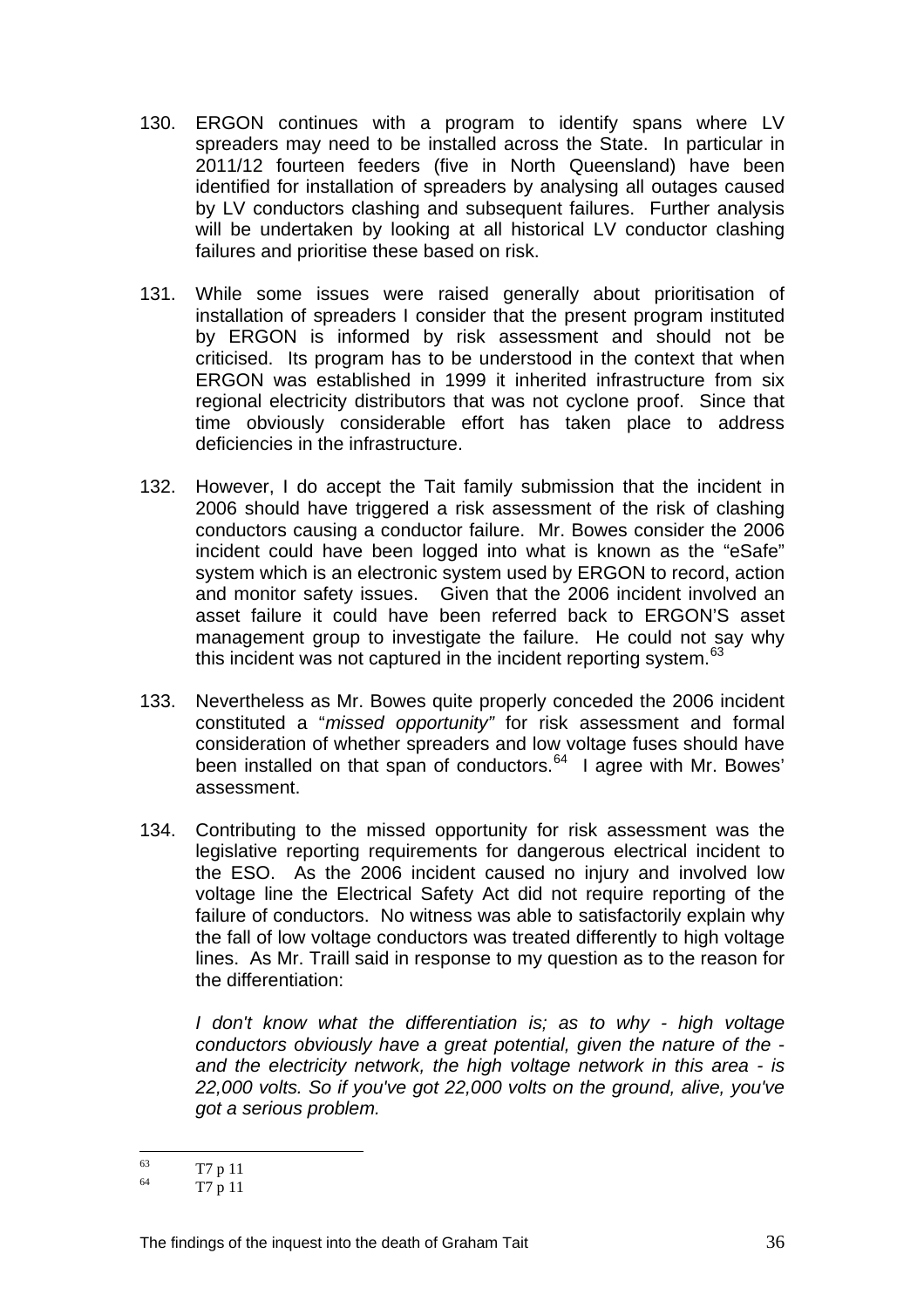130. ERGON continues with a program to identify spans where LV spreaders may need to be installed across the State. In particular in 2011/12 fourteen feeders (five in North Queensland) have been identified for installation of spreaders by analysing all outages caused by LV conductors clashing and subsequent failures. Further analysis will be undertaken by looking at all historical LV conductor clashing failures and prioritise these based on risk.

131. While some issues were raised generally about prioritisation of installation of spreaders I consider that the present program instituted by ERGON is informed by risk assessment and should not be criticised. Its program has to be understood in the context that when ERGON was established in 1999 it inherited infrastructure from six regional electricity distributors that was not cyclone proof. Since that time obviously considerable effort has taken place to address deficiencies in the infrastructure.

132. However, I do accept the Tait family submission that the incident in 2006 should have triggered a risk assessment of the risk of clashing conductors causing a conductor failure. Mr. Bowes consider the 2006 incident could have been logged into what is known as the "eSafe" system which is an electronic system used by ERGON to record, action and monitor safety issues. Given that the 2006 incident involved an asset failure it could have been referred back to ERGON'S asset management group to investigate the failure. He could not say why this incident was not captured in the incident reporting system.[63]

133. Nevertheless as Mr. Bowes quite properly conceded the 2006 incident constituted a "*missed opportunity"* for risk assessment and formal consideration of whether spreaders and low voltage fuses should have been installed on that span of conductors.[64] I agree with Mr. Bowes' assessment.

134. Contributing to the missed opportunity for risk assessment was the legislative reporting requirements for dangerous electrical incident to the ESO. As the 2006 incident caused no injury and involved low voltage line the Electrical Safety Act did not require reporting of the failure of conductors. No witness was able to satisfactorily explain why the fall of low voltage conductors was treated differently to high voltage lines. As Mr. Traill said in response to my question as to the reason for the differentiation:

    *I don't know what the differentiation is; as to why - high voltage conductors obviously have a great potential, given the nature of the - and the electricity network, the high voltage network in this area - is 22,000 volts. So if you've got 22,000 volts on the ground, alive, you've got a serious problem.*

---

[63] T7 p 11

[64] T7 p 11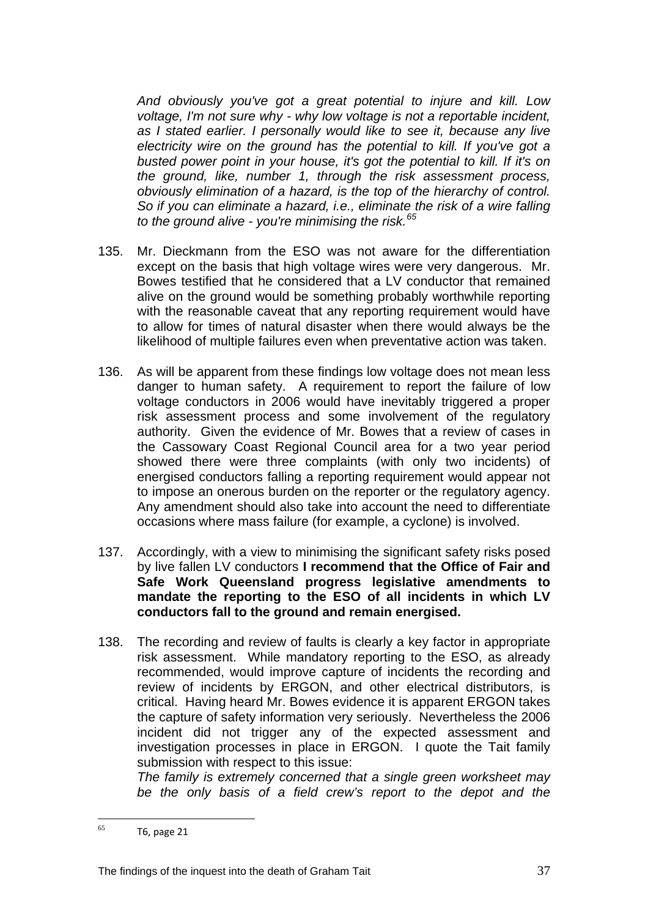*And obviously you've got a great potential to injure and kill. Low voltage, I'm not sure why - why low voltage is not a reportable incident, as I stated earlier. I personally would like to see it, because any live electricity wire on the ground has the potential to kill. If you've got a busted power point in your house, it's got the potential to kill. If it's on the ground, like, number 1, through the risk assessment process, obviously elimination of a hazard, is the top of the hierarchy of control. So if you can eliminate a hazard, i.e., eliminate the risk of a wire falling to the ground alive - you're minimising the risk.*[65]

135. Mr. Dieckmann from the ESO was not aware for the differentiation except on the basis that high voltage wires were very dangerous. Mr. Bowes testified that he considered that a LV conductor that remained alive on the ground would be something probably worthwhile reporting with the reasonable caveat that any reporting requirement would have to allow for times of natural disaster when there would always be the likelihood of multiple failures even when preventative action was taken.

136. As will be apparent from these findings low voltage does not mean less danger to human safety. A requirement to report the failure of low voltage conductors in 2006 would have inevitably triggered a proper risk assessment process and some involvement of the regulatory authority. Given the evidence of Mr. Bowes that a review of cases in the Cassowary Coast Regional Council area for a two year period showed there were three complaints (with only two incidents) of energised conductors falling a reporting requirement would appear not to impose an onerous burden on the reporter or the regulatory agency. Any amendment should also take into account the need to differentiate occasions where mass failure (for example, a cyclone) is involved.

137. Accordingly, with a view to minimising the significant safety risks posed by live fallen LV conductors **I recommend that the Office of Fair and Safe Work Queensland progress legislative amendments to mandate the reporting to the ESO of all incidents in which LV conductors fall to the ground and remain energised.**

138. The recording and review of faults is clearly a key factor in appropriate risk assessment. While mandatory reporting to the ESO, as already recommended, would improve capture of incidents the recording and review of incidents by ERGON, and other electrical distributors, is critical. Having heard Mr. Bowes evidence it is apparent ERGON takes the capture of safety information very seriously. Nevertheless the 2006 incident did not trigger any of the expected assessment and investigation processes in place in ERGON. I quote the Tait family submission with respect to this issue:
*The family is extremely concerned that a single green worksheet may be the only basis of a field crew's report to the depot and the*

---

[65] T6, page 21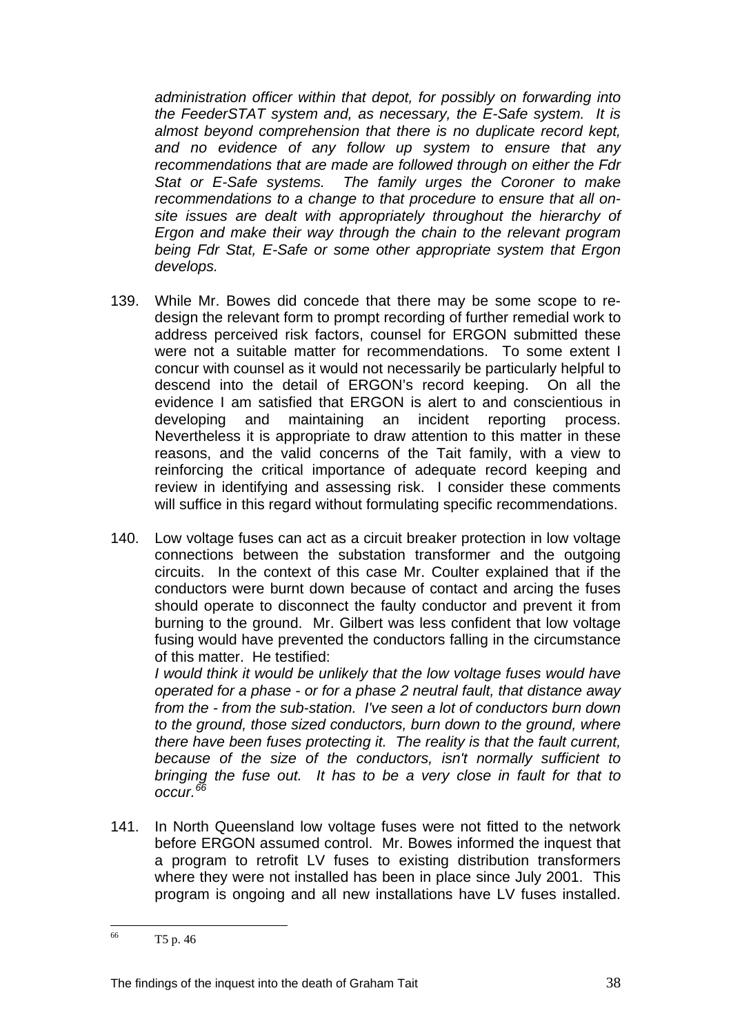*administration officer within that depot, for possibly on forwarding into the FeederSTAT system and, as necessary, the E-Safe system. It is almost beyond comprehension that there is no duplicate record kept, and no evidence of any follow up system to ensure that any recommendations that are made are followed through on either the Fdr Stat or E-Safe systems. The family urges the Coroner to make recommendations to a change to that procedure to ensure that all on-site issues are dealt with appropriately throughout the hierarchy of Ergon and make their way through the chain to the relevant program being Fdr Stat, E-Safe or some other appropriate system that Ergon develops.*

139. While Mr. Bowes did concede that there may be some scope to re-design the relevant form to prompt recording of further remedial work to address perceived risk factors, counsel for ERGON submitted these were not a suitable matter for recommendations. To some extent I concur with counsel as it would not necessarily be particularly helpful to descend into the detail of ERGON's record keeping. On all the evidence I am satisfied that ERGON is alert to and conscientious in developing and maintaining an incident reporting process. Nevertheless it is appropriate to draw attention to this matter in these reasons, and the valid concerns of the Tait family, with a view to reinforcing the critical importance of adequate record keeping and review in identifying and assessing risk. I consider these comments will suffice in this regard without formulating specific recommendations.

140. Low voltage fuses can act as a circuit breaker protection in low voltage connections between the substation transformer and the outgoing circuits. In the context of this case Mr. Coulter explained that if the conductors were burnt down because of contact and arcing the fuses should operate to disconnect the faulty conductor and prevent it from burning to the ground. Mr. Gilbert was less confident that low voltage fusing would have prevented the conductors falling in the circumstance of this matter. He testified:
*I would think it would be unlikely that the low voltage fuses would have operated for a phase - or for a phase 2 neutral fault, that distance away from the - from the sub-station. I've seen a lot of conductors burn down to the ground, those sized conductors, burn down to the ground, where there have been fuses protecting it. The reality is that the fault current, because of the size of the conductors, isn't normally sufficient to bringing the fuse out. It has to be a very close in fault for that to occur.*[66]

141. In North Queensland low voltage fuses were not fitted to the network before ERGON assumed control. Mr. Bowes informed the inquest that a program to retrofit LV fuses to existing distribution transformers where they were not installed has been in place since July 2001. This program is ongoing and all new installations have LV fuses installed.

---

[66] T5 p. 46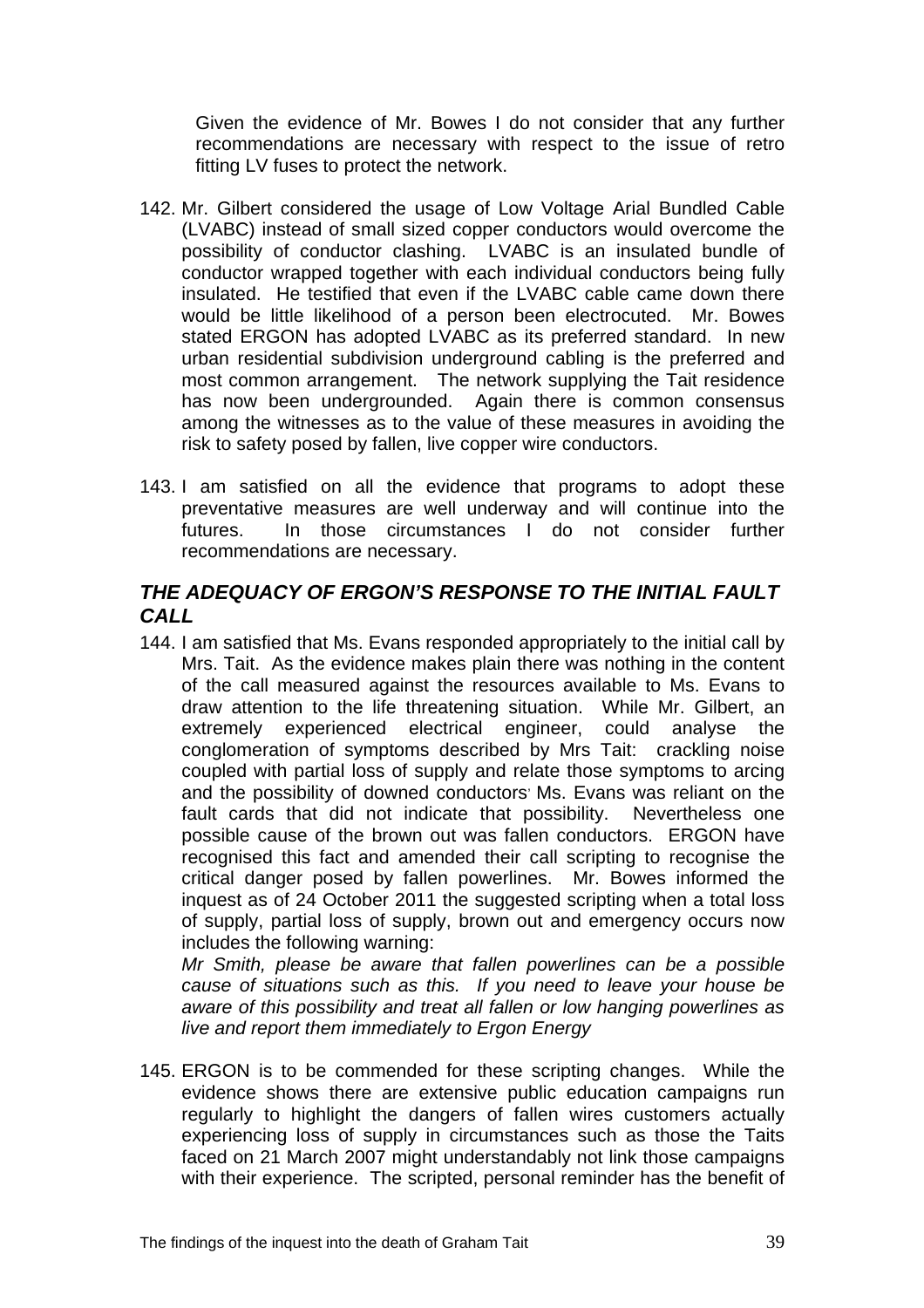Given the evidence of Mr. Bowes I do not consider that any further recommendations are necessary with respect to the issue of retro fitting LV fuses to protect the network.

142. Mr. Gilbert considered the usage of Low Voltage Arial Bundled Cable (LVABC) instead of small sized copper conductors would overcome the possibility of conductor clashing. LVABC is an insulated bundle of conductor wrapped together with each individual conductors being fully insulated. He testified that even if the LVABC cable came down there would be little likelihood of a person been electrocuted. Mr. Bowes stated ERGON has adopted LVABC as its preferred standard. In new urban residential subdivision underground cabling is the preferred and most common arrangement. The network supplying the Tait residence has now been undergrounded. Again there is common consensus among the witnesses as to the value of these measures in avoiding the risk to safety posed by fallen, live copper wire conductors.

143. I am satisfied on all the evidence that programs to adopt these preventative measures are well underway and will continue into the futures. In those circumstances I do not consider further recommendations are necessary.

### *THE ADEQUACY OF ERGON'S RESPONSE TO THE INITIAL FAULT CALL*

144. I am satisfied that Ms. Evans responded appropriately to the initial call by Mrs. Tait. As the evidence makes plain there was nothing in the content of the call measured against the resources available to Ms. Evans to draw attention to the life threatening situation. While Mr. Gilbert, an extremely experienced electrical engineer, could analyse the conglomeration of symptoms described by Mrs Tait: crackling noise coupled with partial loss of supply and relate those symptoms to arcing and the possibility of downed conductors' Ms. Evans was reliant on the fault cards that did not indicate that possibility. Nevertheless one possible cause of the brown out was fallen conductors. ERGON have recognised this fact and amended their call scripting to recognise the critical danger posed by fallen powerlines. Mr. Bowes informed the inquest as of 24 October 2011 the suggested scripting when a total loss of supply, partial loss of supply, brown out and emergency occurs now includes the following warning:

*Mr Smith, please be aware that fallen powerlines can be a possible cause of situations such as this. If you need to leave your house be aware of this possibility and treat all fallen or low hanging powerlines as live and report them immediately to Ergon Energy*

145. ERGON is to be commended for these scripting changes. While the evidence shows there are extensive public education campaigns run regularly to highlight the dangers of fallen wires customers actually experiencing loss of supply in circumstances such as those the Taits faced on 21 March 2007 might understandably not link those campaigns with their experience. The scripted, personal reminder has the benefit of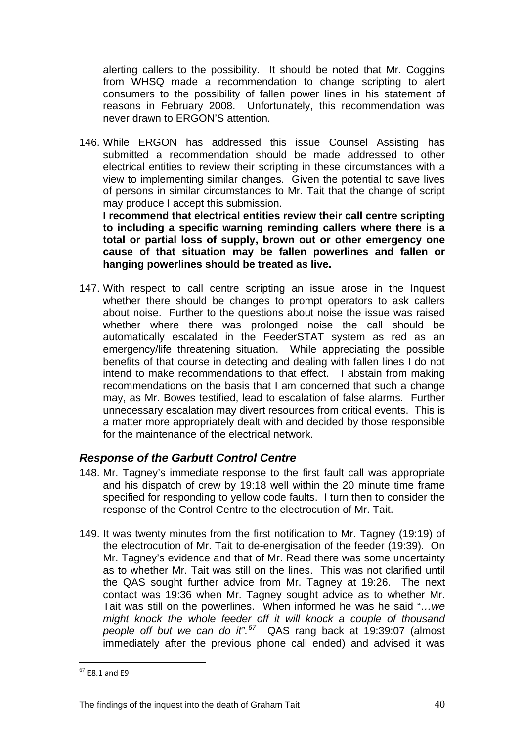alerting callers to the possibility. It should be noted that Mr. Coggins from WHSQ made a recommendation to change scripting to alert consumers to the possibility of fallen power lines in his statement of reasons in February 2008. Unfortunately, this recommendation was never drawn to ERGON'S attention.

146. While ERGON has addressed this issue Counsel Assisting has submitted a recommendation should be made addressed to other electrical entities to review their scripting in these circumstances with a view to implementing similar changes. Given the potential to save lives of persons in similar circumstances to Mr. Tait that the change of script may produce I accept this submission.
**I recommend that electrical entities review their call centre scripting to including a specific warning reminding callers where there is a total or partial loss of supply, brown out or other emergency one cause of that situation may be fallen powerlines and fallen or hanging powerlines should be treated as live.**

147. With respect to call centre scripting an issue arose in the Inquest whether there should be changes to prompt operators to ask callers about noise. Further to the questions about noise the issue was raised whether where there was prolonged noise the call should be automatically escalated in the FeederSTAT system as red as an emergency/life threatening situation. While appreciating the possible benefits of that course in detecting and dealing with fallen lines I do not intend to make recommendations to that effect. I abstain from making recommendations on the basis that I am concerned that such a change may, as Mr. Bowes testified, lead to escalation of false alarms. Further unnecessary escalation may divert resources from critical events. This is a matter more appropriately dealt with and decided by those responsible for the maintenance of the electrical network.

### *Response of the Garbutt Control Centre*

148. Mr. Tagney's immediate response to the first fault call was appropriate and his dispatch of crew by 19:18 well within the 20 minute time frame specified for responding to yellow code faults. I turn then to consider the response of the Control Centre to the electrocution of Mr. Tait.

149. It was twenty minutes from the first notification to Mr. Tagney (19:19) of the electrocution of Mr. Tait to de-energisation of the feeder (19:39). On Mr. Tagney's evidence and that of Mr. Read there was some uncertainty as to whether Mr. Tait was still on the lines. This was not clarified until the QAS sought further advice from Mr. Tagney at 19:26. The next contact was 19:36 when Mr. Tagney sought advice as to whether Mr. Tait was still on the powerlines. When informed he was he said "*…we might knock the whole feeder off it will knock a couple of thousand people off but we can do it".*[67] QAS rang back at 19:39:07 (almost immediately after the previous phone call ended) and advised it was

[67] E8.1 and E9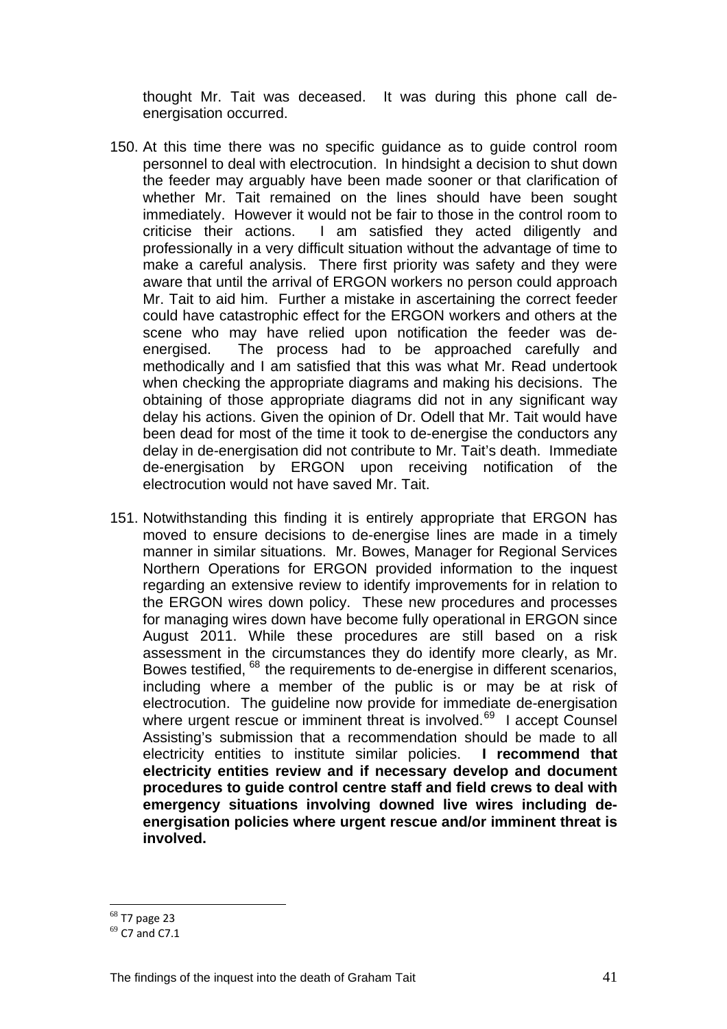thought Mr. Tait was deceased. It was during this phone call de-energisation occurred.

150. At this time there was no specific guidance as to guide control room personnel to deal with electrocution. In hindsight a decision to shut down the feeder may arguably have been made sooner or that clarification of whether Mr. Tait remained on the lines should have been sought immediately. However it would not be fair to those in the control room to criticise their actions. I am satisfied they acted diligently and professionally in a very difficult situation without the advantage of time to make a careful analysis. There first priority was safety and they were aware that until the arrival of ERGON workers no person could approach Mr. Tait to aid him. Further a mistake in ascertaining the correct feeder could have catastrophic effect for the ERGON workers and others at the scene who may have relied upon notification the feeder was de-energised. The process had to be approached carefully and methodically and I am satisfied that this was what Mr. Read undertook when checking the appropriate diagrams and making his decisions. The obtaining of those appropriate diagrams did not in any significant way delay his actions. Given the opinion of Dr. Odell that Mr. Tait would have been dead for most of the time it took to de-energise the conductors any delay in de-energisation did not contribute to Mr. Tait's death. Immediate de-energisation by ERGON upon receiving notification of the electrocution would not have saved Mr. Tait.

151. Notwithstanding this finding it is entirely appropriate that ERGON has moved to ensure decisions to de-energise lines are made in a timely manner in similar situations. Mr. Bowes, Manager for Regional Services Northern Operations for ERGON provided information to the inquest regarding an extensive review to identify improvements for in relation to the ERGON wires down policy. These new procedures and processes for managing wires down have become fully operational in ERGON since August 2011. While these procedures are still based on a risk assessment in the circumstances they do identify more clearly, as Mr. Bowes testified, [68] the requirements to de-energise in different scenarios, including where a member of the public is or may be at risk of electrocution. The guideline now provide for immediate de-energisation where urgent rescue or imminent threat is involved.[69] I accept Counsel Assisting's submission that a recommendation should be made to all electricity entities to institute similar policies. **I recommend that electricity entities review and if necessary develop and document procedures to guide control centre staff and field crews to deal with emergency situations involving downed live wires including de-energisation policies where urgent rescue and/or imminent threat is involved.**

---

[68] T7 page 23

[69] C7 and C7.1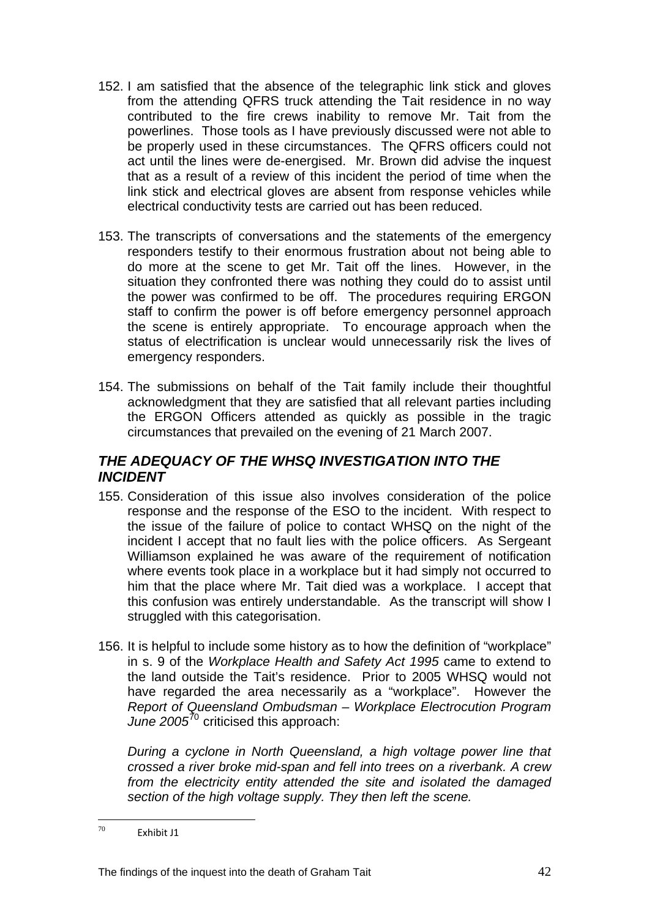152. I am satisfied that the absence of the telegraphic link stick and gloves from the attending QFRS truck attending the Tait residence in no way contributed to the fire crews inability to remove Mr. Tait from the powerlines. Those tools as I have previously discussed were not able to be properly used in these circumstances. The QFRS officers could not act until the lines were de-energised. Mr. Brown did advise the inquest that as a result of a review of this incident the period of time when the link stick and electrical gloves are absent from response vehicles while electrical conductivity tests are carried out has been reduced.

153. The transcripts of conversations and the statements of the emergency responders testify to their enormous frustration about not being able to do more at the scene to get Mr. Tait off the lines. However, in the situation they confronted there was nothing they could do to assist until the power was confirmed to be off. The procedures requiring ERGON staff to confirm the power is off before emergency personnel approach the scene is entirely appropriate. To encourage approach when the status of electrification is unclear would unnecessarily risk the lives of emergency responders.

154. The submissions on behalf of the Tait family include their thoughtful acknowledgment that they are satisfied that all relevant parties including the ERGON Officers attended as quickly as possible in the tragic circumstances that prevailed on the evening of 21 March 2007.

## *THE ADEQUACY OF THE WHSQ INVESTIGATION INTO THE INCIDENT*

155. Consideration of this issue also involves consideration of the police response and the response of the ESO to the incident. With respect to the issue of the failure of police to contact WHSQ on the night of the incident I accept that no fault lies with the police officers. As Sergeant Williamson explained he was aware of the requirement of notification where events took place in a workplace but it had simply not occurred to him that the place where Mr. Tait died was a workplace. I accept that this confusion was entirely understandable. As the transcript will show I struggled with this categorisation.

156. It is helpful to include some history as to how the definition of "workplace" in s. 9 of the *Workplace Health and Safety Act 1995* came to extend to the land outside the Tait's residence. Prior to 2005 WHSQ would not have regarded the area necessarily as a "workplace". However the *Report of Queensland Ombudsman – Workplace Electrocution Program June 2005*[70] criticised this approach:

    *During a cyclone in North Queensland, a high voltage power line that crossed a river broke mid-span and fell into trees on a riverbank. A crew from the electricity entity attended the site and isolated the damaged section of the high voltage supply. They then left the scene.*

---

[70] Exhibit J1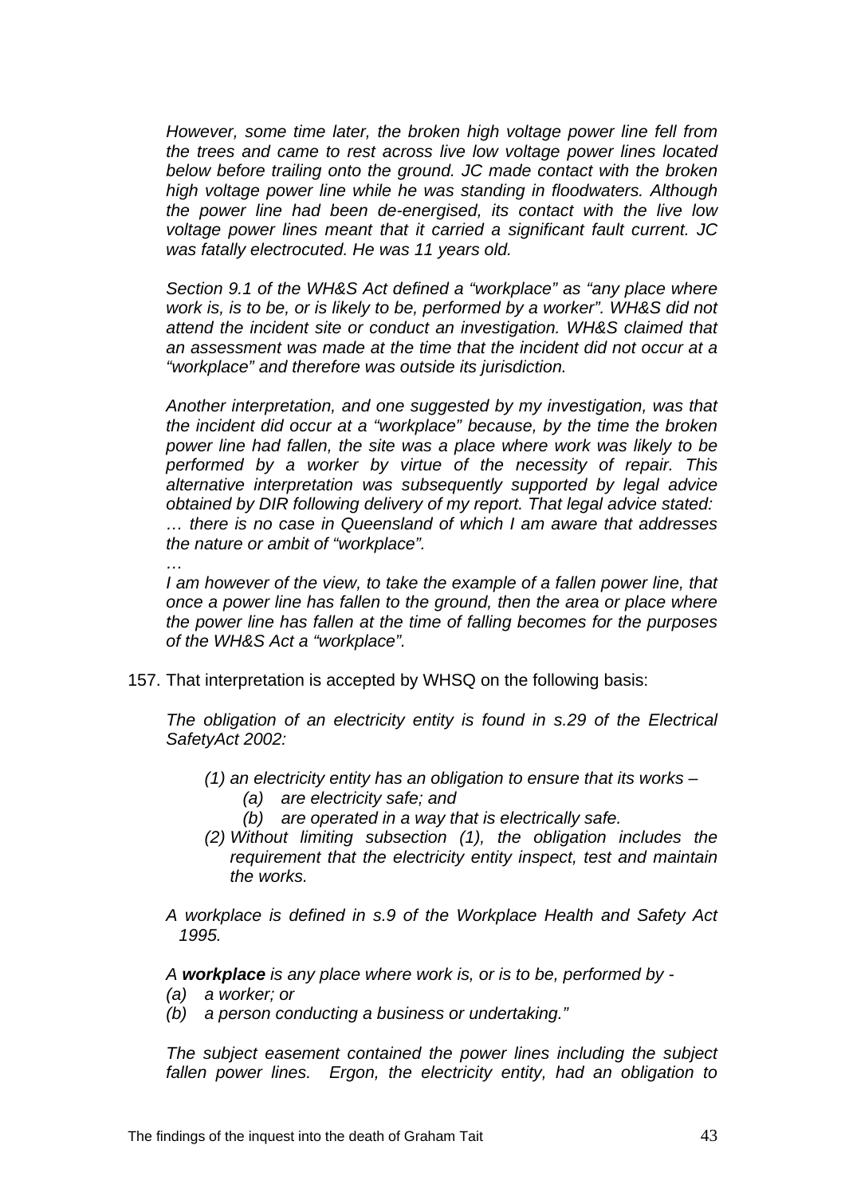*However, some time later, the broken high voltage power line fell from the trees and came to rest across live low voltage power lines located below before trailing onto the ground. JC made contact with the broken high voltage power line while he was standing in floodwaters. Although the power line had been de-energised, its contact with the live low voltage power lines meant that it carried a significant fault current. JC was fatally electrocuted. He was 11 years old.*

*Section 9.1 of the WH&S Act defined a "workplace" as "any place where work is, is to be, or is likely to be, performed by a worker". WH&S did not attend the incident site or conduct an investigation. WH&S claimed that an assessment was made at the time that the incident did not occur at a "workplace" and therefore was outside its jurisdiction.*

*Another interpretation, and one suggested by my investigation, was that the incident did occur at a "workplace" because, by the time the broken power line had fallen, the site was a place where work was likely to be performed by a worker by virtue of the necessity of repair. This alternative interpretation was subsequently supported by legal advice obtained by DIR following delivery of my report. That legal advice stated:*
*… there is no case in Queensland of which I am aware that addresses the nature or ambit of "workplace".*
*…*
*I am however of the view, to take the example of a fallen power line, that once a power line has fallen to the ground, then the area or place where the power line has fallen at the time of falling becomes for the purposes of the WH&S Act a "workplace".*

157. That interpretation is accepted by WHSQ on the following basis:

*The obligation of an electricity entity is found in s.29 of the Electrical SafetyAct 2002:*

- *(1) an electricity entity has an obligation to ensure that its works –*
  - *(a) are electricity safe; and*
  - *(b) are operated in a way that is electrically safe.*
- *(2) Without limiting subsection (1), the obligation includes the requirement that the electricity entity inspect, test and maintain the works.*

*A workplace is defined in s.9 of the Workplace Health and Safety Act 1995.*

*A **workplace** is any place where work is, or is to be, performed by -*
*(a) a worker; or*
*(b) a person conducting a business or undertaking."*

*The subject easement contained the power lines including the subject fallen power lines. Ergon, the electricity entity, had an obligation to*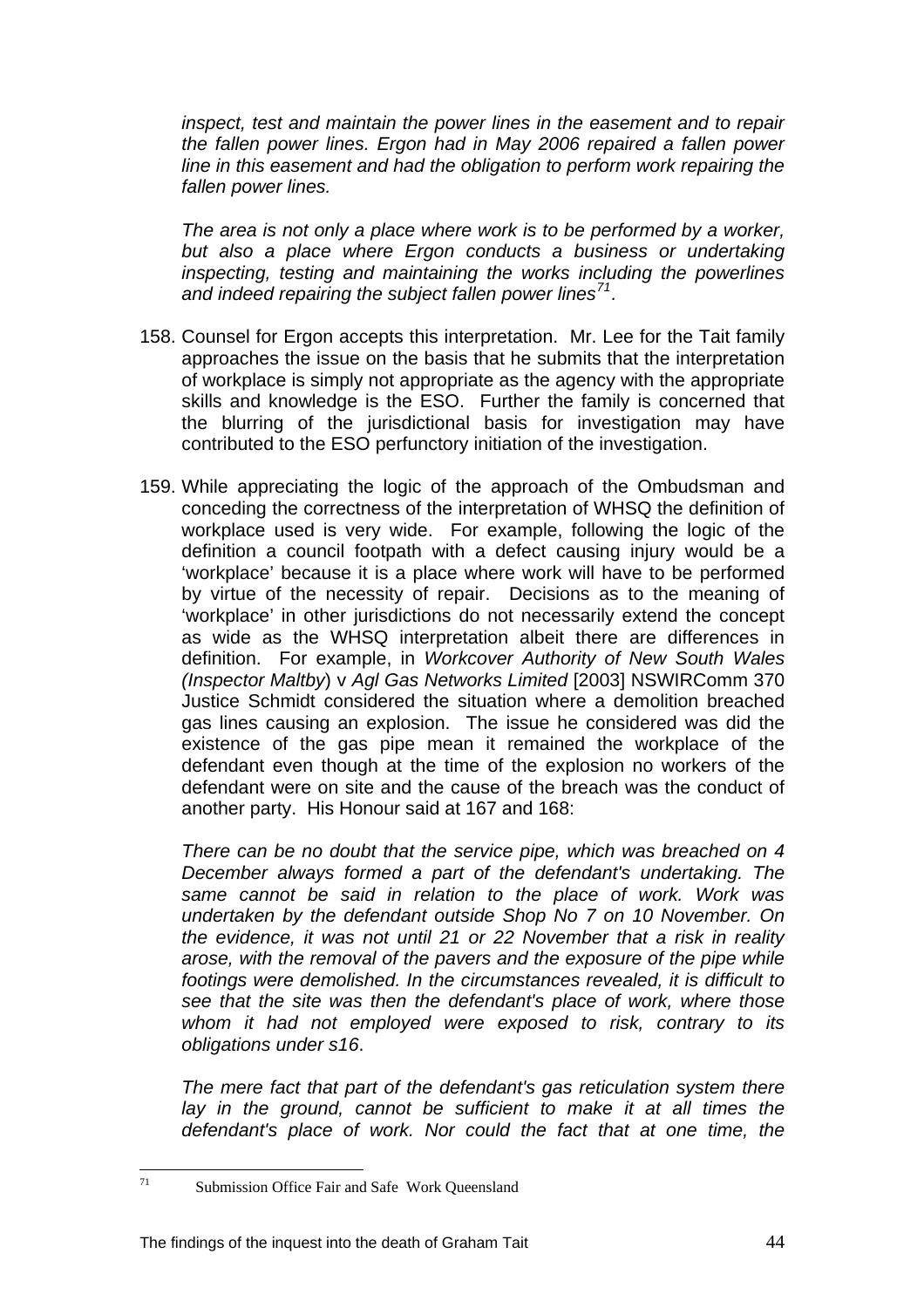*inspect, test and maintain the power lines in the easement and to repair the fallen power lines. Ergon had in May 2006 repaired a fallen power line in this easement and had the obligation to perform work repairing the fallen power lines.*

*The area is not only a place where work is to be performed by a worker, but also a place where Ergon conducts a business or undertaking inspecting, testing and maintaining the works including the powerlines and indeed repairing the subject fallen power lines*[71]*.*

158. Counsel for Ergon accepts this interpretation. Mr. Lee for the Tait family approaches the issue on the basis that he submits that the interpretation of workplace is simply not appropriate as the agency with the appropriate skills and knowledge is the ESO. Further the family is concerned that the blurring of the jurisdictional basis for investigation may have contributed to the ESO perfunctory initiation of the investigation.

159. While appreciating the logic of the approach of the Ombudsman and conceding the correctness of the interpretation of WHSQ the definition of workplace used is very wide. For example, following the logic of the definition a council footpath with a defect causing injury would be a 'workplace' because it is a place where work will have to be performed by virtue of the necessity of repair. Decisions as to the meaning of 'workplace' in other jurisdictions do not necessarily extend the concept as wide as the WHSQ interpretation albeit there are differences in definition. For example, in *Workcover Authority of New South Wales (Inspector Maltby*) v *Agl Gas Networks Limited* [2003] NSWIRComm 370 Justice Schmidt considered the situation where a demolition breached gas lines causing an explosion. The issue he considered was did the existence of the gas pipe mean it remained the workplace of the defendant even though at the time of the explosion no workers of the defendant were on site and the cause of the breach was the conduct of another party. His Honour said at 167 and 168:

*There can be no doubt that the service pipe, which was breached on 4 December always formed a part of the defendant's undertaking. The same cannot be said in relation to the place of work. Work was undertaken by the defendant outside Shop No 7 on 10 November. On the evidence, it was not until 21 or 22 November that a risk in reality arose, with the removal of the pavers and the exposure of the pipe while footings were demolished. In the circumstances revealed, it is difficult to see that the site was then the defendant's place of work, where those whom it had not employed were exposed to risk, contrary to its obligations under s16*.

*The mere fact that part of the defendant's gas reticulation system there lay in the ground, cannot be sufficient to make it at all times the defendant's place of work. Nor could the fact that at one time, the*

---

[71] Submission Office Fair and Safe Work Queensland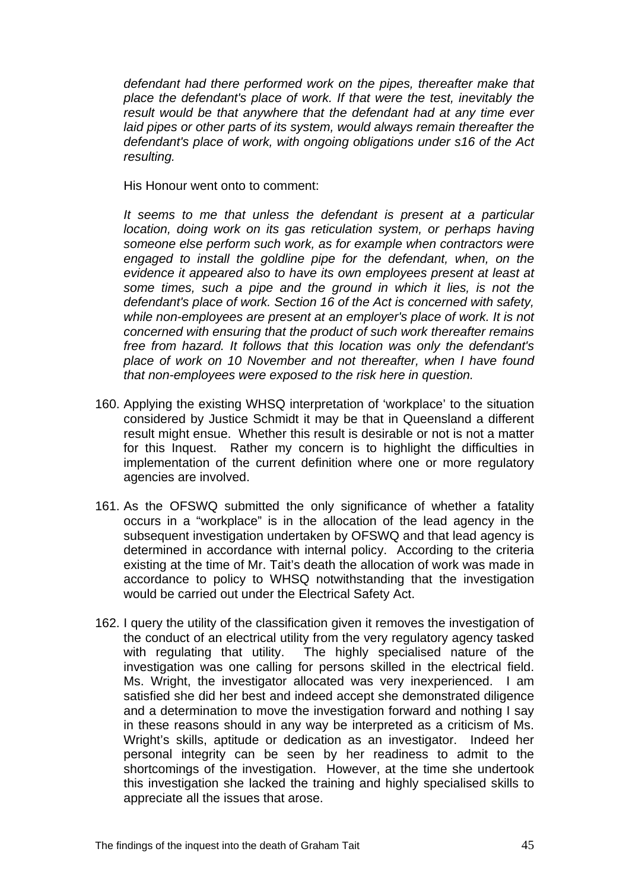*defendant had there performed work on the pipes, thereafter make that place the defendant's place of work. If that were the test, inevitably the result would be that anywhere that the defendant had at any time ever laid pipes or other parts of its system, would always remain thereafter the defendant's place of work, with ongoing obligations under s16 of the Act resulting.*

His Honour went onto to comment:

*It seems to me that unless the defendant is present at a particular location, doing work on its gas reticulation system, or perhaps having someone else perform such work, as for example when contractors were engaged to install the goldline pipe for the defendant, when, on the evidence it appeared also to have its own employees present at least at some times, such a pipe and the ground in which it lies, is not the defendant's place of work. Section 16 of the Act is concerned with safety, while non-employees are present at an employer's place of work. It is not concerned with ensuring that the product of such work thereafter remains free from hazard. It follows that this location was only the defendant's place of work on 10 November and not thereafter, when I have found that non-employees were exposed to the risk here in question.*

160. Applying the existing WHSQ interpretation of 'workplace' to the situation considered by Justice Schmidt it may be that in Queensland a different result might ensue. Whether this result is desirable or not is not a matter for this Inquest. Rather my concern is to highlight the difficulties in implementation of the current definition where one or more regulatory agencies are involved.

161. As the OFSWQ submitted the only significance of whether a fatality occurs in a "workplace" is in the allocation of the lead agency in the subsequent investigation undertaken by OFSWQ and that lead agency is determined in accordance with internal policy. According to the criteria existing at the time of Mr. Tait's death the allocation of work was made in accordance to policy to WHSQ notwithstanding that the investigation would be carried out under the Electrical Safety Act.

162. I query the utility of the classification given it removes the investigation of the conduct of an electrical utility from the very regulatory agency tasked with regulating that utility. The highly specialised nature of the investigation was one calling for persons skilled in the electrical field. Ms. Wright, the investigator allocated was very inexperienced. I am satisfied she did her best and indeed accept she demonstrated diligence and a determination to move the investigation forward and nothing I say in these reasons should in any way be interpreted as a criticism of Ms. Wright's skills, aptitude or dedication as an investigator. Indeed her personal integrity can be seen by her readiness to admit to the shortcomings of the investigation. However, at the time she undertook this investigation she lacked the training and highly specialised skills to appreciate all the issues that arose.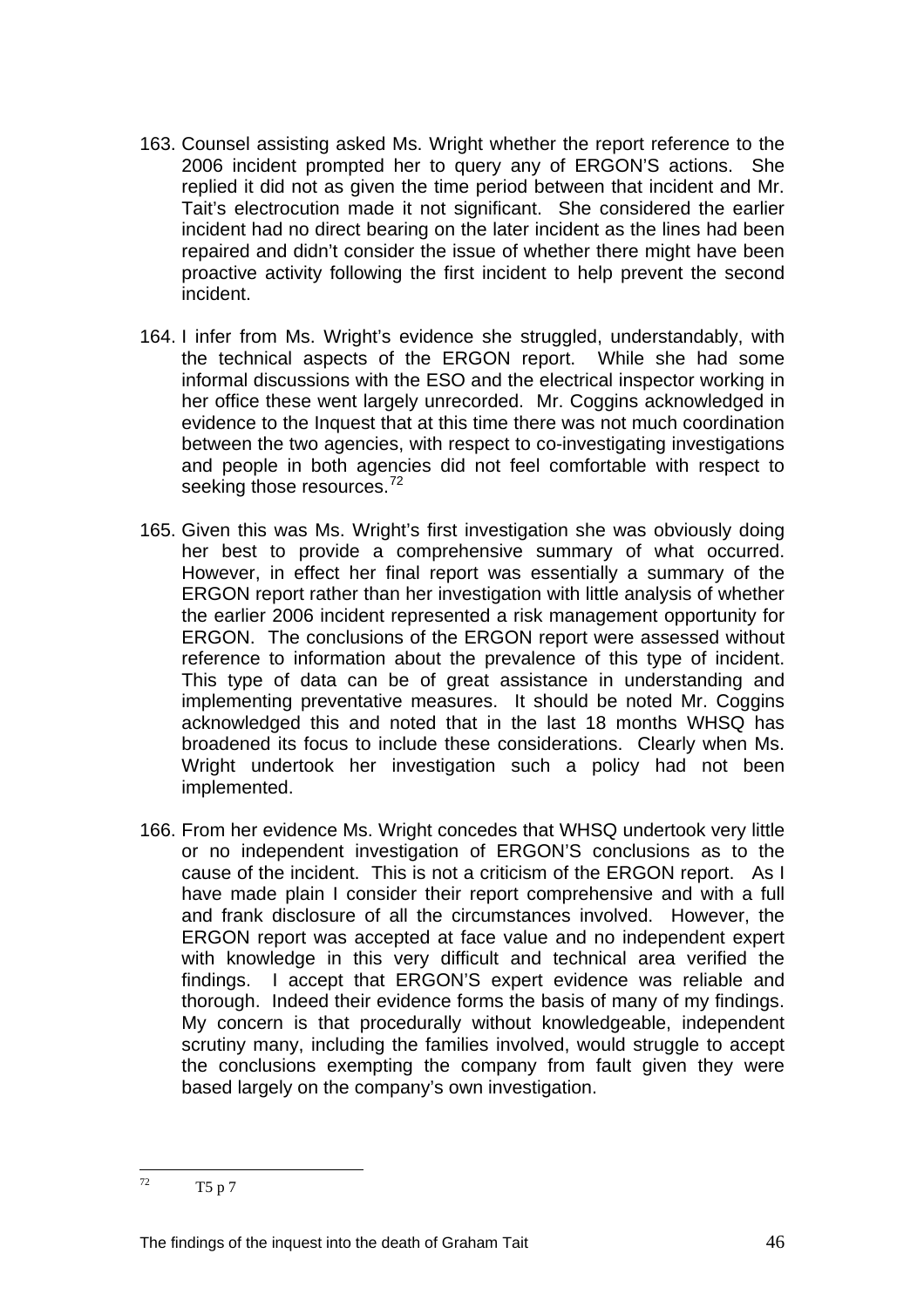163. Counsel assisting asked Ms. Wright whether the report reference to the 2006 incident prompted her to query any of ERGON'S actions. She replied it did not as given the time period between that incident and Mr. Tait's electrocution made it not significant. She considered the earlier incident had no direct bearing on the later incident as the lines had been repaired and didn't consider the issue of whether there might have been proactive activity following the first incident to help prevent the second incident.

164. I infer from Ms. Wright's evidence she struggled, understandably, with the technical aspects of the ERGON report. While she had some informal discussions with the ESO and the electrical inspector working in her office these went largely unrecorded. Mr. Coggins acknowledged in evidence to the Inquest that at this time there was not much coordination between the two agencies, with respect to co-investigating investigations and people in both agencies did not feel comfortable with respect to seeking those resources.[72]

165. Given this was Ms. Wright's first investigation she was obviously doing her best to provide a comprehensive summary of what occurred. However, in effect her final report was essentially a summary of the ERGON report rather than her investigation with little analysis of whether the earlier 2006 incident represented a risk management opportunity for ERGON. The conclusions of the ERGON report were assessed without reference to information about the prevalence of this type of incident. This type of data can be of great assistance in understanding and implementing preventative measures. It should be noted Mr. Coggins acknowledged this and noted that in the last 18 months WHSQ has broadened its focus to include these considerations. Clearly when Ms. Wright undertook her investigation such a policy had not been implemented.

166. From her evidence Ms. Wright concedes that WHSQ undertook very little or no independent investigation of ERGON'S conclusions as to the cause of the incident. This is not a criticism of the ERGON report. As I have made plain I consider their report comprehensive and with a full and frank disclosure of all the circumstances involved. However, the ERGON report was accepted at face value and no independent expert with knowledge in this very difficult and technical area verified the findings. I accept that ERGON'S expert evidence was reliable and thorough. Indeed their evidence forms the basis of many of my findings. My concern is that procedurally without knowledgeable, independent scrutiny many, including the families involved, would struggle to accept the conclusions exempting the company from fault given they were based largely on the company's own investigation.

---

[72] T5 p 7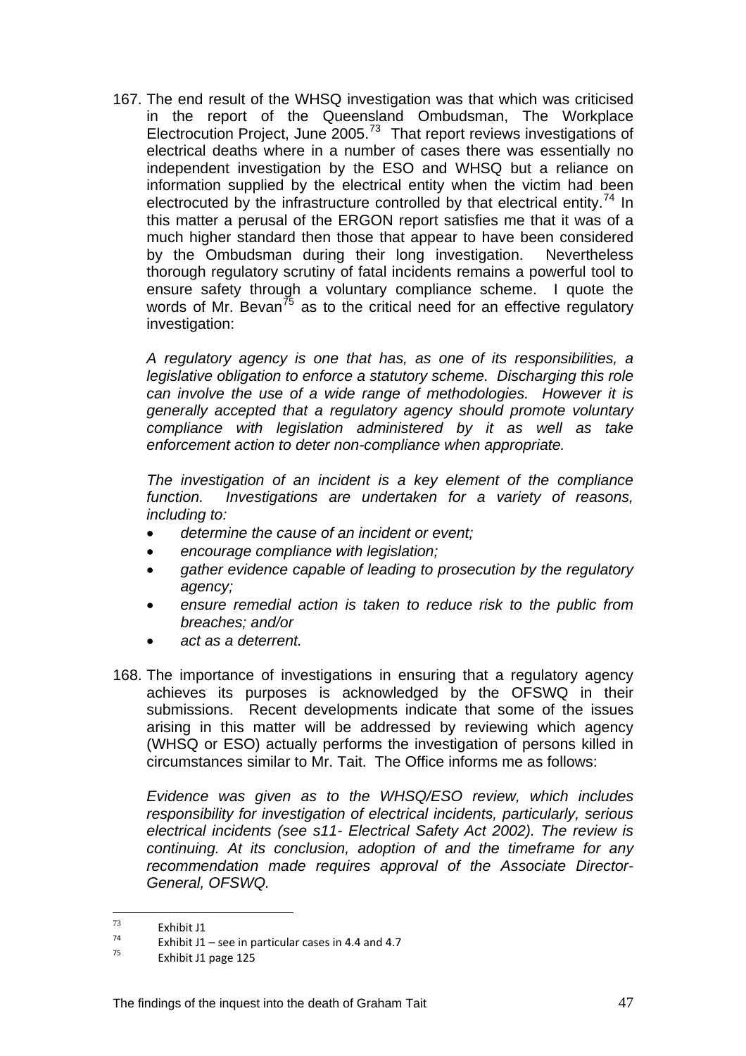167. The end result of the WHSQ investigation was that which was criticised in the report of the Queensland Ombudsman, The Workplace Electrocution Project, June 2005.[73] That report reviews investigations of electrical deaths where in a number of cases there was essentially no independent investigation by the ESO and WHSQ but a reliance on information supplied by the electrical entity when the victim had been electrocuted by the infrastructure controlled by that electrical entity.[74] In this matter a perusal of the ERGON report satisfies me that it was of a much higher standard then those that appear to have been considered by the Ombudsman during their long investigation. Nevertheless thorough regulatory scrutiny of fatal incidents remains a powerful tool to ensure safety through a voluntary compliance scheme. I quote the words of Mr. Bevan[75] as to the critical need for an effective regulatory investigation:

*A regulatory agency is one that has, as one of its responsibilities, a legislative obligation to enforce a statutory scheme. Discharging this role can involve the use of a wide range of methodologies. However it is generally accepted that a regulatory agency should promote voluntary compliance with legislation administered by it as well as take enforcement action to deter non-compliance when appropriate.*

*The investigation of an incident is a key element of the compliance function. Investigations are undertaken for a variety of reasons, including to:*

- *determine the cause of an incident or event;*
- *encourage compliance with legislation;*
- *gather evidence capable of leading to prosecution by the regulatory agency;*
- *ensure remedial action is taken to reduce risk to the public from breaches; and/or*
- *act as a deterrent.*

168. The importance of investigations in ensuring that a regulatory agency achieves its purposes is acknowledged by the OFSWQ in their submissions. Recent developments indicate that some of the issues arising in this matter will be addressed by reviewing which agency (WHSQ or ESO) actually performs the investigation of persons killed in circumstances similar to Mr. Tait. The Office informs me as follows:

*Evidence was given as to the WHSQ/ESO review, which includes responsibility for investigation of electrical incidents, particularly, serious electrical incidents (see s11- Electrical Safety Act 2002). The review is continuing. At its conclusion, adoption of and the timeframe for any recommendation made requires approval of the Associate Director-General, OFSWQ.*

---

[73] Exhibit J1

[74] Exhibit J1 – see in particular cases in 4.4 and 4.7

[75] Exhibit J1 page 125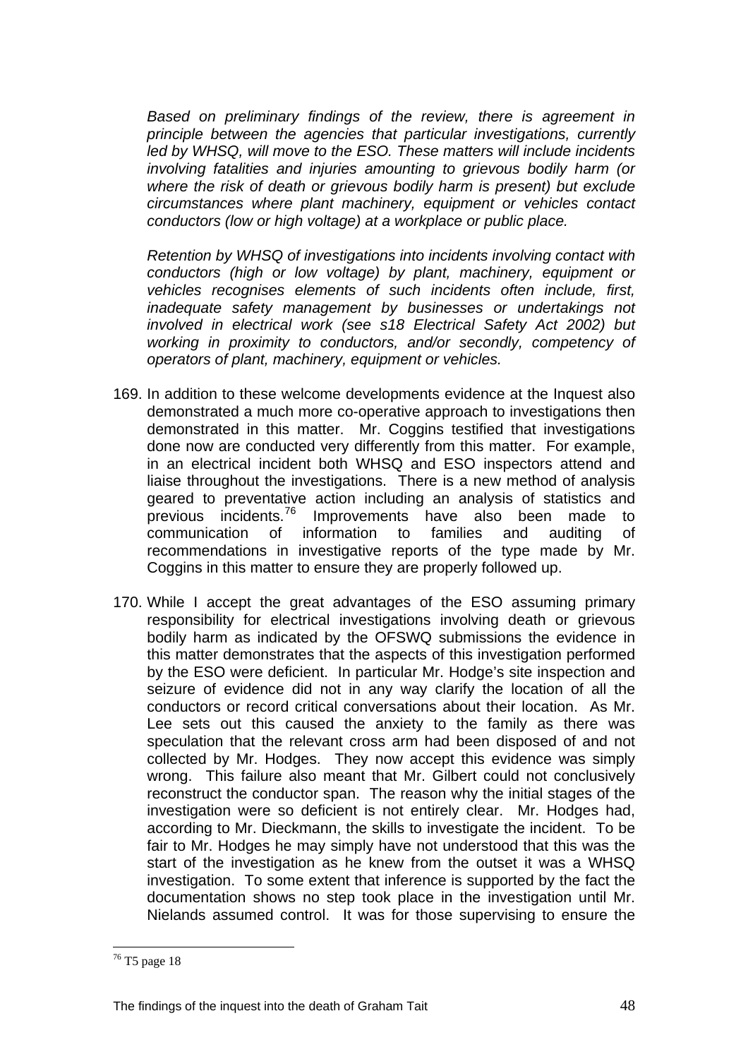*Based on preliminary findings of the review, there is agreement in principle between the agencies that particular investigations, currently led by WHSQ, will move to the ESO. These matters will include incidents involving fatalities and injuries amounting to grievous bodily harm (or where the risk of death or grievous bodily harm is present) but exclude circumstances where plant machinery, equipment or vehicles contact conductors (low or high voltage) at a workplace or public place.*

*Retention by WHSQ of investigations into incidents involving contact with conductors (high or low voltage) by plant, machinery, equipment or vehicles recognises elements of such incidents often include, first, inadequate safety management by businesses or undertakings not involved in electrical work (see s18 Electrical Safety Act 2002) but working in proximity to conductors, and/or secondly, competency of operators of plant, machinery, equipment or vehicles.*

169. In addition to these welcome developments evidence at the Inquest also demonstrated a much more co-operative approach to investigations then demonstrated in this matter. Mr. Coggins testified that investigations done now are conducted very differently from this matter. For example, in an electrical incident both WHSQ and ESO inspectors attend and liaise throughout the investigations. There is a new method of analysis geared to preventative action including an analysis of statistics and previous incidents.[76] Improvements have also been made to communication of information to families and auditing of recommendations in investigative reports of the type made by Mr. Coggins in this matter to ensure they are properly followed up.

170. While I accept the great advantages of the ESO assuming primary responsibility for electrical investigations involving death or grievous bodily harm as indicated by the OFSWQ submissions the evidence in this matter demonstrates that the aspects of this investigation performed by the ESO were deficient. In particular Mr. Hodge's site inspection and seizure of evidence did not in any way clarify the location of all the conductors or record critical conversations about their location. As Mr. Lee sets out this caused the anxiety to the family as there was speculation that the relevant cross arm had been disposed of and not collected by Mr. Hodges. They now accept this evidence was simply wrong. This failure also meant that Mr. Gilbert could not conclusively reconstruct the conductor span. The reason why the initial stages of the investigation were so deficient is not entirely clear. Mr. Hodges had, according to Mr. Dieckmann, the skills to investigate the incident. To be fair to Mr. Hodges he may simply have not understood that this was the start of the investigation as he knew from the outset it was a WHSQ investigation. To some extent that inference is supported by the fact the documentation shows no step took place in the investigation until Mr. Nielands assumed control. It was for those supervising to ensure the

[76] T5 page 18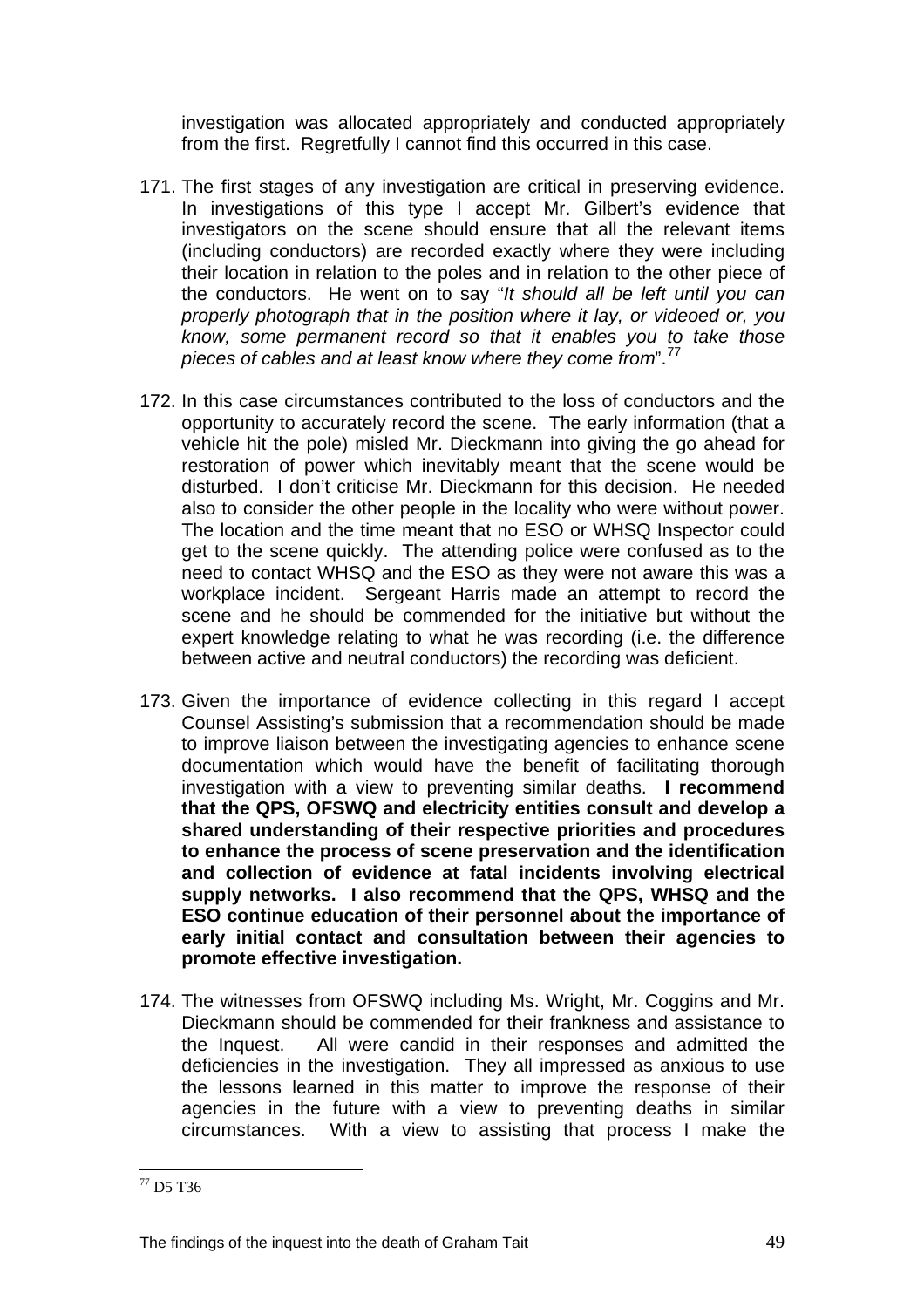investigation was allocated appropriately and conducted appropriately from the first. Regretfully I cannot find this occurred in this case.

171. The first stages of any investigation are critical in preserving evidence. In investigations of this type I accept Mr. Gilbert's evidence that investigators on the scene should ensure that all the relevant items (including conductors) are recorded exactly where they were including their location in relation to the poles and in relation to the other piece of the conductors. He went on to say "*It should all be left until you can properly photograph that in the position where it lay, or videoed or, you know, some permanent record so that it enables you to take those pieces of cables and at least know where they come from*".[77]

172. In this case circumstances contributed to the loss of conductors and the opportunity to accurately record the scene. The early information (that a vehicle hit the pole) misled Mr. Dieckmann into giving the go ahead for restoration of power which inevitably meant that the scene would be disturbed. I don't criticise Mr. Dieckmann for this decision. He needed also to consider the other people in the locality who were without power. The location and the time meant that no ESO or WHSQ Inspector could get to the scene quickly. The attending police were confused as to the need to contact WHSQ and the ESO as they were not aware this was a workplace incident. Sergeant Harris made an attempt to record the scene and he should be commended for the initiative but without the expert knowledge relating to what he was recording (i.e. the difference between active and neutral conductors) the recording was deficient.

173. Given the importance of evidence collecting in this regard I accept Counsel Assisting's submission that a recommendation should be made to improve liaison between the investigating agencies to enhance scene documentation which would have the benefit of facilitating thorough investigation with a view to preventing similar deaths. **I recommend that the QPS, OFSWQ and electricity entities consult and develop a shared understanding of their respective priorities and procedures to enhance the process of scene preservation and the identification and collection of evidence at fatal incidents involving electrical supply networks. I also recommend that the QPS, WHSQ and the ESO continue education of their personnel about the importance of early initial contact and consultation between their agencies to promote effective investigation.**

174. The witnesses from OFSWQ including Ms. Wright, Mr. Coggins and Mr. Dieckmann should be commended for their frankness and assistance to the Inquest. All were candid in their responses and admitted the deficiencies in the investigation. They all impressed as anxious to use the lessons learned in this matter to improve the response of their agencies in the future with a view to preventing deaths in similar circumstances. With a view to assisting that process I make the

[77] D5 T36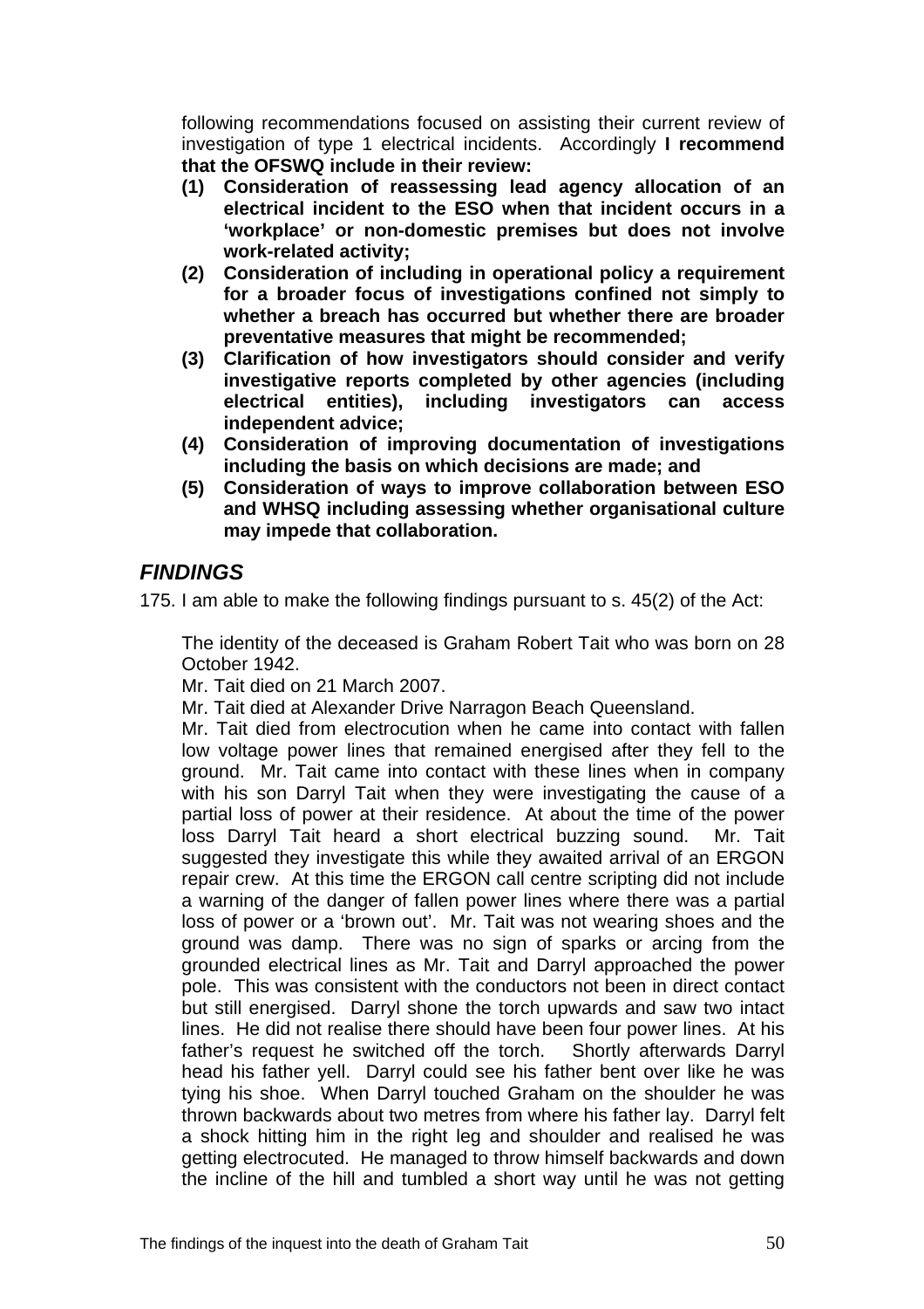following recommendations focused on assisting their current review of investigation of type 1 electrical incidents. Accordingly **I recommend that the OFSWQ include in their review:**

**(1) Consideration of reassessing lead agency allocation of an electrical incident to the ESO when that incident occurs in a 'workplace' or non-domestic premises but does not involve work-related activity;**

**(2) Consideration of including in operational policy a requirement for a broader focus of investigations confined not simply to whether a breach has occurred but whether there are broader preventative measures that might be recommended;**

**(3) Clarification of how investigators should consider and verify investigative reports completed by other agencies (including electrical entities), including investigators can access independent advice;**

**(4) Consideration of improving documentation of investigations including the basis on which decisions are made; and**

**(5) Consideration of ways to improve collaboration between ESO and WHSQ including assessing whether organisational culture may impede that collaboration.**

## *FINDINGS*

175. I am able to make the following findings pursuant to s. 45(2) of the Act:

The identity of the deceased is Graham Robert Tait who was born on 28 October 1942.

Mr. Tait died on 21 March 2007.

Mr. Tait died at Alexander Drive Narragon Beach Queensland.

Mr. Tait died from electrocution when he came into contact with fallen low voltage power lines that remained energised after they fell to the ground. Mr. Tait came into contact with these lines when in company with his son Darryl Tait when they were investigating the cause of a partial loss of power at their residence. At about the time of the power loss Darryl Tait heard a short electrical buzzing sound. Mr. Tait suggested they investigate this while they awaited arrival of an ERGON repair crew. At this time the ERGON call centre scripting did not include a warning of the danger of fallen power lines where there was a partial loss of power or a 'brown out'. Mr. Tait was not wearing shoes and the ground was damp. There was no sign of sparks or arcing from the grounded electrical lines as Mr. Tait and Darryl approached the power pole. This was consistent with the conductors not been in direct contact but still energised. Darryl shone the torch upwards and saw two intact lines. He did not realise there should have been four power lines. At his father's request he switched off the torch. Shortly afterwards Darryl head his father yell. Darryl could see his father bent over like he was tying his shoe. When Darryl touched Graham on the shoulder he was thrown backwards about two metres from where his father lay. Darryl felt a shock hitting him in the right leg and shoulder and realised he was getting electrocuted. He managed to throw himself backwards and down the incline of the hill and tumbled a short way until he was not getting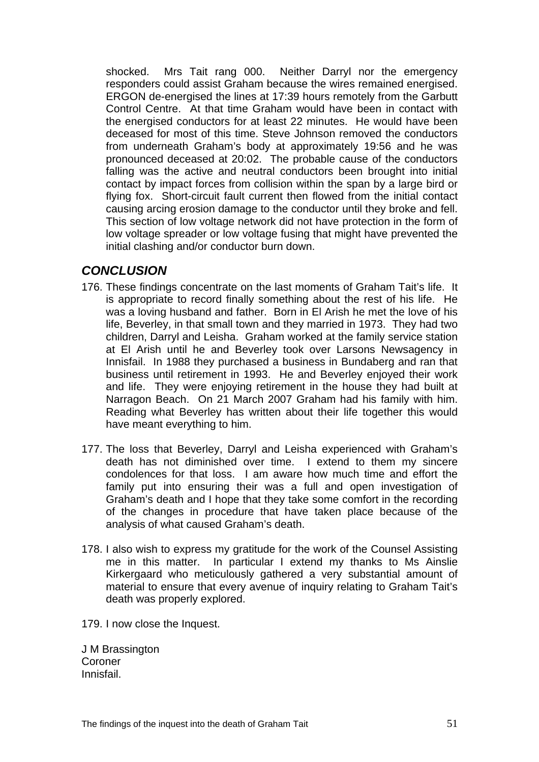shocked. Mrs Tait rang 000. Neither Darryl nor the emergency responders could assist Graham because the wires remained energised. ERGON de-energised the lines at 17:39 hours remotely from the Garbutt Control Centre. At that time Graham would have been in contact with the energised conductors for at least 22 minutes. He would have been deceased for most of this time. Steve Johnson removed the conductors from underneath Graham's body at approximately 19:56 and he was pronounced deceased at 20:02. The probable cause of the conductors falling was the active and neutral conductors been brought into initial contact by impact forces from collision within the span by a large bird or flying fox. Short-circuit fault current then flowed from the initial contact causing arcing erosion damage to the conductor until they broke and fell. This section of low voltage network did not have protection in the form of low voltage spreader or low voltage fusing that might have prevented the initial clashing and/or conductor burn down.

## *CONCLUSION*

176. These findings concentrate on the last moments of Graham Tait's life. It is appropriate to record finally something about the rest of his life. He was a loving husband and father. Born in El Arish he met the love of his life, Beverley, in that small town and they married in 1973. They had two children, Darryl and Leisha. Graham worked at the family service station at El Arish until he and Beverley took over Larsons Newsagency in Innisfail. In 1988 they purchased a business in Bundaberg and ran that business until retirement in 1993. He and Beverley enjoyed their work and life. They were enjoying retirement in the house they had built at Narragon Beach. On 21 March 2007 Graham had his family with him. Reading what Beverley has written about their life together this would have meant everything to him.

177. The loss that Beverley, Darryl and Leisha experienced with Graham's death has not diminished over time. I extend to them my sincere condolences for that loss. I am aware how much time and effort the family put into ensuring their was a full and open investigation of Graham's death and I hope that they take some comfort in the recording of the changes in procedure that have taken place because of the analysis of what caused Graham's death.

178. I also wish to express my gratitude for the work of the Counsel Assisting me in this matter. In particular I extend my thanks to Ms Ainslie Kirkergaard who meticulously gathered a very substantial amount of material to ensure that every avenue of inquiry relating to Graham Tait's death was properly explored.

179. I now close the Inquest.

J M Brassington
Coroner
Innisfail.